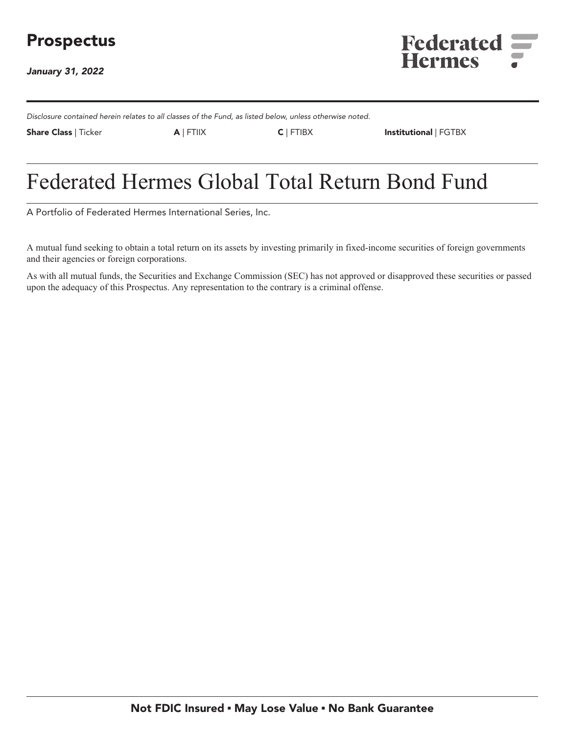# Prospectus

*January 31, 2022*

Federated Hermes

*Disclosure contained herein relates to all classes of the Fund, as listed below, unless otherwise noted.*

| **Share Class** \| Ticker | **A** \| FTIIX | **C** \| FTIBX | **Institutional** \| FGTBX |
|---|---|---|---|

# Federated Hermes Global Total Return Bond Fund

A Portfolio of Federated Hermes International Series, Inc.

A mutual fund seeking to obtain a total return on its assets by investing primarily in fixed-income securities of foreign governments and their agencies or foreign corporations.

As with all mutual funds, the Securities and Exchange Commission (SEC) has not approved or disapproved these securities or passed upon the adequacy of this Prospectus. Any representation to the contrary is a criminal offense.

**Not FDIC Insured ▪ May Lose Value ▪ No Bank Guarantee**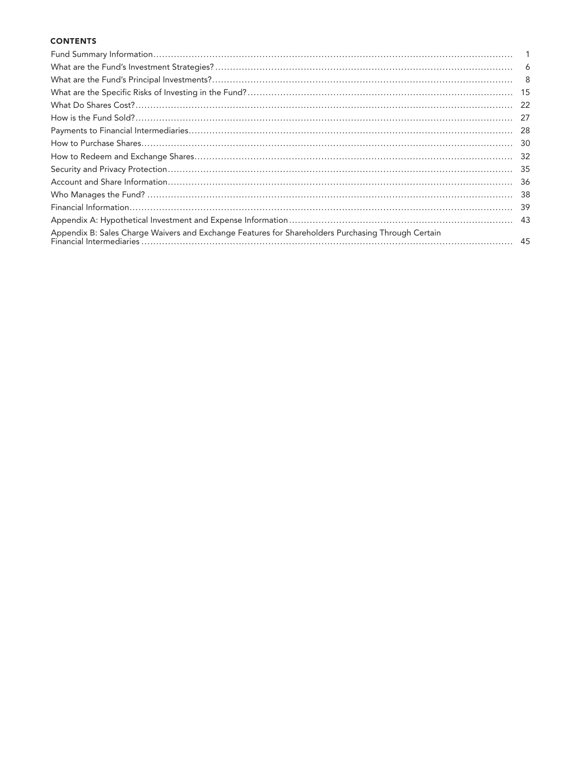## CONTENTS

| | |
|---|---|
| Fund Summary Information | 1 |
| What are the Fund's Investment Strategies? | 6 |
| What are the Fund's Principal Investments? | 8 |
| What are the Specific Risks of Investing in the Fund? | 15 |
| What Do Shares Cost? | 22 |
| How is the Fund Sold? | 27 |
| Payments to Financial Intermediaries | 28 |
| How to Purchase Shares | 30 |
| How to Redeem and Exchange Shares | 32 |
| Security and Privacy Protection | 35 |
| Account and Share Information | 36 |
| Who Manages the Fund? | 38 |
| Financial Information | 39 |
| Appendix A: Hypothetical Investment and Expense Information | 43 |
| Appendix B: Sales Charge Waivers and Exchange Features for Shareholders Purchasing Through Certain Financial Intermediaries | 45 |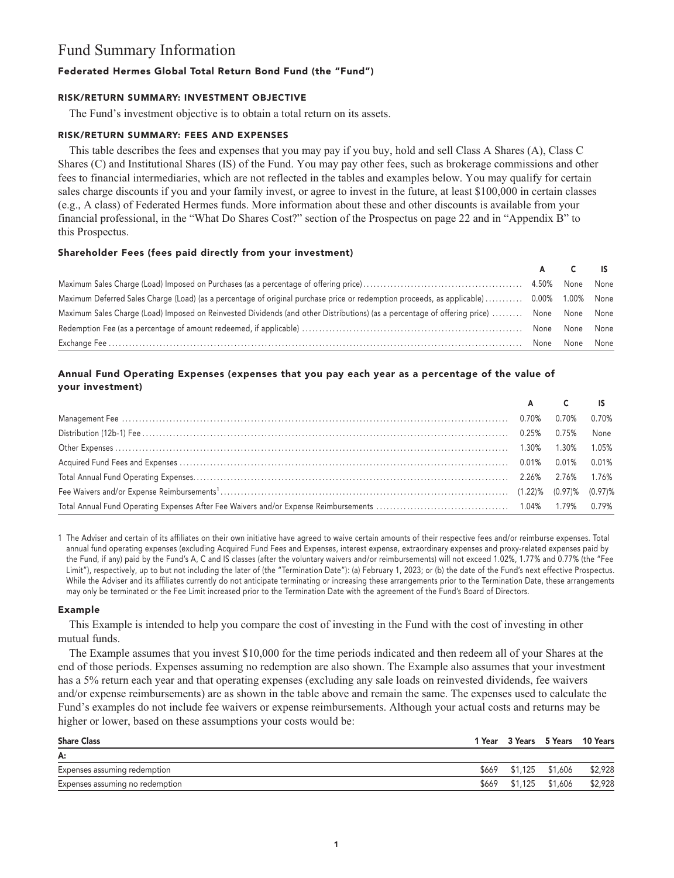# Fund Summary Information

## Federated Hermes Global Total Return Bond Fund (the "Fund")

### RISK/RETURN SUMMARY: INVESTMENT OBJECTIVE

The Fund's investment objective is to obtain a total return on its assets.

### RISK/RETURN SUMMARY: FEES AND EXPENSES

This table describes the fees and expenses that you may pay if you buy, hold and sell Class A Shares (A), Class C Shares (C) and Institutional Shares (IS) of the Fund. You may pay other fees, such as brokerage commissions and other fees to financial intermediaries, which are not reflected in the tables and examples below. You may qualify for certain sales charge discounts if you and your family invest, or agree to invest in the future, at least $100,000 in certain classes (e.g., A class) of Federated Hermes funds. More information about these and other discounts is available from your financial professional, in the "What Do Shares Cost?" section of the Prospectus on page 22 and in "Appendix B" to this Prospectus.

#### Shareholder Fees (fees paid directly from your investment)

| | A | C | IS |
|---|---|---|---|
| Maximum Sales Charge (Load) Imposed on Purchases (as a percentage of offering price) | 4.50% | None | None |
| Maximum Deferred Sales Charge (Load) (as a percentage of original purchase price or redemption proceeds, as applicable) | 0.00% | 1.00% | None |
| Maximum Sales Charge (Load) Imposed on Reinvested Dividends (and other Distributions) (as a percentage of offering price) | None | None | None |
| Redemption Fee (as a percentage of amount redeemed, if applicable) | None | None | None |
| Exchange Fee | None | None | None |

#### Annual Fund Operating Expenses (expenses that you pay each year as a percentage of the value of your investment)

| | A | C | IS |
|---|---|---|---|
| Management Fee | 0.70% | 0.70% | 0.70% |
| Distribution (12b-1) Fee | 0.25% | 0.75% | None |
| Other Expenses | 1.30% | 1.30% | 1.05% |
| Acquired Fund Fees and Expenses | 0.01% | 0.01% | 0.01% |
| Total Annual Fund Operating Expenses | 2.26% | 2.76% | 1.76% |
| Fee Waivers and/or Expense Reimbursements[1] | (1.22)% | (0.97)% | (0.97)% |
| Total Annual Fund Operating Expenses After Fee Waivers and/or Expense Reimbursements | 1.04% | 1.79% | 0.79% |

1 The Adviser and certain of its affiliates on their own initiative have agreed to waive certain amounts of their respective fees and/or reimburse expenses. Total annual fund operating expenses (excluding Acquired Fund Fees and Expenses, interest expense, extraordinary expenses and proxy-related expenses paid by the Fund, if any) paid by the Fund's A, C and IS classes (after the voluntary waivers and/or reimbursements) will not exceed 1.02%, 1.77% and 0.77% (the "Fee Limit"), respectively, up to but not including the later of (the "Termination Date"): (a) February 1, 2023; or (b) the date of the Fund's next effective Prospectus. While the Adviser and its affiliates currently do not anticipate terminating or increasing these arrangements prior to the Termination Date, these arrangements may only be terminated or the Fee Limit increased prior to the Termination Date with the agreement of the Fund's Board of Directors.

#### Example

This Example is intended to help you compare the cost of investing in the Fund with the cost of investing in other mutual funds.

The Example assumes that you invest $10,000 for the time periods indicated and then redeem all of your Shares at the end of those periods. Expenses assuming no redemption are also shown. The Example also assumes that your investment has a 5% return each year and that operating expenses (excluding any sale loads on reinvested dividends, fee waivers and/or expense reimbursements) are as shown in the table above and remain the same. The expenses used to calculate the Fund's examples do not include fee waivers or expense reimbursements. Although your actual costs and returns may be higher or lower, based on these assumptions your costs would be:

| Share Class | 1 Year | 3 Years | 5 Years | 10 Years |
|---|---|---|---|---|
| **A:** | | | | |
| Expenses assuming redemption | $669 | $1,125 | $1,606 | $2,928 |
| Expenses assuming no redemption | $669 | $1,125 | $1,606 | $2,928 |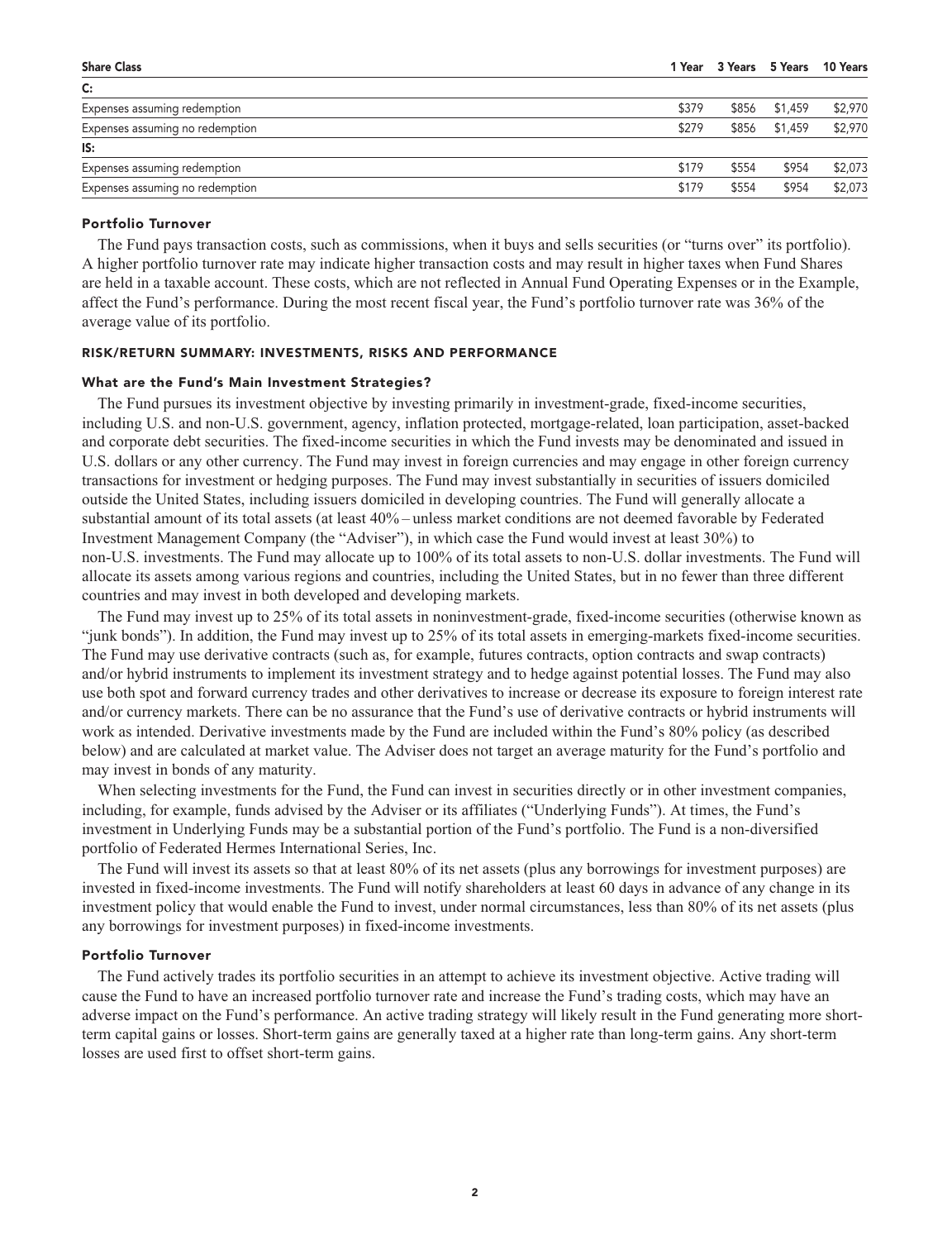| Share Class | 1 Year | 3 Years | 5 Years | 10 Years |
|---|---|---|---|---|
| **C:** | | | | |
| Expenses assuming redemption | $379 | $856 | $1,459 | $2,970 |
| Expenses assuming no redemption | $279 | $856 | $1,459 | $2,970 |
| **IS:** | | | | |
| Expenses assuming redemption | $179 | $554 | $954 | $2,073 |
| Expenses assuming no redemption | $179 | $554 | $954 | $2,073 |

### Portfolio Turnover

The Fund pays transaction costs, such as commissions, when it buys and sells securities (or "turns over" its portfolio). A higher portfolio turnover rate may indicate higher transaction costs and may result in higher taxes when Fund Shares are held in a taxable account. These costs, which are not reflected in Annual Fund Operating Expenses or in the Example, affect the Fund's performance. During the most recent fiscal year, the Fund's portfolio turnover rate was 36% of the average value of its portfolio.

## RISK/RETURN SUMMARY: INVESTMENTS, RISKS AND PERFORMANCE

### What are the Fund's Main Investment Strategies?

The Fund pursues its investment objective by investing primarily in investment-grade, fixed-income securities, including U.S. and non-U.S. government, agency, inflation protected, mortgage-related, loan participation, asset-backed and corporate debt securities. The fixed-income securities in which the Fund invests may be denominated and issued in U.S. dollars or any other currency. The Fund may invest in foreign currencies and may engage in other foreign currency transactions for investment or hedging purposes. The Fund may invest substantially in securities of issuers domiciled outside the United States, including issuers domiciled in developing countries. The Fund will generally allocate a substantial amount of its total assets (at least 40% – unless market conditions are not deemed favorable by Federated Investment Management Company (the "Adviser"), in which case the Fund would invest at least 30%) to non-U.S. investments. The Fund may allocate up to 100% of its total assets to non-U.S. dollar investments. The Fund will allocate its assets among various regions and countries, including the United States, but in no fewer than three different countries and may invest in both developed and developing markets.

The Fund may invest up to 25% of its total assets in noninvestment-grade, fixed-income securities (otherwise known as "junk bonds"). In addition, the Fund may invest up to 25% of its total assets in emerging-markets fixed-income securities. The Fund may use derivative contracts (such as, for example, futures contracts, option contracts and swap contracts) and/or hybrid instruments to implement its investment strategy and to hedge against potential losses. The Fund may also use both spot and forward currency trades and other derivatives to increase or decrease its exposure to foreign interest rate and/or currency markets. There can be no assurance that the Fund's use of derivative contracts or hybrid instruments will work as intended. Derivative investments made by the Fund are included within the Fund's 80% policy (as described below) and are calculated at market value. The Adviser does not target an average maturity for the Fund's portfolio and may invest in bonds of any maturity.

When selecting investments for the Fund, the Fund can invest in securities directly or in other investment companies, including, for example, funds advised by the Adviser or its affiliates ("Underlying Funds"). At times, the Fund's investment in Underlying Funds may be a substantial portion of the Fund's portfolio. The Fund is a non-diversified portfolio of Federated Hermes International Series, Inc.

The Fund will invest its assets so that at least 80% of its net assets (plus any borrowings for investment purposes) are invested in fixed-income investments. The Fund will notify shareholders at least 60 days in advance of any change in its investment policy that would enable the Fund to invest, under normal circumstances, less than 80% of its net assets (plus any borrowings for investment purposes) in fixed-income investments.

### Portfolio Turnover

The Fund actively trades its portfolio securities in an attempt to achieve its investment objective. Active trading will cause the Fund to have an increased portfolio turnover rate and increase the Fund's trading costs, which may have an adverse impact on the Fund's performance. An active trading strategy will likely result in the Fund generating more short-term capital gains or losses. Short-term gains are generally taxed at a higher rate than long-term gains. Any short-term losses are used first to offset short-term gains.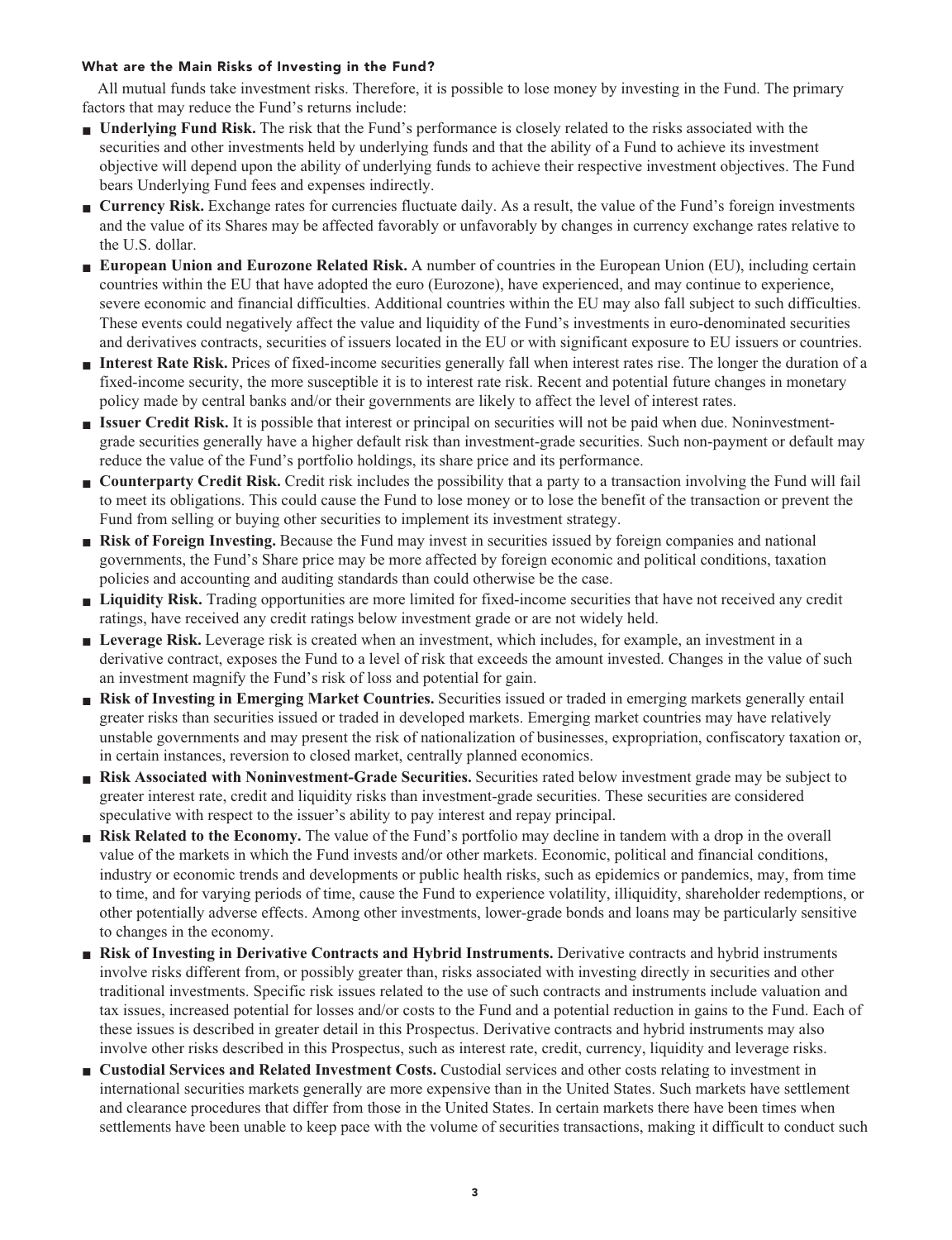#### What are the Main Risks of Investing in the Fund?

All mutual funds take investment risks. Therefore, it is possible to lose money by investing in the Fund. The primary factors that may reduce the Fund's returns include:

- **Underlying Fund Risk.** The risk that the Fund's performance is closely related to the risks associated with the securities and other investments held by underlying funds and that the ability of a Fund to achieve its investment objective will depend upon the ability of underlying funds to achieve their respective investment objectives. The Fund bears Underlying Fund fees and expenses indirectly.
- **Currency Risk.** Exchange rates for currencies fluctuate daily. As a result, the value of the Fund's foreign investments and the value of its Shares may be affected favorably or unfavorably by changes in currency exchange rates relative to the U.S. dollar.
- **European Union and Eurozone Related Risk.** A number of countries in the European Union (EU), including certain countries within the EU that have adopted the euro (Eurozone), have experienced, and may continue to experience, severe economic and financial difficulties. Additional countries within the EU may also fall subject to such difficulties. These events could negatively affect the value and liquidity of the Fund's investments in euro-denominated securities and derivatives contracts, securities of issuers located in the EU or with significant exposure to EU issuers or countries.
- **Interest Rate Risk.** Prices of fixed-income securities generally fall when interest rates rise. The longer the duration of a fixed-income security, the more susceptible it is to interest rate risk. Recent and potential future changes in monetary policy made by central banks and/or their governments are likely to affect the level of interest rates.
- **Issuer Credit Risk.** It is possible that interest or principal on securities will not be paid when due. Noninvestment-grade securities generally have a higher default risk than investment-grade securities. Such non-payment or default may reduce the value of the Fund's portfolio holdings, its share price and its performance.
- **Counterparty Credit Risk.** Credit risk includes the possibility that a party to a transaction involving the Fund will fail to meet its obligations. This could cause the Fund to lose money or to lose the benefit of the transaction or prevent the Fund from selling or buying other securities to implement its investment strategy.
- **Risk of Foreign Investing.** Because the Fund may invest in securities issued by foreign companies and national governments, the Fund's Share price may be more affected by foreign economic and political conditions, taxation policies and accounting and auditing standards than could otherwise be the case.
- **Liquidity Risk.** Trading opportunities are more limited for fixed-income securities that have not received any credit ratings, have received any credit ratings below investment grade or are not widely held.
- **Leverage Risk.** Leverage risk is created when an investment, which includes, for example, an investment in a derivative contract, exposes the Fund to a level of risk that exceeds the amount invested. Changes in the value of such an investment magnify the Fund's risk of loss and potential for gain.
- **Risk of Investing in Emerging Market Countries.** Securities issued or traded in emerging markets generally entail greater risks than securities issued or traded in developed markets. Emerging market countries may have relatively unstable governments and may present the risk of nationalization of businesses, expropriation, confiscatory taxation or, in certain instances, reversion to closed market, centrally planned economics.
- **Risk Associated with Noninvestment-Grade Securities.** Securities rated below investment grade may be subject to greater interest rate, credit and liquidity risks than investment-grade securities. These securities are considered speculative with respect to the issuer's ability to pay interest and repay principal.
- **Risk Related to the Economy.** The value of the Fund's portfolio may decline in tandem with a drop in the overall value of the markets in which the Fund invests and/or other markets. Economic, political and financial conditions, industry or economic trends and developments or public health risks, such as epidemics or pandemics, may, from time to time, and for varying periods of time, cause the Fund to experience volatility, illiquidity, shareholder redemptions, or other potentially adverse effects. Among other investments, lower-grade bonds and loans may be particularly sensitive to changes in the economy.
- **Risk of Investing in Derivative Contracts and Hybrid Instruments.** Derivative contracts and hybrid instruments involve risks different from, or possibly greater than, risks associated with investing directly in securities and other traditional investments. Specific risk issues related to the use of such contracts and instruments include valuation and tax issues, increased potential for losses and/or costs to the Fund and a potential reduction in gains to the Fund. Each of these issues is described in greater detail in this Prospectus. Derivative contracts and hybrid instruments may also involve other risks described in this Prospectus, such as interest rate, credit, currency, liquidity and leverage risks.
- **Custodial Services and Related Investment Costs.** Custodial services and other costs relating to investment in international securities markets generally are more expensive than in the United States. Such markets have settlement and clearance procedures that differ from those in the United States. In certain markets there have been times when settlements have been unable to keep pace with the volume of securities transactions, making it difficult to conduct such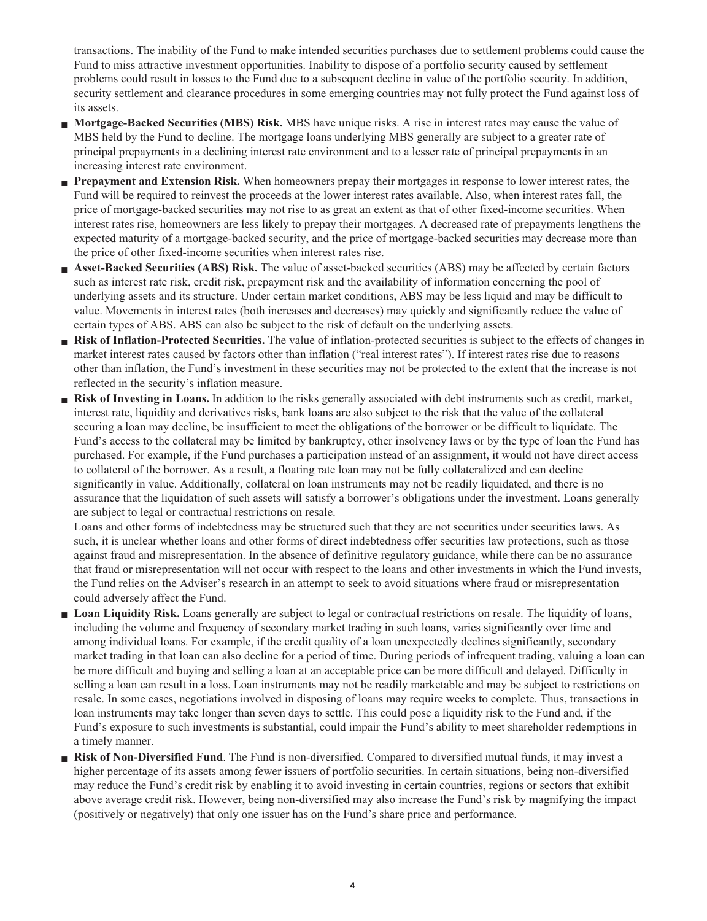transactions. The inability of the Fund to make intended securities purchases due to settlement problems could cause the Fund to miss attractive investment opportunities. Inability to dispose of a portfolio security caused by settlement problems could result in losses to the Fund due to a subsequent decline in value of the portfolio security. In addition, security settlement and clearance procedures in some emerging countries may not fully protect the Fund against loss of its assets.

- **Mortgage-Backed Securities (MBS) Risk.** MBS have unique risks. A rise in interest rates may cause the value of MBS held by the Fund to decline. The mortgage loans underlying MBS generally are subject to a greater rate of principal prepayments in a declining interest rate environment and to a lesser rate of principal prepayments in an increasing interest rate environment.
- **Prepayment and Extension Risk.** When homeowners prepay their mortgages in response to lower interest rates, the Fund will be required to reinvest the proceeds at the lower interest rates available. Also, when interest rates fall, the price of mortgage-backed securities may not rise to as great an extent as that of other fixed-income securities. When interest rates rise, homeowners are less likely to prepay their mortgages. A decreased rate of prepayments lengthens the expected maturity of a mortgage-backed security, and the price of mortgage-backed securities may decrease more than the price of other fixed-income securities when interest rates rise.
- **Asset-Backed Securities (ABS) Risk.** The value of asset-backed securities (ABS) may be affected by certain factors such as interest rate risk, credit risk, prepayment risk and the availability of information concerning the pool of underlying assets and its structure. Under certain market conditions, ABS may be less liquid and may be difficult to value. Movements in interest rates (both increases and decreases) may quickly and significantly reduce the value of certain types of ABS. ABS can also be subject to the risk of default on the underlying assets.
- **Risk of Inflation-Protected Securities.** The value of inflation-protected securities is subject to the effects of changes in market interest rates caused by factors other than inflation ("real interest rates"). If interest rates rise due to reasons other than inflation, the Fund's investment in these securities may not be protected to the extent that the increase is not reflected in the security's inflation measure.
- **Risk of Investing in Loans.** In addition to the risks generally associated with debt instruments such as credit, market, interest rate, liquidity and derivatives risks, bank loans are also subject to the risk that the value of the collateral securing a loan may decline, be insufficient to meet the obligations of the borrower or be difficult to liquidate. The Fund's access to the collateral may be limited by bankruptcy, other insolvency laws or by the type of loan the Fund has purchased. For example, if the Fund purchases a participation instead of an assignment, it would not have direct access to collateral of the borrower. As a result, a floating rate loan may not be fully collateralized and can decline significantly in value. Additionally, collateral on loan instruments may not be readily liquidated, and there is no assurance that the liquidation of such assets will satisfy a borrower's obligations under the investment. Loans generally are subject to legal or contractual restrictions on resale.

  Loans and other forms of indebtedness may be structured such that they are not securities under securities laws. As such, it is unclear whether loans and other forms of direct indebtedness offer securities law protections, such as those against fraud and misrepresentation. In the absence of definitive regulatory guidance, while there can be no assurance that fraud or misrepresentation will not occur with respect to the loans and other investments in which the Fund invests, the Fund relies on the Adviser's research in an attempt to seek to avoid situations where fraud or misrepresentation could adversely affect the Fund.
- **Loan Liquidity Risk.** Loans generally are subject to legal or contractual restrictions on resale. The liquidity of loans, including the volume and frequency of secondary market trading in such loans, varies significantly over time and among individual loans. For example, if the credit quality of a loan unexpectedly declines significantly, secondary market trading in that loan can also decline for a period of time. During periods of infrequent trading, valuing a loan can be more difficult and buying and selling a loan at an acceptable price can be more difficult and delayed. Difficulty in selling a loan can result in a loss. Loan instruments may not be readily marketable and may be subject to restrictions on resale. In some cases, negotiations involved in disposing of loans may require weeks to complete. Thus, transactions in loan instruments may take longer than seven days to settle. This could pose a liquidity risk to the Fund and, if the Fund's exposure to such investments is substantial, could impair the Fund's ability to meet shareholder redemptions in a timely manner.
- **Risk of Non-Diversified Fund**. The Fund is non-diversified. Compared to diversified mutual funds, it may invest a higher percentage of its assets among fewer issuers of portfolio securities. In certain situations, being non-diversified may reduce the Fund's credit risk by enabling it to avoid investing in certain countries, regions or sectors that exhibit above average credit risk. However, being non-diversified may also increase the Fund's risk by magnifying the impact (positively or negatively) that only one issuer has on the Fund's share price and performance.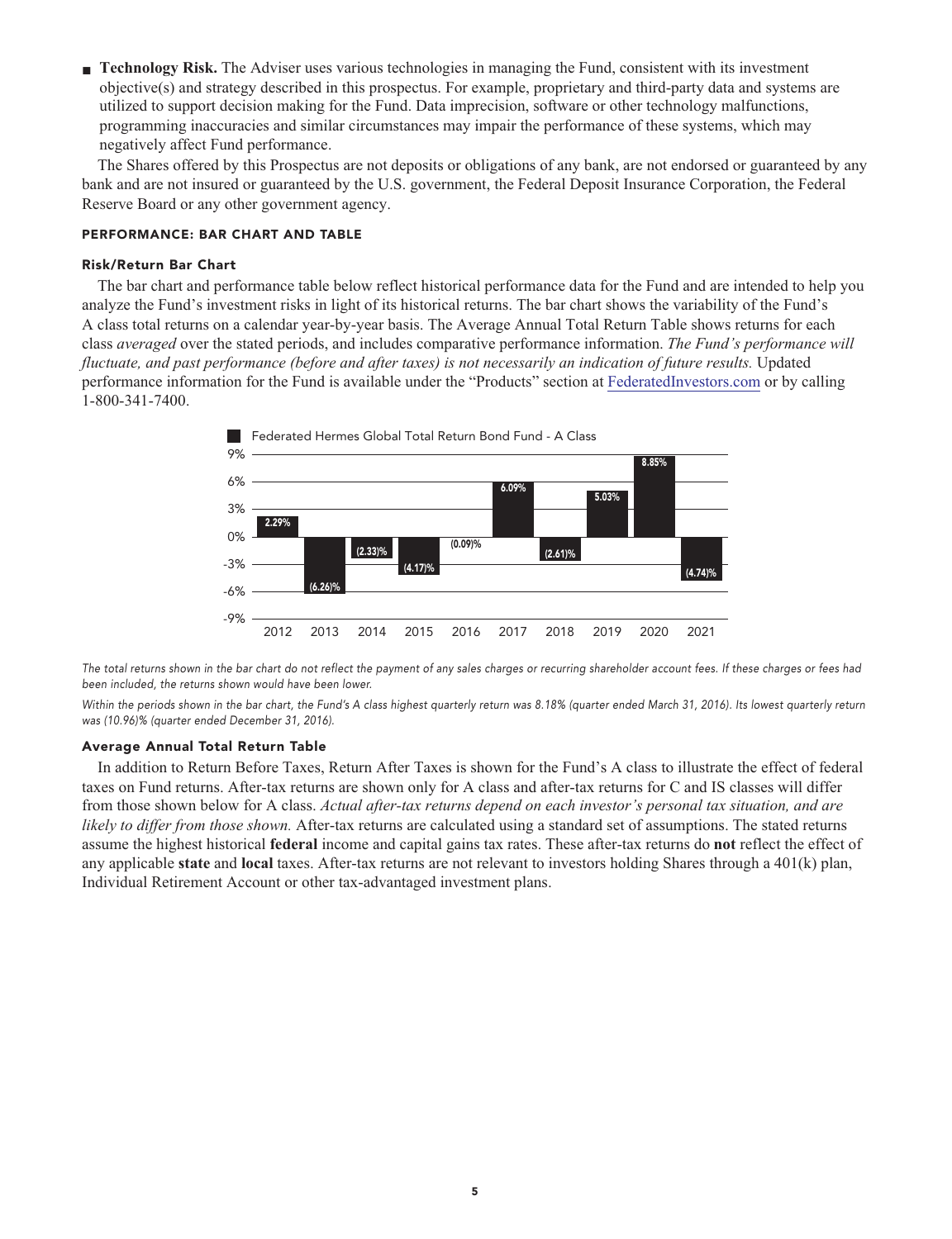- **Technology Risk.** The Adviser uses various technologies in managing the Fund, consistent with its investment objective(s) and strategy described in this prospectus. For example, proprietary and third-party data and systems are utilized to support decision making for the Fund. Data imprecision, software or other technology malfunctions, programming inaccuracies and similar circumstances may impair the performance of these systems, which may negatively affect Fund performance.

The Shares offered by this Prospectus are not deposits or obligations of any bank, are not endorsed or guaranteed by any bank and are not insured or guaranteed by the U.S. government, the Federal Deposit Insurance Corporation, the Federal Reserve Board or any other government agency.

## PERFORMANCE: BAR CHART AND TABLE

### Risk/Return Bar Chart

The bar chart and performance table below reflect historical performance data for the Fund and are intended to help you analyze the Fund's investment risks in light of its historical returns. The bar chart shows the variability of the Fund's A class total returns on a calendar year-by-year basis. The Average Annual Total Return Table shows returns for each class *averaged* over the stated periods, and includes comparative performance information. *The Fund's performance will fluctuate, and past performance (before and after taxes) is not necessarily an indication of future results.* Updated performance information for the Fund is available under the "Products" section at FederatedInvestors.com or by calling 1-800-341-7400.

Federated Hermes Global Total Return Bond Fund - A Class

| Year | Total Return |
|---|---|
| 2012 | 2.29% |
| 2013 | (6.26)% |
| 2014 | (2.33)% |
| 2015 | (4.17)% |
| 2016 | (0.09)% |
| 2017 | 6.09% |
| 2018 | (2.61)% |
| 2019 | 5.03% |
| 2020 | 8.85% |
| 2021 | (4.74)% |

*The total returns shown in the bar chart do not reflect the payment of any sales charges or recurring shareholder account fees. If these charges or fees had been included, the returns shown would have been lower.*

*Within the periods shown in the bar chart, the Fund's A class highest quarterly return was 8.18% (quarter ended March 31, 2016). Its lowest quarterly return was (10.96)% (quarter ended December 31, 2016).*

### Average Annual Total Return Table

In addition to Return Before Taxes, Return After Taxes is shown for the Fund's A class to illustrate the effect of federal taxes on Fund returns. After-tax returns are shown only for A class and after-tax returns for C and IS classes will differ from those shown below for A class. *Actual after-tax returns depend on each investor's personal tax situation, and are likely to differ from those shown.* After-tax returns are calculated using a standard set of assumptions. The stated returns assume the highest historical **federal** income and capital gains tax rates. These after-tax returns do **not** reflect the effect of any applicable **state** and **local** taxes. After-tax returns are not relevant to investors holding Shares through a 401(k) plan, Individual Retirement Account or other tax-advantaged investment plans.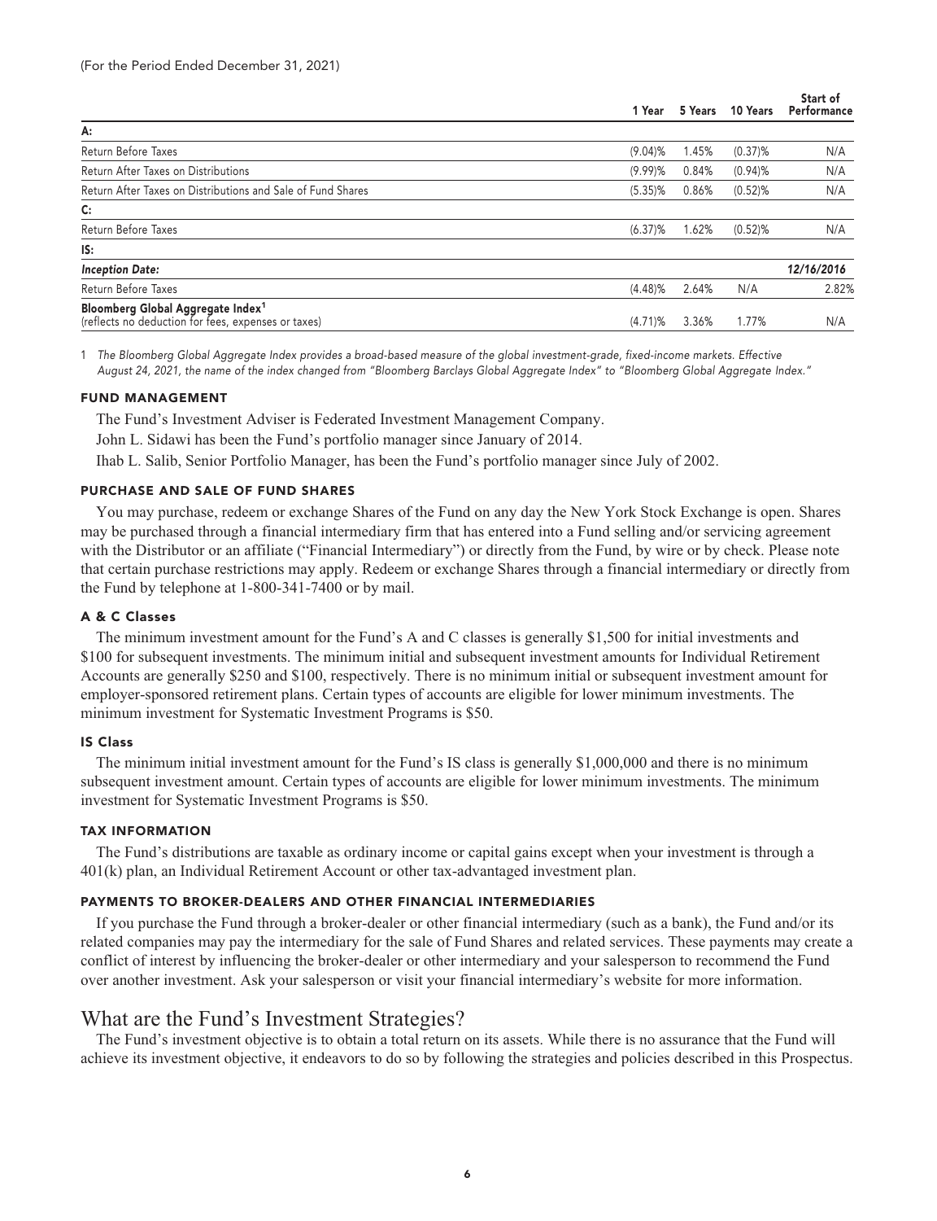(For the Period Ended December 31, 2021)

| | 1 Year | 5 Years | 10 Years | Start of Performance |
|---|---|---|---|---|
| **A:** | | | | |
| Return Before Taxes | (9.04)% | 1.45% | (0.37)% | N/A |
| Return After Taxes on Distributions | (9.99)% | 0.84% | (0.94)% | N/A |
| Return After Taxes on Distributions and Sale of Fund Shares | (5.35)% | 0.86% | (0.52)% | N/A |
| **C:** | | | | |
| Return Before Taxes | (6.37)% | 1.62% | (0.52)% | N/A |
| **IS:** | | | | |
| ***Inception Date:*** | | | | ***12/16/2016*** |
| Return Before Taxes | (4.48)% | 2.64% | N/A | 2.82% |
| **Bloomberg Global Aggregate Index**[1] (reflects no deduction for fees, expenses or taxes) | (4.71)% | 3.36% | 1.77% | N/A |

1 *The Bloomberg Global Aggregate Index provides a broad-based measure of the global investment-grade, fixed-income markets. Effective August 24, 2021, the name of the index changed from "Bloomberg Barclays Global Aggregate Index" to "Bloomberg Global Aggregate Index."*

#### FUND MANAGEMENT

The Fund's Investment Adviser is Federated Investment Management Company.

John L. Sidawi has been the Fund's portfolio manager since January of 2014.

Ihab L. Salib, Senior Portfolio Manager, has been the Fund's portfolio manager since July of 2002.

#### PURCHASE AND SALE OF FUND SHARES

You may purchase, redeem or exchange Shares of the Fund on any day the New York Stock Exchange is open. Shares may be purchased through a financial intermediary firm that has entered into a Fund selling and/or servicing agreement with the Distributor or an affiliate ("Financial Intermediary") or directly from the Fund, by wire or by check. Please note that certain purchase restrictions may apply. Redeem or exchange Shares through a financial intermediary or directly from the Fund by telephone at 1-800-341-7400 or by mail.

#### A & C Classes

The minimum investment amount for the Fund's A and C classes is generally $1,500 for initial investments and $100 for subsequent investments. The minimum initial and subsequent investment amounts for Individual Retirement Accounts are generally $250 and $100, respectively. There is no minimum initial or subsequent investment amount for employer-sponsored retirement plans. Certain types of accounts are eligible for lower minimum investments. The minimum investment for Systematic Investment Programs is $50.

#### IS Class

The minimum initial investment amount for the Fund's IS class is generally $1,000,000 and there is no minimum subsequent investment amount. Certain types of accounts are eligible for lower minimum investments. The minimum investment for Systematic Investment Programs is $50.

#### TAX INFORMATION

The Fund's distributions are taxable as ordinary income or capital gains except when your investment is through a 401(k) plan, an Individual Retirement Account or other tax-advantaged investment plan.

#### PAYMENTS TO BROKER-DEALERS AND OTHER FINANCIAL INTERMEDIARIES

If you purchase the Fund through a broker-dealer or other financial intermediary (such as a bank), the Fund and/or its related companies may pay the intermediary for the sale of Fund Shares and related services. These payments may create a conflict of interest by influencing the broker-dealer or other intermediary and your salesperson to recommend the Fund over another investment. Ask your salesperson or visit your financial intermediary's website for more information.

## What are the Fund's Investment Strategies?

The Fund's investment objective is to obtain a total return on its assets. While there is no assurance that the Fund will achieve its investment objective, it endeavors to do so by following the strategies and policies described in this Prospectus.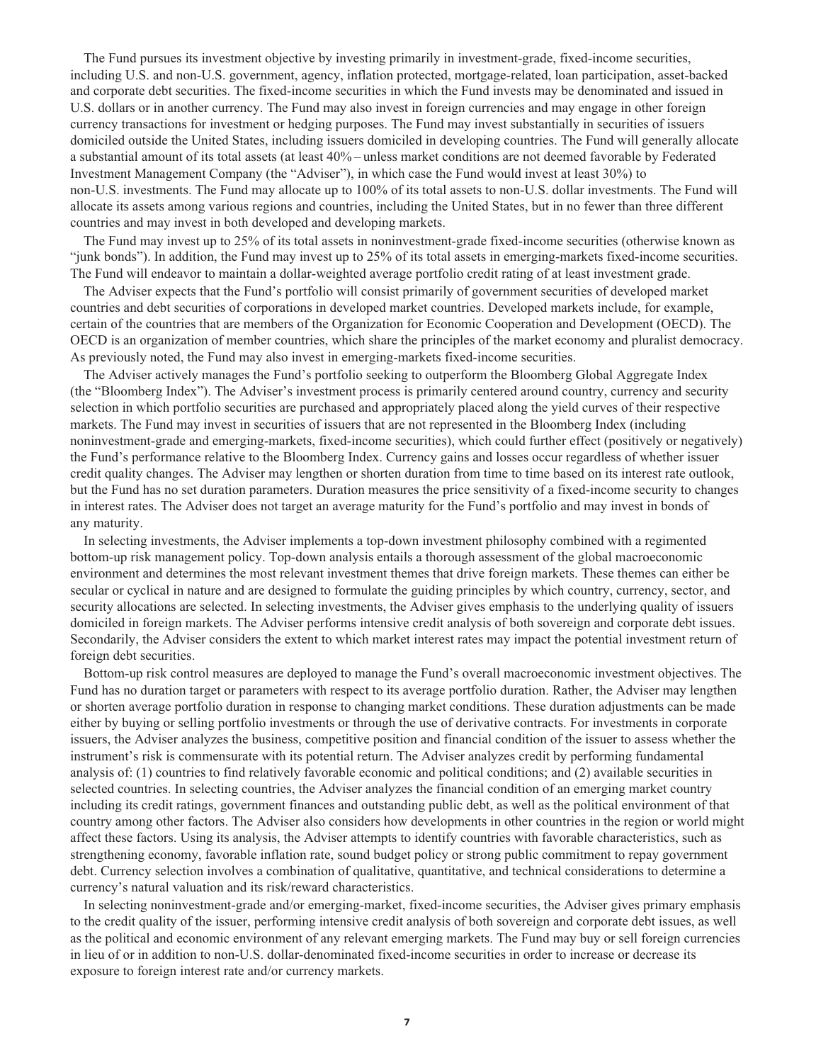The Fund pursues its investment objective by investing primarily in investment-grade, fixed-income securities, including U.S. and non-U.S. government, agency, inflation protected, mortgage-related, loan participation, asset-backed and corporate debt securities. The fixed-income securities in which the Fund invests may be denominated and issued in U.S. dollars or in another currency. The Fund may also invest in foreign currencies and may engage in other foreign currency transactions for investment or hedging purposes. The Fund may invest substantially in securities of issuers domiciled outside the United States, including issuers domiciled in developing countries. The Fund will generally allocate a substantial amount of its total assets (at least 40% – unless market conditions are not deemed favorable by Federated Investment Management Company (the "Adviser"), in which case the Fund would invest at least 30%) to non-U.S. investments. The Fund may allocate up to 100% of its total assets to non-U.S. dollar investments. The Fund will allocate its assets among various regions and countries, including the United States, but in no fewer than three different countries and may invest in both developed and developing markets.

The Fund may invest up to 25% of its total assets in noninvestment-grade fixed-income securities (otherwise known as "junk bonds"). In addition, the Fund may invest up to 25% of its total assets in emerging-markets fixed-income securities. The Fund will endeavor to maintain a dollar-weighted average portfolio credit rating of at least investment grade.

The Adviser expects that the Fund's portfolio will consist primarily of government securities of developed market countries and debt securities of corporations in developed market countries. Developed markets include, for example, certain of the countries that are members of the Organization for Economic Cooperation and Development (OECD). The OECD is an organization of member countries, which share the principles of the market economy and pluralist democracy. As previously noted, the Fund may also invest in emerging-markets fixed-income securities.

The Adviser actively manages the Fund's portfolio seeking to outperform the Bloomberg Global Aggregate Index (the "Bloomberg Index"). The Adviser's investment process is primarily centered around country, currency and security selection in which portfolio securities are purchased and appropriately placed along the yield curves of their respective markets. The Fund may invest in securities of issuers that are not represented in the Bloomberg Index (including noninvestment-grade and emerging-markets, fixed-income securities), which could further effect (positively or negatively) the Fund's performance relative to the Bloomberg Index. Currency gains and losses occur regardless of whether issuer credit quality changes. The Adviser may lengthen or shorten duration from time to time based on its interest rate outlook, but the Fund has no set duration parameters. Duration measures the price sensitivity of a fixed-income security to changes in interest rates. The Adviser does not target an average maturity for the Fund's portfolio and may invest in bonds of any maturity.

In selecting investments, the Adviser implements a top-down investment philosophy combined with a regimented bottom-up risk management policy. Top-down analysis entails a thorough assessment of the global macroeconomic environment and determines the most relevant investment themes that drive foreign markets. These themes can either be secular or cyclical in nature and are designed to formulate the guiding principles by which country, currency, sector, and security allocations are selected. In selecting investments, the Adviser gives emphasis to the underlying quality of issuers domiciled in foreign markets. The Adviser performs intensive credit analysis of both sovereign and corporate debt issues. Secondarily, the Adviser considers the extent to which market interest rates may impact the potential investment return of foreign debt securities.

Bottom-up risk control measures are deployed to manage the Fund's overall macroeconomic investment objectives. The Fund has no duration target or parameters with respect to its average portfolio duration. Rather, the Adviser may lengthen or shorten average portfolio duration in response to changing market conditions. These duration adjustments can be made either by buying or selling portfolio investments or through the use of derivative contracts. For investments in corporate issuers, the Adviser analyzes the business, competitive position and financial condition of the issuer to assess whether the instrument's risk is commensurate with its potential return. The Adviser analyzes credit by performing fundamental analysis of: (1) countries to find relatively favorable economic and political conditions; and (2) available securities in selected countries. In selecting countries, the Adviser analyzes the financial condition of an emerging market country including its credit ratings, government finances and outstanding public debt, as well as the political environment of that country among other factors. The Adviser also considers how developments in other countries in the region or world might affect these factors. Using its analysis, the Adviser attempts to identify countries with favorable characteristics, such as strengthening economy, favorable inflation rate, sound budget policy or strong public commitment to repay government debt. Currency selection involves a combination of qualitative, quantitative, and technical considerations to determine a currency's natural valuation and its risk/reward characteristics.

In selecting noninvestment-grade and/or emerging-market, fixed-income securities, the Adviser gives primary emphasis to the credit quality of the issuer, performing intensive credit analysis of both sovereign and corporate debt issues, as well as the political and economic environment of any relevant emerging markets. The Fund may buy or sell foreign currencies in lieu of or in addition to non-U.S. dollar-denominated fixed-income securities in order to increase or decrease its exposure to foreign interest rate and/or currency markets.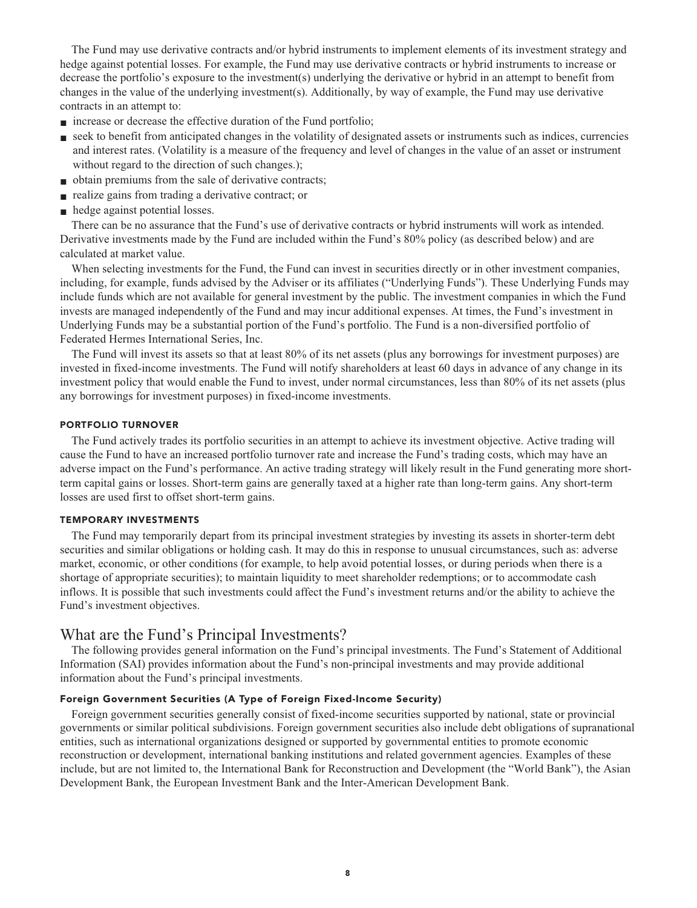The Fund may use derivative contracts and/or hybrid instruments to implement elements of its investment strategy and hedge against potential losses. For example, the Fund may use derivative contracts or hybrid instruments to increase or decrease the portfolio's exposure to the investment(s) underlying the derivative or hybrid in an attempt to benefit from changes in the value of the underlying investment(s). Additionally, by way of example, the Fund may use derivative contracts in an attempt to:

- increase or decrease the effective duration of the Fund portfolio;
- seek to benefit from anticipated changes in the volatility of designated assets or instruments such as indices, currencies and interest rates. (Volatility is a measure of the frequency and level of changes in the value of an asset or instrument without regard to the direction of such changes.);
- obtain premiums from the sale of derivative contracts;
- realize gains from trading a derivative contract; or
- hedge against potential losses.

There can be no assurance that the Fund's use of derivative contracts or hybrid instruments will work as intended. Derivative investments made by the Fund are included within the Fund's 80% policy (as described below) and are calculated at market value.

When selecting investments for the Fund, the Fund can invest in securities directly or in other investment companies, including, for example, funds advised by the Adviser or its affiliates ("Underlying Funds"). These Underlying Funds may include funds which are not available for general investment by the public. The investment companies in which the Fund invests are managed independently of the Fund and may incur additional expenses. At times, the Fund's investment in Underlying Funds may be a substantial portion of the Fund's portfolio. The Fund is a non-diversified portfolio of Federated Hermes International Series, Inc.

The Fund will invest its assets so that at least 80% of its net assets (plus any borrowings for investment purposes) are invested in fixed-income investments. The Fund will notify shareholders at least 60 days in advance of any change in its investment policy that would enable the Fund to invest, under normal circumstances, less than 80% of its net assets (plus any borrowings for investment purposes) in fixed-income investments.

#### PORTFOLIO TURNOVER

The Fund actively trades its portfolio securities in an attempt to achieve its investment objective. Active trading will cause the Fund to have an increased portfolio turnover rate and increase the Fund's trading costs, which may have an adverse impact on the Fund's performance. An active trading strategy will likely result in the Fund generating more short-term capital gains or losses. Short-term gains are generally taxed at a higher rate than long-term gains. Any short-term losses are used first to offset short-term gains.

#### TEMPORARY INVESTMENTS

The Fund may temporarily depart from its principal investment strategies by investing its assets in shorter-term debt securities and similar obligations or holding cash. It may do this in response to unusual circumstances, such as: adverse market, economic, or other conditions (for example, to help avoid potential losses, or during periods when there is a shortage of appropriate securities); to maintain liquidity to meet shareholder redemptions; or to accommodate cash inflows. It is possible that such investments could affect the Fund's investment returns and/or the ability to achieve the Fund's investment objectives.

## What are the Fund's Principal Investments?

The following provides general information on the Fund's principal investments. The Fund's Statement of Additional Information (SAI) provides information about the Fund's non-principal investments and may provide additional information about the Fund's principal investments.

#### Foreign Government Securities (A Type of Foreign Fixed-Income Security)

Foreign government securities generally consist of fixed-income securities supported by national, state or provincial governments or similar political subdivisions. Foreign government securities also include debt obligations of supranational entities, such as international organizations designed or supported by governmental entities to promote economic reconstruction or development, international banking institutions and related government agencies. Examples of these include, but are not limited to, the International Bank for Reconstruction and Development (the "World Bank"), the Asian Development Bank, the European Investment Bank and the Inter-American Development Bank.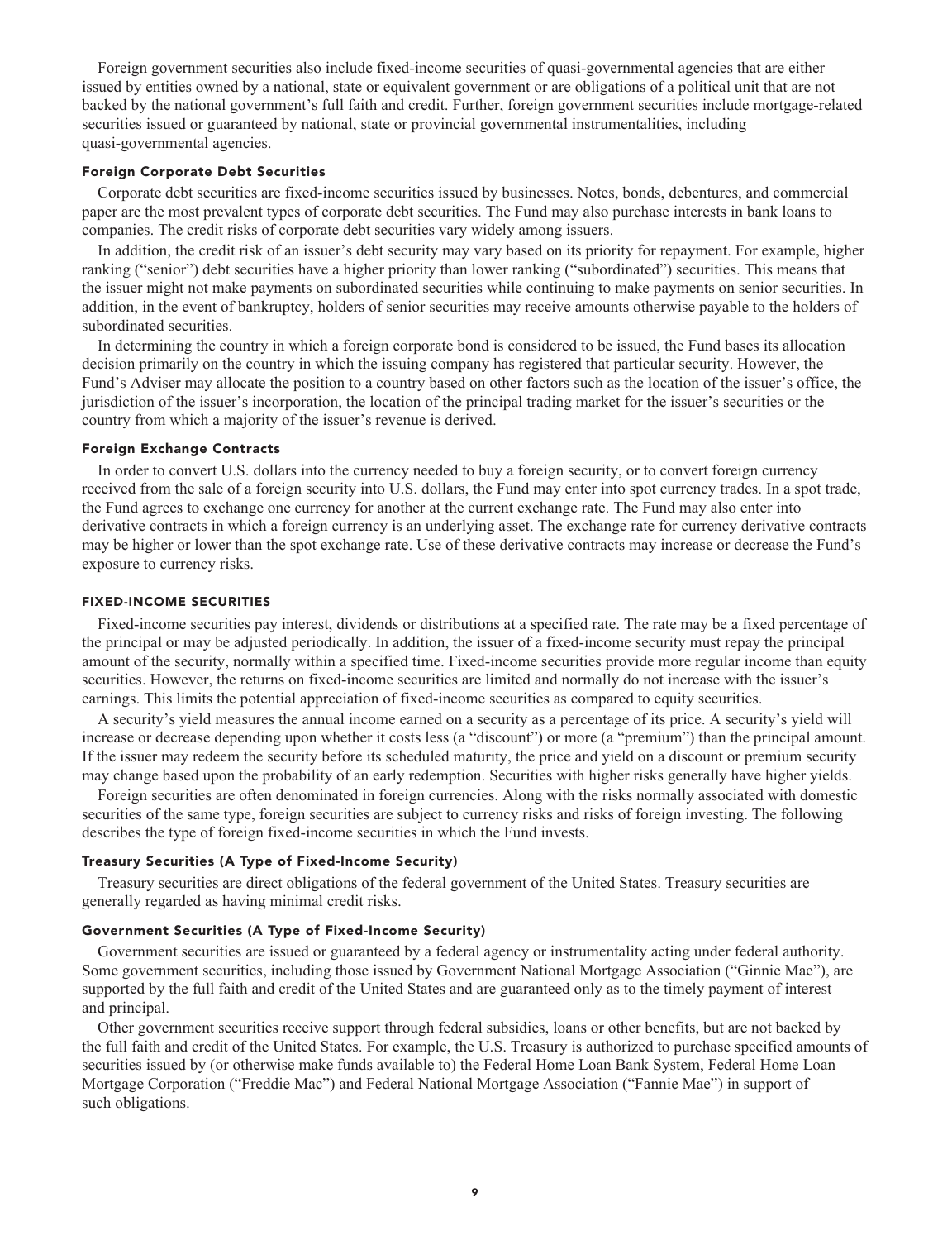Foreign government securities also include fixed-income securities of quasi-governmental agencies that are either issued by entities owned by a national, state or equivalent government or are obligations of a political unit that are not backed by the national government's full faith and credit. Further, foreign government securities include mortgage-related securities issued or guaranteed by national, state or provincial governmental instrumentalities, including quasi-governmental agencies.

#### Foreign Corporate Debt Securities

Corporate debt securities are fixed-income securities issued by businesses. Notes, bonds, debentures, and commercial paper are the most prevalent types of corporate debt securities. The Fund may also purchase interests in bank loans to companies. The credit risks of corporate debt securities vary widely among issuers.

In addition, the credit risk of an issuer's debt security may vary based on its priority for repayment. For example, higher ranking ("senior") debt securities have a higher priority than lower ranking ("subordinated") securities. This means that the issuer might not make payments on subordinated securities while continuing to make payments on senior securities. In addition, in the event of bankruptcy, holders of senior securities may receive amounts otherwise payable to the holders of subordinated securities.

In determining the country in which a foreign corporate bond is considered to be issued, the Fund bases its allocation decision primarily on the country in which the issuing company has registered that particular security. However, the Fund's Adviser may allocate the position to a country based on other factors such as the location of the issuer's office, the jurisdiction of the issuer's incorporation, the location of the principal trading market for the issuer's securities or the country from which a majority of the issuer's revenue is derived.

#### Foreign Exchange Contracts

In order to convert U.S. dollars into the currency needed to buy a foreign security, or to convert foreign currency received from the sale of a foreign security into U.S. dollars, the Fund may enter into spot currency trades. In a spot trade, the Fund agrees to exchange one currency for another at the current exchange rate. The Fund may also enter into derivative contracts in which a foreign currency is an underlying asset. The exchange rate for currency derivative contracts may be higher or lower than the spot exchange rate. Use of these derivative contracts may increase or decrease the Fund's exposure to currency risks.

### FIXED-INCOME SECURITIES

Fixed-income securities pay interest, dividends or distributions at a specified rate. The rate may be a fixed percentage of the principal or may be adjusted periodically. In addition, the issuer of a fixed-income security must repay the principal amount of the security, normally within a specified time. Fixed-income securities provide more regular income than equity securities. However, the returns on fixed-income securities are limited and normally do not increase with the issuer's earnings. This limits the potential appreciation of fixed-income securities as compared to equity securities.

A security's yield measures the annual income earned on a security as a percentage of its price. A security's yield will increase or decrease depending upon whether it costs less (a "discount") or more (a "premium") than the principal amount. If the issuer may redeem the security before its scheduled maturity, the price and yield on a discount or premium security may change based upon the probability of an early redemption. Securities with higher risks generally have higher yields.

Foreign securities are often denominated in foreign currencies. Along with the risks normally associated with domestic securities of the same type, foreign securities are subject to currency risks and risks of foreign investing. The following describes the type of foreign fixed-income securities in which the Fund invests.

#### Treasury Securities (A Type of Fixed-Income Security)

Treasury securities are direct obligations of the federal government of the United States. Treasury securities are generally regarded as having minimal credit risks.

#### Government Securities (A Type of Fixed-Income Security)

Government securities are issued or guaranteed by a federal agency or instrumentality acting under federal authority. Some government securities, including those issued by Government National Mortgage Association ("Ginnie Mae"), are supported by the full faith and credit of the United States and are guaranteed only as to the timely payment of interest and principal.

Other government securities receive support through federal subsidies, loans or other benefits, but are not backed by the full faith and credit of the United States. For example, the U.S. Treasury is authorized to purchase specified amounts of securities issued by (or otherwise make funds available to) the Federal Home Loan Bank System, Federal Home Loan Mortgage Corporation ("Freddie Mac") and Federal National Mortgage Association ("Fannie Mae") in support of such obligations.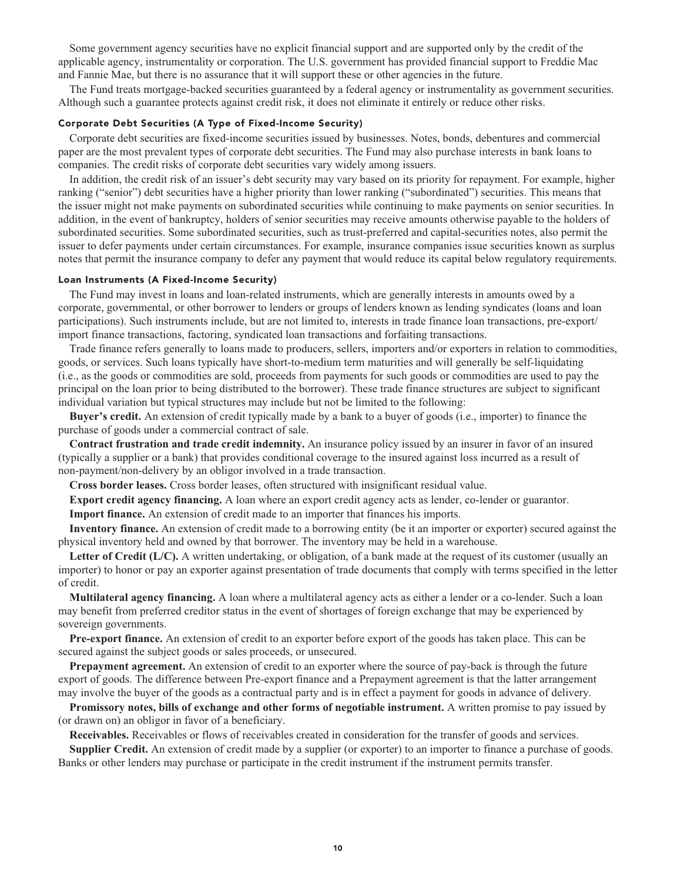Some government agency securities have no explicit financial support and are supported only by the credit of the applicable agency, instrumentality or corporation. The U.S. government has provided financial support to Freddie Mac and Fannie Mae, but there is no assurance that it will support these or other agencies in the future.

The Fund treats mortgage-backed securities guaranteed by a federal agency or instrumentality as government securities. Although such a guarantee protects against credit risk, it does not eliminate it entirely or reduce other risks.

### Corporate Debt Securities (A Type of Fixed-Income Security)

Corporate debt securities are fixed-income securities issued by businesses. Notes, bonds, debentures and commercial paper are the most prevalent types of corporate debt securities. The Fund may also purchase interests in bank loans to companies. The credit risks of corporate debt securities vary widely among issuers.

In addition, the credit risk of an issuer's debt security may vary based on its priority for repayment. For example, higher ranking ("senior") debt securities have a higher priority than lower ranking ("subordinated") securities. This means that the issuer might not make payments on subordinated securities while continuing to make payments on senior securities. In addition, in the event of bankruptcy, holders of senior securities may receive amounts otherwise payable to the holders of subordinated securities. Some subordinated securities, such as trust-preferred and capital-securities notes, also permit the issuer to defer payments under certain circumstances. For example, insurance companies issue securities known as surplus notes that permit the insurance company to defer any payment that would reduce its capital below regulatory requirements.

### Loan Instruments (A Fixed-Income Security)

The Fund may invest in loans and loan-related instruments, which are generally interests in amounts owed by a corporate, governmental, or other borrower to lenders or groups of lenders known as lending syndicates (loans and loan participations). Such instruments include, but are not limited to, interests in trade finance loan transactions, pre-export/import finance transactions, factoring, syndicated loan transactions and forfaiting transactions.

Trade finance refers generally to loans made to producers, sellers, importers and/or exporters in relation to commodities, goods, or services. Such loans typically have short-to-medium term maturities and will generally be self-liquidating (i.e., as the goods or commodities are sold, proceeds from payments for such goods or commodities are used to pay the principal on the loan prior to being distributed to the borrower). These trade finance structures are subject to significant individual variation but typical structures may include but not be limited to the following:

**Buyer's credit.** An extension of credit typically made by a bank to a buyer of goods (i.e., importer) to finance the purchase of goods under a commercial contract of sale.

**Contract frustration and trade credit indemnity.** An insurance policy issued by an insurer in favor of an insured (typically a supplier or a bank) that provides conditional coverage to the insured against loss incurred as a result of non-payment/non-delivery by an obligor involved in a trade transaction.

**Cross border leases.** Cross border leases, often structured with insignificant residual value.

**Export credit agency financing.** A loan where an export credit agency acts as lender, co-lender or guarantor.

**Import finance.** An extension of credit made to an importer that finances his imports.

**Inventory finance.** An extension of credit made to a borrowing entity (be it an importer or exporter) secured against the physical inventory held and owned by that borrower. The inventory may be held in a warehouse.

**Letter of Credit (L/C).** A written undertaking, or obligation, of a bank made at the request of its customer (usually an importer) to honor or pay an exporter against presentation of trade documents that comply with terms specified in the letter of credit.

**Multilateral agency financing.** A loan where a multilateral agency acts as either a lender or a co-lender. Such a loan may benefit from preferred creditor status in the event of shortages of foreign exchange that may be experienced by sovereign governments.

**Pre-export finance.** An extension of credit to an exporter before export of the goods has taken place. This can be secured against the subject goods or sales proceeds, or unsecured.

**Prepayment agreement.** An extension of credit to an exporter where the source of pay-back is through the future export of goods. The difference between Pre-export finance and a Prepayment agreement is that the latter arrangement may involve the buyer of the goods as a contractual party and is in effect a payment for goods in advance of delivery.

**Promissory notes, bills of exchange and other forms of negotiable instrument.** A written promise to pay issued by (or drawn on) an obligor in favor of a beneficiary.

**Receivables.** Receivables or flows of receivables created in consideration for the transfer of goods and services.

**Supplier Credit.** An extension of credit made by a supplier (or exporter) to an importer to finance a purchase of goods. Banks or other lenders may purchase or participate in the credit instrument if the instrument permits transfer.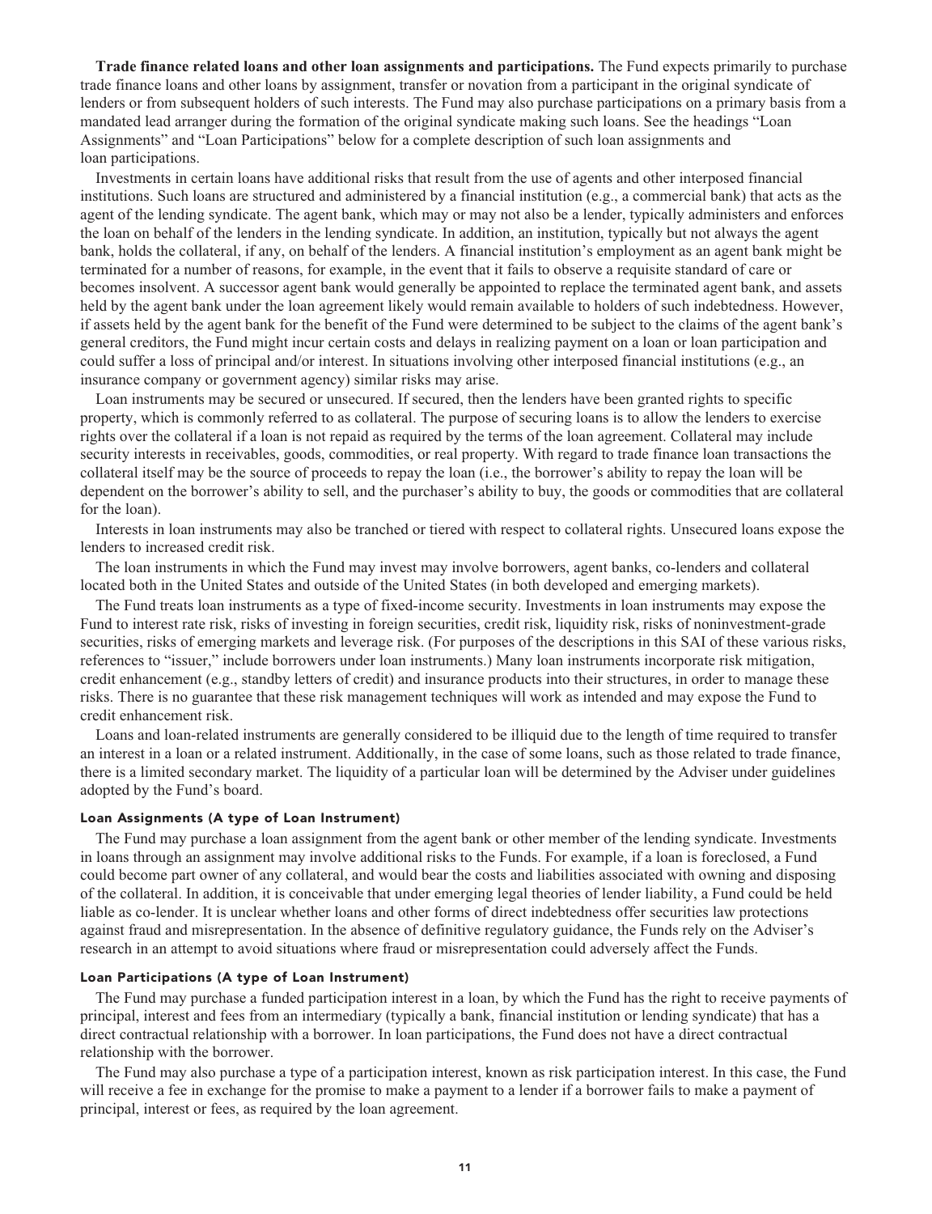**Trade finance related loans and other loan assignments and participations.** The Fund expects primarily to purchase trade finance loans and other loans by assignment, transfer or novation from a participant in the original syndicate of lenders or from subsequent holders of such interests. The Fund may also purchase participations on a primary basis from a mandated lead arranger during the formation of the original syndicate making such loans. See the headings "Loan Assignments" and "Loan Participations" below for a complete description of such loan assignments and loan participations.

Investments in certain loans have additional risks that result from the use of agents and other interposed financial institutions. Such loans are structured and administered by a financial institution (e.g., a commercial bank) that acts as the agent of the lending syndicate. The agent bank, which may or may not also be a lender, typically administers and enforces the loan on behalf of the lenders in the lending syndicate. In addition, an institution, typically but not always the agent bank, holds the collateral, if any, on behalf of the lenders. A financial institution's employment as an agent bank might be terminated for a number of reasons, for example, in the event that it fails to observe a requisite standard of care or becomes insolvent. A successor agent bank would generally be appointed to replace the terminated agent bank, and assets held by the agent bank under the loan agreement likely would remain available to holders of such indebtedness. However, if assets held by the agent bank for the benefit of the Fund were determined to be subject to the claims of the agent bank's general creditors, the Fund might incur certain costs and delays in realizing payment on a loan or loan participation and could suffer a loss of principal and/or interest. In situations involving other interposed financial institutions (e.g., an insurance company or government agency) similar risks may arise.

Loan instruments may be secured or unsecured. If secured, then the lenders have been granted rights to specific property, which is commonly referred to as collateral. The purpose of securing loans is to allow the lenders to exercise rights over the collateral if a loan is not repaid as required by the terms of the loan agreement. Collateral may include security interests in receivables, goods, commodities, or real property. With regard to trade finance loan transactions the collateral itself may be the source of proceeds to repay the loan (i.e., the borrower's ability to repay the loan will be dependent on the borrower's ability to sell, and the purchaser's ability to buy, the goods or commodities that are collateral for the loan).

Interests in loan instruments may also be tranched or tiered with respect to collateral rights. Unsecured loans expose the lenders to increased credit risk.

The loan instruments in which the Fund may invest may involve borrowers, agent banks, co-lenders and collateral located both in the United States and outside of the United States (in both developed and emerging markets).

The Fund treats loan instruments as a type of fixed-income security. Investments in loan instruments may expose the Fund to interest rate risk, risks of investing in foreign securities, credit risk, liquidity risk, risks of noninvestment-grade securities, risks of emerging markets and leverage risk. (For purposes of the descriptions in this SAI of these various risks, references to "issuer," include borrowers under loan instruments.) Many loan instruments incorporate risk mitigation, credit enhancement (e.g., standby letters of credit) and insurance products into their structures, in order to manage these risks. There is no guarantee that these risk management techniques will work as intended and may expose the Fund to credit enhancement risk.

Loans and loan-related instruments are generally considered to be illiquid due to the length of time required to transfer an interest in a loan or a related instrument. Additionally, in the case of some loans, such as those related to trade finance, there is a limited secondary market. The liquidity of a particular loan will be determined by the Adviser under guidelines adopted by the Fund's board.

### Loan Assignments (A type of Loan Instrument)

The Fund may purchase a loan assignment from the agent bank or other member of the lending syndicate. Investments in loans through an assignment may involve additional risks to the Funds. For example, if a loan is foreclosed, a Fund could become part owner of any collateral, and would bear the costs and liabilities associated with owning and disposing of the collateral. In addition, it is conceivable that under emerging legal theories of lender liability, a Fund could be held liable as co-lender. It is unclear whether loans and other forms of direct indebtedness offer securities law protections against fraud and misrepresentation. In the absence of definitive regulatory guidance, the Funds rely on the Adviser's research in an attempt to avoid situations where fraud or misrepresentation could adversely affect the Funds.

### Loan Participations (A type of Loan Instrument)

The Fund may purchase a funded participation interest in a loan, by which the Fund has the right to receive payments of principal, interest and fees from an intermediary (typically a bank, financial institution or lending syndicate) that has a direct contractual relationship with a borrower. In loan participations, the Fund does not have a direct contractual relationship with the borrower.

The Fund may also purchase a type of a participation interest, known as risk participation interest. In this case, the Fund will receive a fee in exchange for the promise to make a payment to a lender if a borrower fails to make a payment of principal, interest or fees, as required by the loan agreement.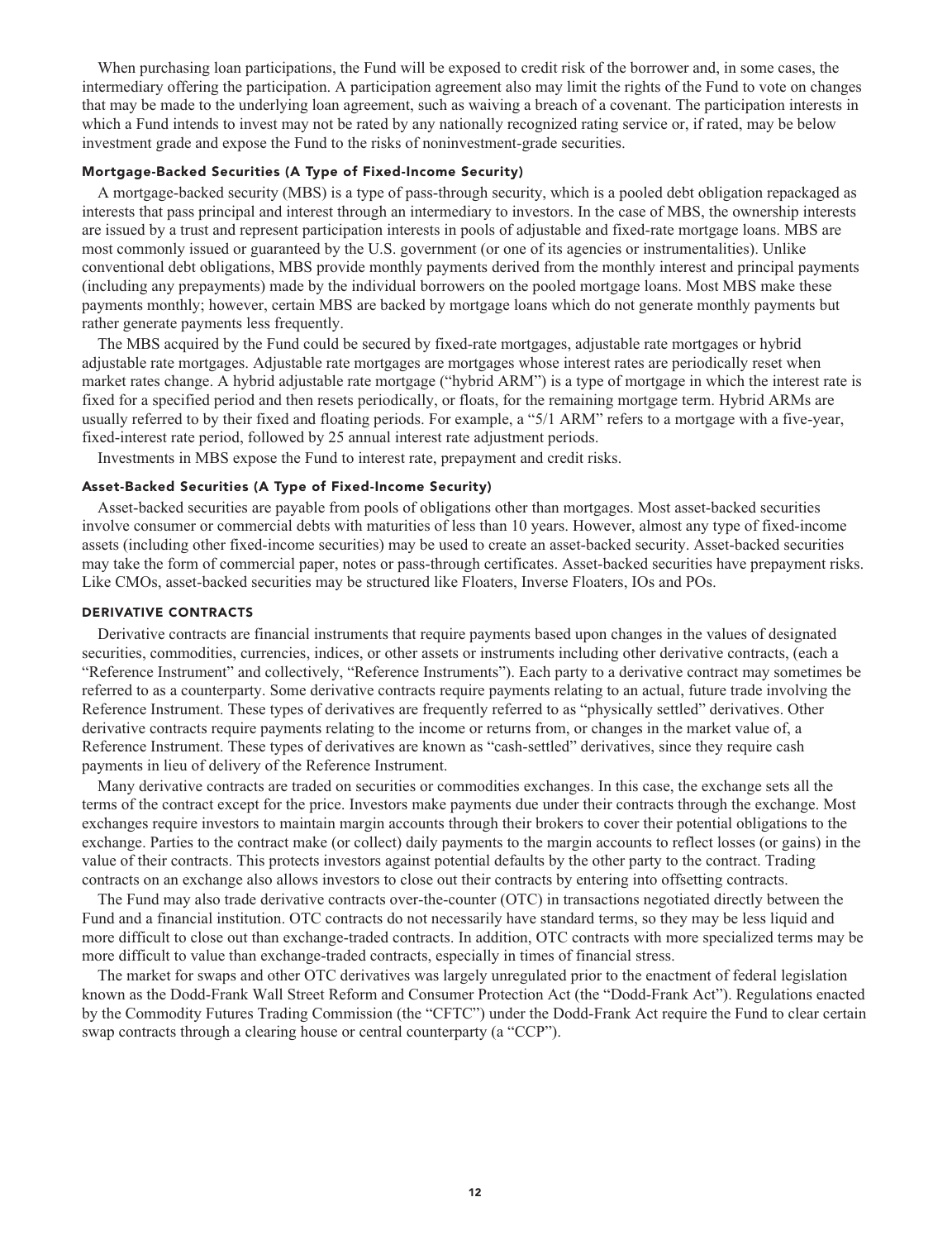When purchasing loan participations, the Fund will be exposed to credit risk of the borrower and, in some cases, the intermediary offering the participation. A participation agreement also may limit the rights of the Fund to vote on changes that may be made to the underlying loan agreement, such as waiving a breach of a covenant. The participation interests in which a Fund intends to invest may not be rated by any nationally recognized rating service or, if rated, may be below investment grade and expose the Fund to the risks of noninvestment-grade securities.

#### Mortgage-Backed Securities (A Type of Fixed-Income Security)

A mortgage-backed security (MBS) is a type of pass-through security, which is a pooled debt obligation repackaged as interests that pass principal and interest through an intermediary to investors. In the case of MBS, the ownership interests are issued by a trust and represent participation interests in pools of adjustable and fixed-rate mortgage loans. MBS are most commonly issued or guaranteed by the U.S. government (or one of its agencies or instrumentalities). Unlike conventional debt obligations, MBS provide monthly payments derived from the monthly interest and principal payments (including any prepayments) made by the individual borrowers on the pooled mortgage loans. Most MBS make these payments monthly; however, certain MBS are backed by mortgage loans which do not generate monthly payments but rather generate payments less frequently.

The MBS acquired by the Fund could be secured by fixed-rate mortgages, adjustable rate mortgages or hybrid adjustable rate mortgages. Adjustable rate mortgages are mortgages whose interest rates are periodically reset when market rates change. A hybrid adjustable rate mortgage ("hybrid ARM") is a type of mortgage in which the interest rate is fixed for a specified period and then resets periodically, or floats, for the remaining mortgage term. Hybrid ARMs are usually referred to by their fixed and floating periods. For example, a "5/1 ARM" refers to a mortgage with a five-year, fixed-interest rate period, followed by 25 annual interest rate adjustment periods.

Investments in MBS expose the Fund to interest rate, prepayment and credit risks.

#### Asset-Backed Securities (A Type of Fixed-Income Security)

Asset-backed securities are payable from pools of obligations other than mortgages. Most asset-backed securities involve consumer or commercial debts with maturities of less than 10 years. However, almost any type of fixed-income assets (including other fixed-income securities) may be used to create an asset-backed security. Asset-backed securities may take the form of commercial paper, notes or pass-through certificates. Asset-backed securities have prepayment risks. Like CMOs, asset-backed securities may be structured like Floaters, Inverse Floaters, IOs and POs.

### DERIVATIVE CONTRACTS

Derivative contracts are financial instruments that require payments based upon changes in the values of designated securities, commodities, currencies, indices, or other assets or instruments including other derivative contracts, (each a "Reference Instrument" and collectively, "Reference Instruments"). Each party to a derivative contract may sometimes be referred to as a counterparty. Some derivative contracts require payments relating to an actual, future trade involving the Reference Instrument. These types of derivatives are frequently referred to as "physically settled" derivatives. Other derivative contracts require payments relating to the income or returns from, or changes in the market value of, a Reference Instrument. These types of derivatives are known as "cash-settled" derivatives, since they require cash payments in lieu of delivery of the Reference Instrument.

Many derivative contracts are traded on securities or commodities exchanges. In this case, the exchange sets all the terms of the contract except for the price. Investors make payments due under their contracts through the exchange. Most exchanges require investors to maintain margin accounts through their brokers to cover their potential obligations to the exchange. Parties to the contract make (or collect) daily payments to the margin accounts to reflect losses (or gains) in the value of their contracts. This protects investors against potential defaults by the other party to the contract. Trading contracts on an exchange also allows investors to close out their contracts by entering into offsetting contracts.

The Fund may also trade derivative contracts over-the-counter (OTC) in transactions negotiated directly between the Fund and a financial institution. OTC contracts do not necessarily have standard terms, so they may be less liquid and more difficult to close out than exchange-traded contracts. In addition, OTC contracts with more specialized terms may be more difficult to value than exchange-traded contracts, especially in times of financial stress.

The market for swaps and other OTC derivatives was largely unregulated prior to the enactment of federal legislation known as the Dodd-Frank Wall Street Reform and Consumer Protection Act (the "Dodd-Frank Act"). Regulations enacted by the Commodity Futures Trading Commission (the "CFTC") under the Dodd-Frank Act require the Fund to clear certain swap contracts through a clearing house or central counterparty (a "CCP").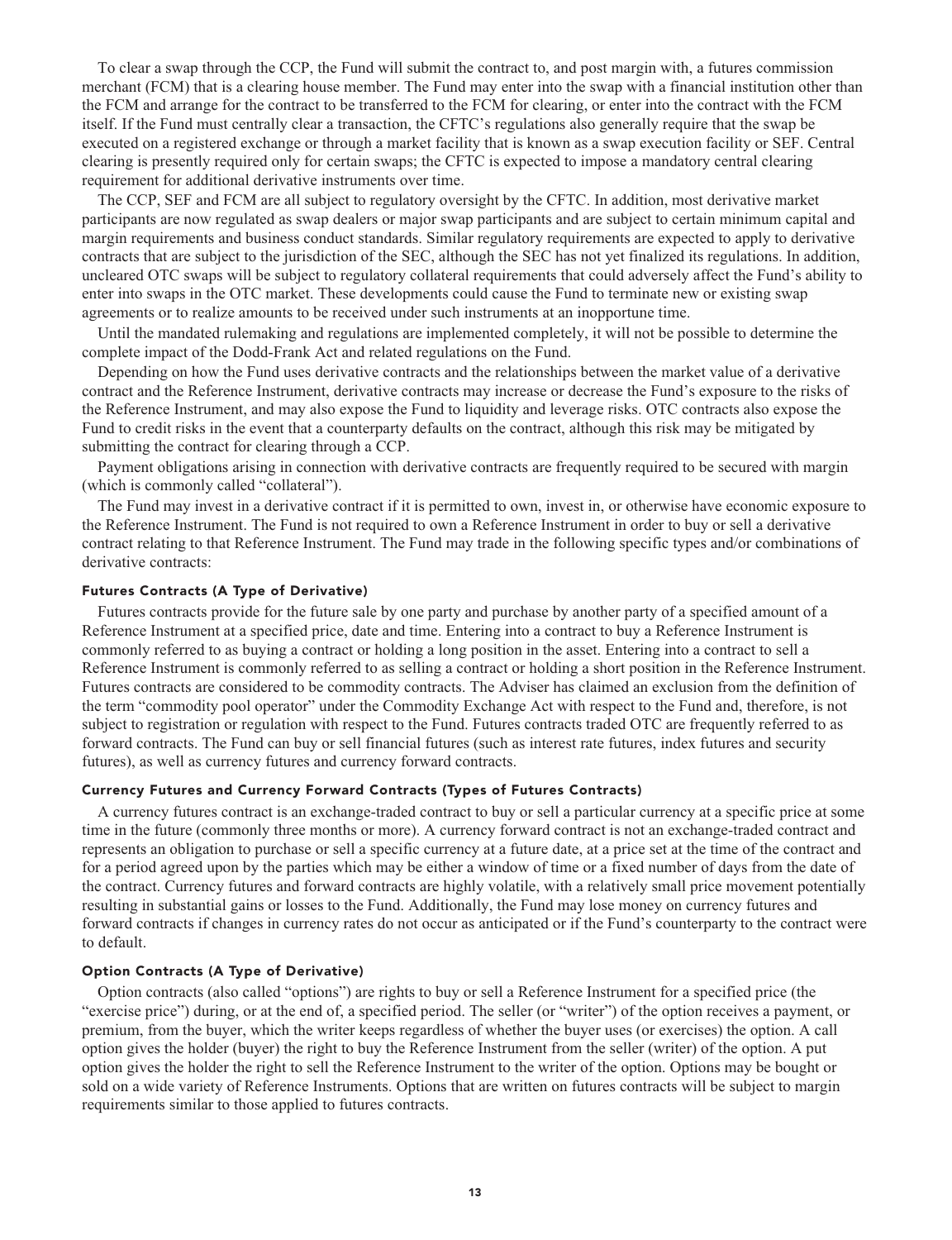To clear a swap through the CCP, the Fund will submit the contract to, and post margin with, a futures commission merchant (FCM) that is a clearing house member. The Fund may enter into the swap with a financial institution other than the FCM and arrange for the contract to be transferred to the FCM for clearing, or enter into the contract with the FCM itself. If the Fund must centrally clear a transaction, the CFTC's regulations also generally require that the swap be executed on a registered exchange or through a market facility that is known as a swap execution facility or SEF. Central clearing is presently required only for certain swaps; the CFTC is expected to impose a mandatory central clearing requirement for additional derivative instruments over time.

The CCP, SEF and FCM are all subject to regulatory oversight by the CFTC. In addition, most derivative market participants are now regulated as swap dealers or major swap participants and are subject to certain minimum capital and margin requirements and business conduct standards. Similar regulatory requirements are expected to apply to derivative contracts that are subject to the jurisdiction of the SEC, although the SEC has not yet finalized its regulations. In addition, uncleared OTC swaps will be subject to regulatory collateral requirements that could adversely affect the Fund's ability to enter into swaps in the OTC market. These developments could cause the Fund to terminate new or existing swap agreements or to realize amounts to be received under such instruments at an inopportune time.

Until the mandated rulemaking and regulations are implemented completely, it will not be possible to determine the complete impact of the Dodd-Frank Act and related regulations on the Fund.

Depending on how the Fund uses derivative contracts and the relationships between the market value of a derivative contract and the Reference Instrument, derivative contracts may increase or decrease the Fund's exposure to the risks of the Reference Instrument, and may also expose the Fund to liquidity and leverage risks. OTC contracts also expose the Fund to credit risks in the event that a counterparty defaults on the contract, although this risk may be mitigated by submitting the contract for clearing through a CCP.

Payment obligations arising in connection with derivative contracts are frequently required to be secured with margin (which is commonly called "collateral").

The Fund may invest in a derivative contract if it is permitted to own, invest in, or otherwise have economic exposure to the Reference Instrument. The Fund is not required to own a Reference Instrument in order to buy or sell a derivative contract relating to that Reference Instrument. The Fund may trade in the following specific types and/or combinations of derivative contracts:

#### Futures Contracts (A Type of Derivative)

Futures contracts provide for the future sale by one party and purchase by another party of a specified amount of a Reference Instrument at a specified price, date and time. Entering into a contract to buy a Reference Instrument is commonly referred to as buying a contract or holding a long position in the asset. Entering into a contract to sell a Reference Instrument is commonly referred to as selling a contract or holding a short position in the Reference Instrument. Futures contracts are considered to be commodity contracts. The Adviser has claimed an exclusion from the definition of the term "commodity pool operator" under the Commodity Exchange Act with respect to the Fund and, therefore, is not subject to registration or regulation with respect to the Fund. Futures contracts traded OTC are frequently referred to as forward contracts. The Fund can buy or sell financial futures (such as interest rate futures, index futures and security futures), as well as currency futures and currency forward contracts.

#### Currency Futures and Currency Forward Contracts (Types of Futures Contracts)

A currency futures contract is an exchange-traded contract to buy or sell a particular currency at a specific price at some time in the future (commonly three months or more). A currency forward contract is not an exchange-traded contract and represents an obligation to purchase or sell a specific currency at a future date, at a price set at the time of the contract and for a period agreed upon by the parties which may be either a window of time or a fixed number of days from the date of the contract. Currency futures and forward contracts are highly volatile, with a relatively small price movement potentially resulting in substantial gains or losses to the Fund. Additionally, the Fund may lose money on currency futures and forward contracts if changes in currency rates do not occur as anticipated or if the Fund's counterparty to the contract were to default.

#### Option Contracts (A Type of Derivative)

Option contracts (also called "options") are rights to buy or sell a Reference Instrument for a specified price (the "exercise price") during, or at the end of, a specified period. The seller (or "writer") of the option receives a payment, or premium, from the buyer, which the writer keeps regardless of whether the buyer uses (or exercises) the option. A call option gives the holder (buyer) the right to buy the Reference Instrument from the seller (writer) of the option. A put option gives the holder the right to sell the Reference Instrument to the writer of the option. Options may be bought or sold on a wide variety of Reference Instruments. Options that are written on futures contracts will be subject to margin requirements similar to those applied to futures contracts.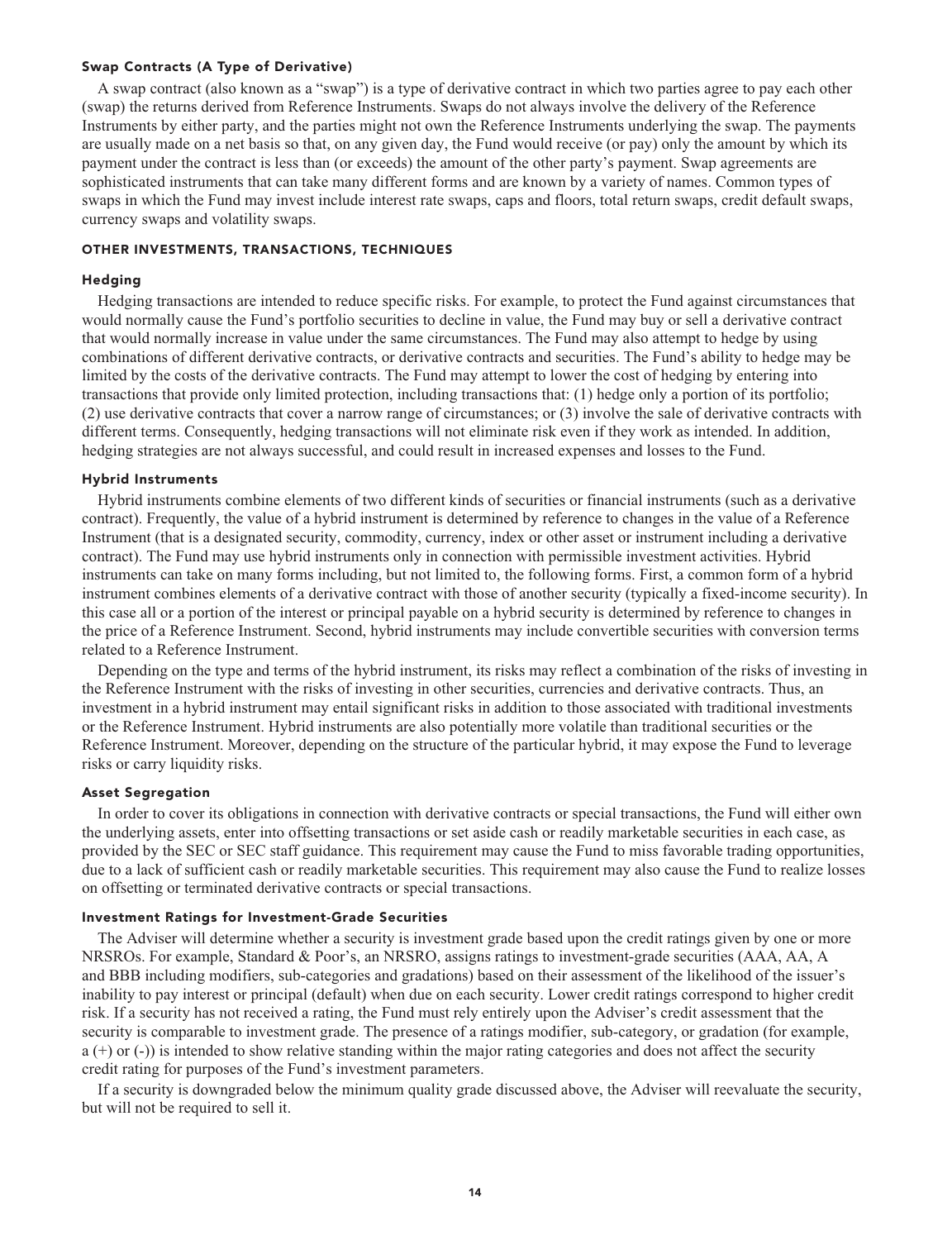### Swap Contracts (A Type of Derivative)

A swap contract (also known as a "swap") is a type of derivative contract in which two parties agree to pay each other (swap) the returns derived from Reference Instruments. Swaps do not always involve the delivery of the Reference Instruments by either party, and the parties might not own the Reference Instruments underlying the swap. The payments are usually made on a net basis so that, on any given day, the Fund would receive (or pay) only the amount by which its payment under the contract is less than (or exceeds) the amount of the other party's payment. Swap agreements are sophisticated instruments that can take many different forms and are known by a variety of names. Common types of swaps in which the Fund may invest include interest rate swaps, caps and floors, total return swaps, credit default swaps, currency swaps and volatility swaps.

## OTHER INVESTMENTS, TRANSACTIONS, TECHNIQUES

### Hedging

Hedging transactions are intended to reduce specific risks. For example, to protect the Fund against circumstances that would normally cause the Fund's portfolio securities to decline in value, the Fund may buy or sell a derivative contract that would normally increase in value under the same circumstances. The Fund may also attempt to hedge by using combinations of different derivative contracts, or derivative contracts and securities. The Fund's ability to hedge may be limited by the costs of the derivative contracts. The Fund may attempt to lower the cost of hedging by entering into transactions that provide only limited protection, including transactions that: (1) hedge only a portion of its portfolio; (2) use derivative contracts that cover a narrow range of circumstances; or (3) involve the sale of derivative contracts with different terms. Consequently, hedging transactions will not eliminate risk even if they work as intended. In addition, hedging strategies are not always successful, and could result in increased expenses and losses to the Fund.

### Hybrid Instruments

Hybrid instruments combine elements of two different kinds of securities or financial instruments (such as a derivative contract). Frequently, the value of a hybrid instrument is determined by reference to changes in the value of a Reference Instrument (that is a designated security, commodity, currency, index or other asset or instrument including a derivative contract). The Fund may use hybrid instruments only in connection with permissible investment activities. Hybrid instruments can take on many forms including, but not limited to, the following forms. First, a common form of a hybrid instrument combines elements of a derivative contract with those of another security (typically a fixed-income security). In this case all or a portion of the interest or principal payable on a hybrid security is determined by reference to changes in the price of a Reference Instrument. Second, hybrid instruments may include convertible securities with conversion terms related to a Reference Instrument.

Depending on the type and terms of the hybrid instrument, its risks may reflect a combination of the risks of investing in the Reference Instrument with the risks of investing in other securities, currencies and derivative contracts. Thus, an investment in a hybrid instrument may entail significant risks in addition to those associated with traditional investments or the Reference Instrument. Hybrid instruments are also potentially more volatile than traditional securities or the Reference Instrument. Moreover, depending on the structure of the particular hybrid, it may expose the Fund to leverage risks or carry liquidity risks.

### Asset Segregation

In order to cover its obligations in connection with derivative contracts or special transactions, the Fund will either own the underlying assets, enter into offsetting transactions or set aside cash or readily marketable securities in each case, as provided by the SEC or SEC staff guidance. This requirement may cause the Fund to miss favorable trading opportunities, due to a lack of sufficient cash or readily marketable securities. This requirement may also cause the Fund to realize losses on offsetting or terminated derivative contracts or special transactions.

### Investment Ratings for Investment-Grade Securities

The Adviser will determine whether a security is investment grade based upon the credit ratings given by one or more NRSROs. For example, Standard & Poor's, an NRSRO, assigns ratings to investment-grade securities (AAA, AA, A and BBB including modifiers, sub-categories and gradations) based on their assessment of the likelihood of the issuer's inability to pay interest or principal (default) when due on each security. Lower credit ratings correspond to higher credit risk. If a security has not received a rating, the Fund must rely entirely upon the Adviser's credit assessment that the security is comparable to investment grade. The presence of a ratings modifier, sub-category, or gradation (for example, a (+) or (-)) is intended to show relative standing within the major rating categories and does not affect the security credit rating for purposes of the Fund's investment parameters.

If a security is downgraded below the minimum quality grade discussed above, the Adviser will reevaluate the security, but will not be required to sell it.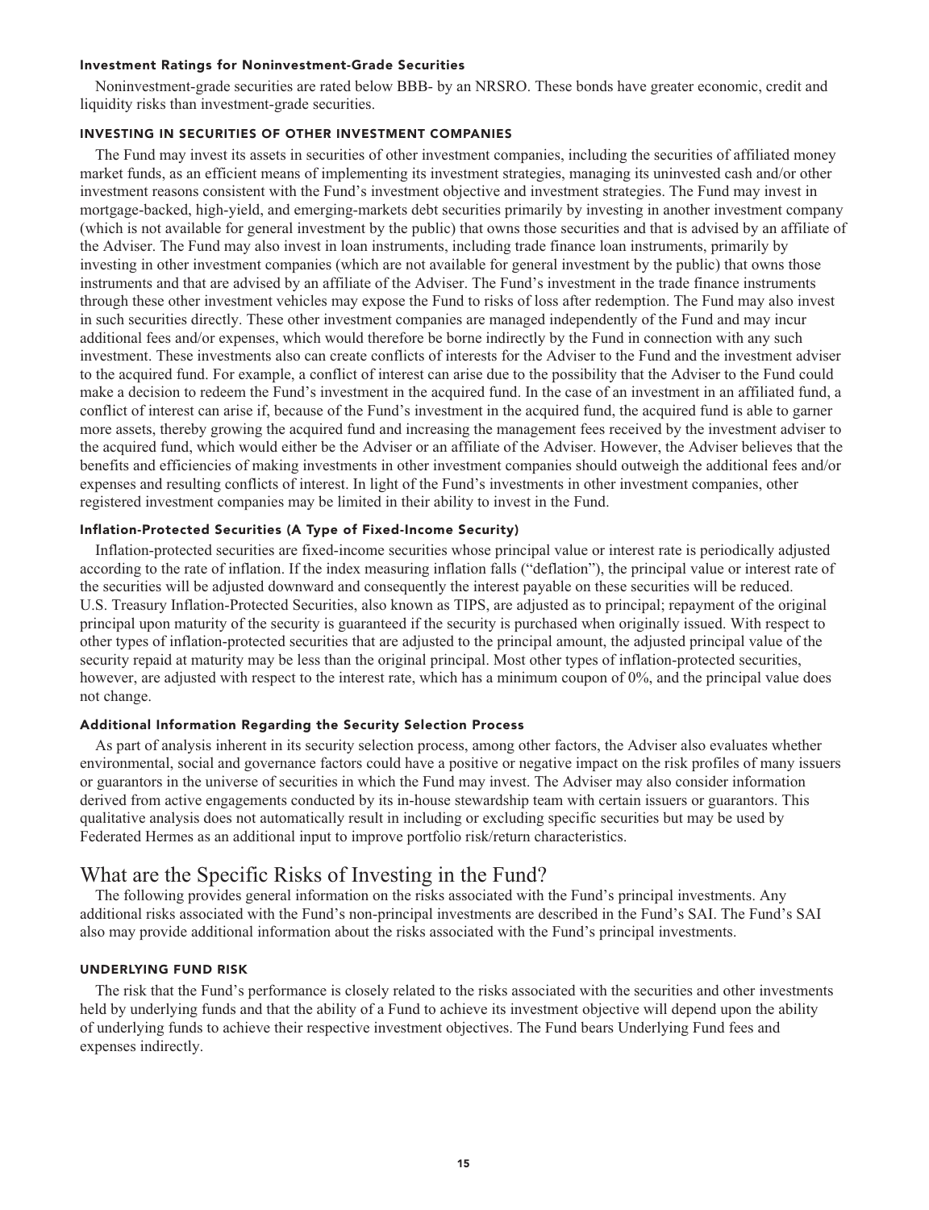#### Investment Ratings for Noninvestment-Grade Securities

Noninvestment-grade securities are rated below BBB- by an NRSRO. These bonds have greater economic, credit and liquidity risks than investment-grade securities.

### INVESTING IN SECURITIES OF OTHER INVESTMENT COMPANIES

The Fund may invest its assets in securities of other investment companies, including the securities of affiliated money market funds, as an efficient means of implementing its investment strategies, managing its uninvested cash and/or other investment reasons consistent with the Fund's investment objective and investment strategies. The Fund may invest in mortgage-backed, high-yield, and emerging-markets debt securities primarily by investing in another investment company (which is not available for general investment by the public) that owns those securities and that is advised by an affiliate of the Adviser. The Fund may also invest in loan instruments, including trade finance loan instruments, primarily by investing in other investment companies (which are not available for general investment by the public) that owns those instruments and that are advised by an affiliate of the Adviser. The Fund's investment in the trade finance instruments through these other investment vehicles may expose the Fund to risks of loss after redemption. The Fund may also invest in such securities directly. These other investment companies are managed independently of the Fund and may incur additional fees and/or expenses, which would therefore be borne indirectly by the Fund in connection with any such investment. These investments also can create conflicts of interests for the Adviser to the Fund and the investment adviser to the acquired fund. For example, a conflict of interest can arise due to the possibility that the Adviser to the Fund could make a decision to redeem the Fund's investment in the acquired fund. In the case of an investment in an affiliated fund, a conflict of interest can arise if, because of the Fund's investment in the acquired fund, the acquired fund is able to garner more assets, thereby growing the acquired fund and increasing the management fees received by the investment adviser to the acquired fund, which would either be the Adviser or an affiliate of the Adviser. However, the Adviser believes that the benefits and efficiencies of making investments in other investment companies should outweigh the additional fees and/or expenses and resulting conflicts of interest. In light of the Fund's investments in other investment companies, other registered investment companies may be limited in their ability to invest in the Fund.

#### Inflation-Protected Securities (A Type of Fixed-Income Security)

Inflation-protected securities are fixed-income securities whose principal value or interest rate is periodically adjusted according to the rate of inflation. If the index measuring inflation falls ("deflation"), the principal value or interest rate of the securities will be adjusted downward and consequently the interest payable on these securities will be reduced. U.S. Treasury Inflation-Protected Securities, also known as TIPS, are adjusted as to principal; repayment of the original principal upon maturity of the security is guaranteed if the security is purchased when originally issued. With respect to other types of inflation-protected securities that are adjusted to the principal amount, the adjusted principal value of the security repaid at maturity may be less than the original principal. Most other types of inflation-protected securities, however, are adjusted with respect to the interest rate, which has a minimum coupon of 0%, and the principal value does not change.

#### Additional Information Regarding the Security Selection Process

As part of analysis inherent in its security selection process, among other factors, the Adviser also evaluates whether environmental, social and governance factors could have a positive or negative impact on the risk profiles of many issuers or guarantors in the universe of securities in which the Fund may invest. The Adviser may also consider information derived from active engagements conducted by its in-house stewardship team with certain issuers or guarantors. This qualitative analysis does not automatically result in including or excluding specific securities but may be used by Federated Hermes as an additional input to improve portfolio risk/return characteristics.

## What are the Specific Risks of Investing in the Fund?

The following provides general information on the risks associated with the Fund's principal investments. Any additional risks associated with the Fund's non-principal investments are described in the Fund's SAI. The Fund's SAI also may provide additional information about the risks associated with the Fund's principal investments.

### UNDERLYING FUND RISK

The risk that the Fund's performance is closely related to the risks associated with the securities and other investments held by underlying funds and that the ability of a Fund to achieve its investment objective will depend upon the ability of underlying funds to achieve their respective investment objectives. The Fund bears Underlying Fund fees and expenses indirectly.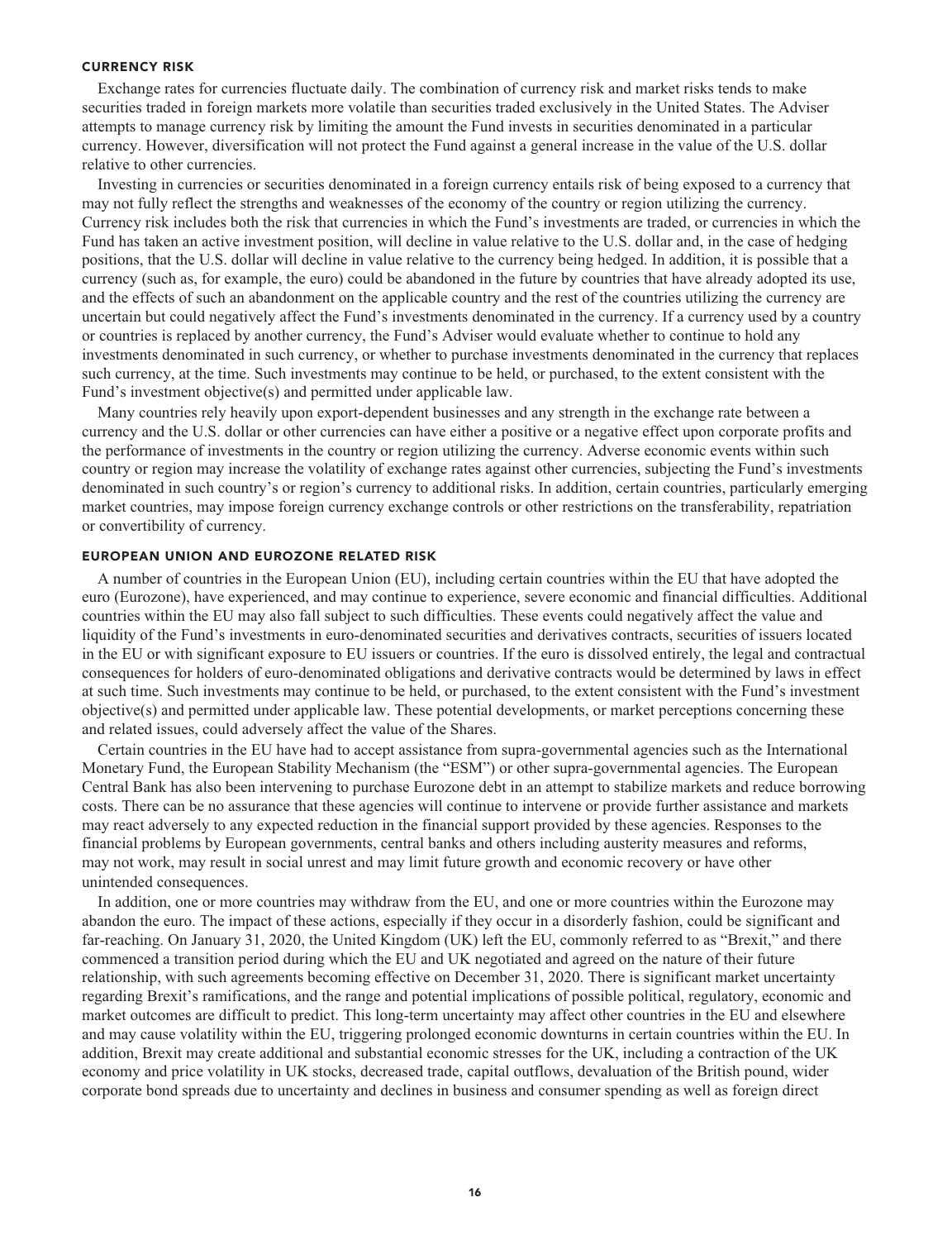### CURRENCY RISK

Exchange rates for currencies fluctuate daily. The combination of currency risk and market risks tends to make securities traded in foreign markets more volatile than securities traded exclusively in the United States. The Adviser attempts to manage currency risk by limiting the amount the Fund invests in securities denominated in a particular currency. However, diversification will not protect the Fund against a general increase in the value of the U.S. dollar relative to other currencies.

Investing in currencies or securities denominated in a foreign currency entails risk of being exposed to a currency that may not fully reflect the strengths and weaknesses of the economy of the country or region utilizing the currency. Currency risk includes both the risk that currencies in which the Fund's investments are traded, or currencies in which the Fund has taken an active investment position, will decline in value relative to the U.S. dollar and, in the case of hedging positions, that the U.S. dollar will decline in value relative to the currency being hedged. In addition, it is possible that a currency (such as, for example, the euro) could be abandoned in the future by countries that have already adopted its use, and the effects of such an abandonment on the applicable country and the rest of the countries utilizing the currency are uncertain but could negatively affect the Fund's investments denominated in the currency. If a currency used by a country or countries is replaced by another currency, the Fund's Adviser would evaluate whether to continue to hold any investments denominated in such currency, or whether to purchase investments denominated in the currency that replaces such currency, at the time. Such investments may continue to be held, or purchased, to the extent consistent with the Fund's investment objective(s) and permitted under applicable law.

Many countries rely heavily upon export-dependent businesses and any strength in the exchange rate between a currency and the U.S. dollar or other currencies can have either a positive or a negative effect upon corporate profits and the performance of investments in the country or region utilizing the currency. Adverse economic events within such country or region may increase the volatility of exchange rates against other currencies, subjecting the Fund's investments denominated in such country's or region's currency to additional risks. In addition, certain countries, particularly emerging market countries, may impose foreign currency exchange controls or other restrictions on the transferability, repatriation or convertibility of currency.

### EUROPEAN UNION AND EUROZONE RELATED RISK

A number of countries in the European Union (EU), including certain countries within the EU that have adopted the euro (Eurozone), have experienced, and may continue to experience, severe economic and financial difficulties. Additional countries within the EU may also fall subject to such difficulties. These events could negatively affect the value and liquidity of the Fund's investments in euro-denominated securities and derivatives contracts, securities of issuers located in the EU or with significant exposure to EU issuers or countries. If the euro is dissolved entirely, the legal and contractual consequences for holders of euro-denominated obligations and derivative contracts would be determined by laws in effect at such time. Such investments may continue to be held, or purchased, to the extent consistent with the Fund's investment objective(s) and permitted under applicable law. These potential developments, or market perceptions concerning these and related issues, could adversely affect the value of the Shares.

Certain countries in the EU have had to accept assistance from supra-governmental agencies such as the International Monetary Fund, the European Stability Mechanism (the "ESM") or other supra-governmental agencies. The European Central Bank has also been intervening to purchase Eurozone debt in an attempt to stabilize markets and reduce borrowing costs. There can be no assurance that these agencies will continue to intervene or provide further assistance and markets may react adversely to any expected reduction in the financial support provided by these agencies. Responses to the financial problems by European governments, central banks and others including austerity measures and reforms, may not work, may result in social unrest and may limit future growth and economic recovery or have other unintended consequences.

In addition, one or more countries may withdraw from the EU, and one or more countries within the Eurozone may abandon the euro. The impact of these actions, especially if they occur in a disorderly fashion, could be significant and far-reaching. On January 31, 2020, the United Kingdom (UK) left the EU, commonly referred to as "Brexit," and there commenced a transition period during which the EU and UK negotiated and agreed on the nature of their future relationship, with such agreements becoming effective on December 31, 2020. There is significant market uncertainty regarding Brexit's ramifications, and the range and potential implications of possible political, regulatory, economic and market outcomes are difficult to predict. This long-term uncertainty may affect other countries in the EU and elsewhere and may cause volatility within the EU, triggering prolonged economic downturns in certain countries within the EU. In addition, Brexit may create additional and substantial economic stresses for the UK, including a contraction of the UK economy and price volatility in UK stocks, decreased trade, capital outflows, devaluation of the British pound, wider corporate bond spreads due to uncertainty and declines in business and consumer spending as well as foreign direct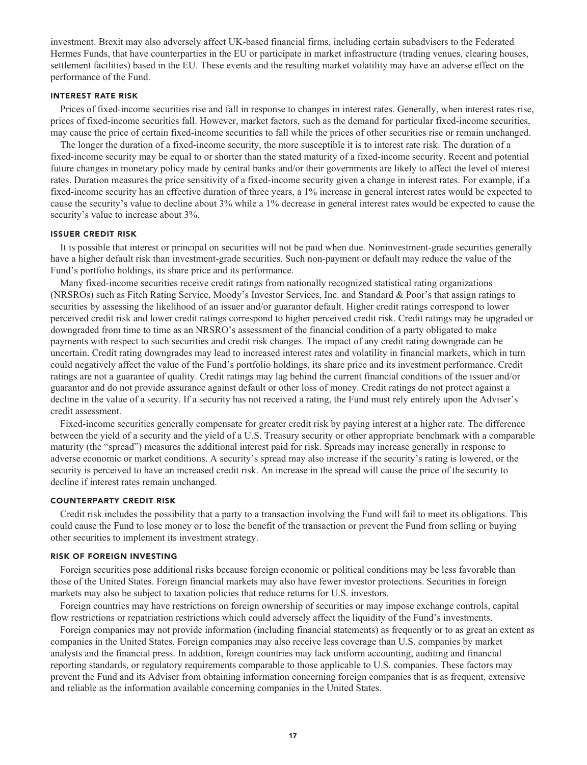investment. Brexit may also adversely affect UK-based financial firms, including certain subadvisers to the Federated Hermes Funds, that have counterparties in the EU or participate in market infrastructure (trading venues, clearing houses, settlement facilities) based in the EU. These events and the resulting market volatility may have an adverse effect on the performance of the Fund.

### INTEREST RATE RISK

Prices of fixed-income securities rise and fall in response to changes in interest rates. Generally, when interest rates rise, prices of fixed-income securities fall. However, market factors, such as the demand for particular fixed-income securities, may cause the price of certain fixed-income securities to fall while the prices of other securities rise or remain unchanged.

The longer the duration of a fixed-income security, the more susceptible it is to interest rate risk. The duration of a fixed-income security may be equal to or shorter than the stated maturity of a fixed-income security. Recent and potential future changes in monetary policy made by central banks and/or their governments are likely to affect the level of interest rates. Duration measures the price sensitivity of a fixed-income security given a change in interest rates. For example, if a fixed-income security has an effective duration of three years, a 1% increase in general interest rates would be expected to cause the security's value to decline about 3% while a 1% decrease in general interest rates would be expected to cause the security's value to increase about 3%.

### ISSUER CREDIT RISK

It is possible that interest or principal on securities will not be paid when due. Noninvestment-grade securities generally have a higher default risk than investment-grade securities. Such non-payment or default may reduce the value of the Fund's portfolio holdings, its share price and its performance.

Many fixed-income securities receive credit ratings from nationally recognized statistical rating organizations (NRSROs) such as Fitch Rating Service, Moody's Investor Services, Inc. and Standard & Poor's that assign ratings to securities by assessing the likelihood of an issuer and/or guarantor default. Higher credit ratings correspond to lower perceived credit risk and lower credit ratings correspond to higher perceived credit risk. Credit ratings may be upgraded or downgraded from time to time as an NRSRO's assessment of the financial condition of a party obligated to make payments with respect to such securities and credit risk changes. The impact of any credit rating downgrade can be uncertain. Credit rating downgrades may lead to increased interest rates and volatility in financial markets, which in turn could negatively affect the value of the Fund's portfolio holdings, its share price and its investment performance. Credit ratings are not a guarantee of quality. Credit ratings may lag behind the current financial conditions of the issuer and/or guarantor and do not provide assurance against default or other loss of money. Credit ratings do not protect against a decline in the value of a security. If a security has not received a rating, the Fund must rely entirely upon the Adviser's credit assessment.

Fixed-income securities generally compensate for greater credit risk by paying interest at a higher rate. The difference between the yield of a security and the yield of a U.S. Treasury security or other appropriate benchmark with a comparable maturity (the "spread") measures the additional interest paid for risk. Spreads may increase generally in response to adverse economic or market conditions. A security's spread may also increase if the security's rating is lowered, or the security is perceived to have an increased credit risk. An increase in the spread will cause the price of the security to decline if interest rates remain unchanged.

### COUNTERPARTY CREDIT RISK

Credit risk includes the possibility that a party to a transaction involving the Fund will fail to meet its obligations. This could cause the Fund to lose money or to lose the benefit of the transaction or prevent the Fund from selling or buying other securities to implement its investment strategy.

### RISK OF FOREIGN INVESTING

Foreign securities pose additional risks because foreign economic or political conditions may be less favorable than those of the United States. Foreign financial markets may also have fewer investor protections. Securities in foreign markets may also be subject to taxation policies that reduce returns for U.S. investors.

Foreign countries may have restrictions on foreign ownership of securities or may impose exchange controls, capital flow restrictions or repatriation restrictions which could adversely affect the liquidity of the Fund's investments.

Foreign companies may not provide information (including financial statements) as frequently or to as great an extent as companies in the United States. Foreign companies may also receive less coverage than U.S. companies by market analysts and the financial press. In addition, foreign countries may lack uniform accounting, auditing and financial reporting standards, or regulatory requirements comparable to those applicable to U.S. companies. These factors may prevent the Fund and its Adviser from obtaining information concerning foreign companies that is as frequent, extensive and reliable as the information available concerning companies in the United States.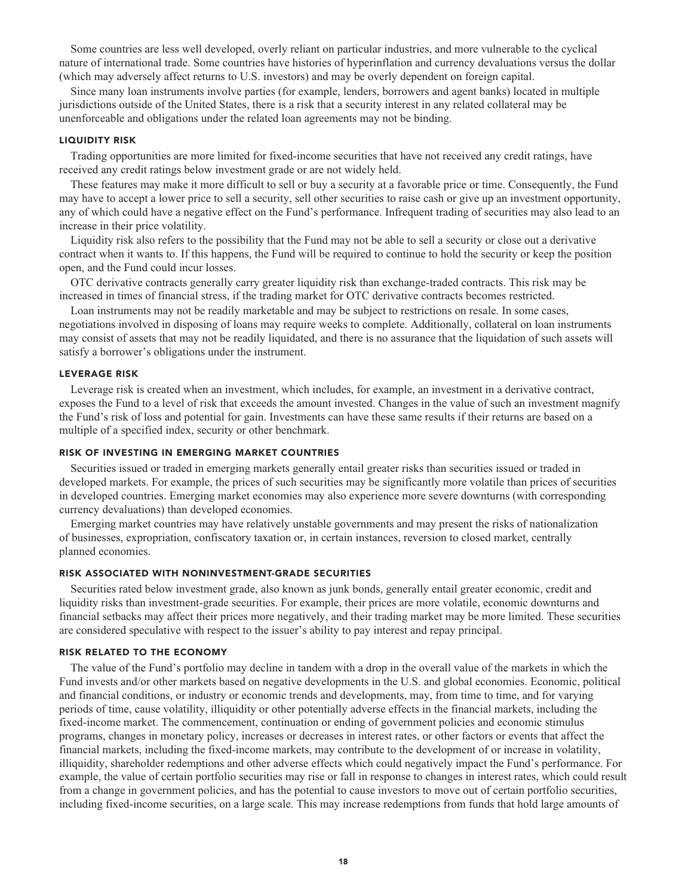Some countries are less well developed, overly reliant on particular industries, and more vulnerable to the cyclical nature of international trade. Some countries have histories of hyperinflation and currency devaluations versus the dollar (which may adversely affect returns to U.S. investors) and may be overly dependent on foreign capital.

Since many loan instruments involve parties (for example, lenders, borrowers and agent banks) located in multiple jurisdictions outside of the United States, there is a risk that a security interest in any related collateral may be unenforceable and obligations under the related loan agreements may not be binding.

### LIQUIDITY RISK

Trading opportunities are more limited for fixed-income securities that have not received any credit ratings, have received any credit ratings below investment grade or are not widely held.

These features may make it more difficult to sell or buy a security at a favorable price or time. Consequently, the Fund may have to accept a lower price to sell a security, sell other securities to raise cash or give up an investment opportunity, any of which could have a negative effect on the Fund's performance. Infrequent trading of securities may also lead to an increase in their price volatility.

Liquidity risk also refers to the possibility that the Fund may not be able to sell a security or close out a derivative contract when it wants to. If this happens, the Fund will be required to continue to hold the security or keep the position open, and the Fund could incur losses.

OTC derivative contracts generally carry greater liquidity risk than exchange-traded contracts. This risk may be increased in times of financial stress, if the trading market for OTC derivative contracts becomes restricted.

Loan instruments may not be readily marketable and may be subject to restrictions on resale. In some cases, negotiations involved in disposing of loans may require weeks to complete. Additionally, collateral on loan instruments may consist of assets that may not be readily liquidated, and there is no assurance that the liquidation of such assets will satisfy a borrower's obligations under the instrument.

### LEVERAGE RISK

Leverage risk is created when an investment, which includes, for example, an investment in a derivative contract, exposes the Fund to a level of risk that exceeds the amount invested. Changes in the value of such an investment magnify the Fund's risk of loss and potential for gain. Investments can have these same results if their returns are based on a multiple of a specified index, security or other benchmark.

### RISK OF INVESTING IN EMERGING MARKET COUNTRIES

Securities issued or traded in emerging markets generally entail greater risks than securities issued or traded in developed markets. For example, the prices of such securities may be significantly more volatile than prices of securities in developed countries. Emerging market economies may also experience more severe downturns (with corresponding currency devaluations) than developed economies.

Emerging market countries may have relatively unstable governments and may present the risks of nationalization of businesses, expropriation, confiscatory taxation or, in certain instances, reversion to closed market, centrally planned economies.

### RISK ASSOCIATED WITH NONINVESTMENT-GRADE SECURITIES

Securities rated below investment grade, also known as junk bonds, generally entail greater economic, credit and liquidity risks than investment-grade securities. For example, their prices are more volatile, economic downturns and financial setbacks may affect their prices more negatively, and their trading market may be more limited. These securities are considered speculative with respect to the issuer's ability to pay interest and repay principal.

### RISK RELATED TO THE ECONOMY

The value of the Fund's portfolio may decline in tandem with a drop in the overall value of the markets in which the Fund invests and/or other markets based on negative developments in the U.S. and global economies. Economic, political and financial conditions, or industry or economic trends and developments, may, from time to time, and for varying periods of time, cause volatility, illiquidity or other potentially adverse effects in the financial markets, including the fixed-income market. The commencement, continuation or ending of government policies and economic stimulus programs, changes in monetary policy, increases or decreases in interest rates, or other factors or events that affect the financial markets, including the fixed-income markets, may contribute to the development of or increase in volatility, illiquidity, shareholder redemptions and other adverse effects which could negatively impact the Fund's performance. For example, the value of certain portfolio securities may rise or fall in response to changes in interest rates, which could result from a change in government policies, and has the potential to cause investors to move out of certain portfolio securities, including fixed-income securities, on a large scale. This may increase redemptions from funds that hold large amounts of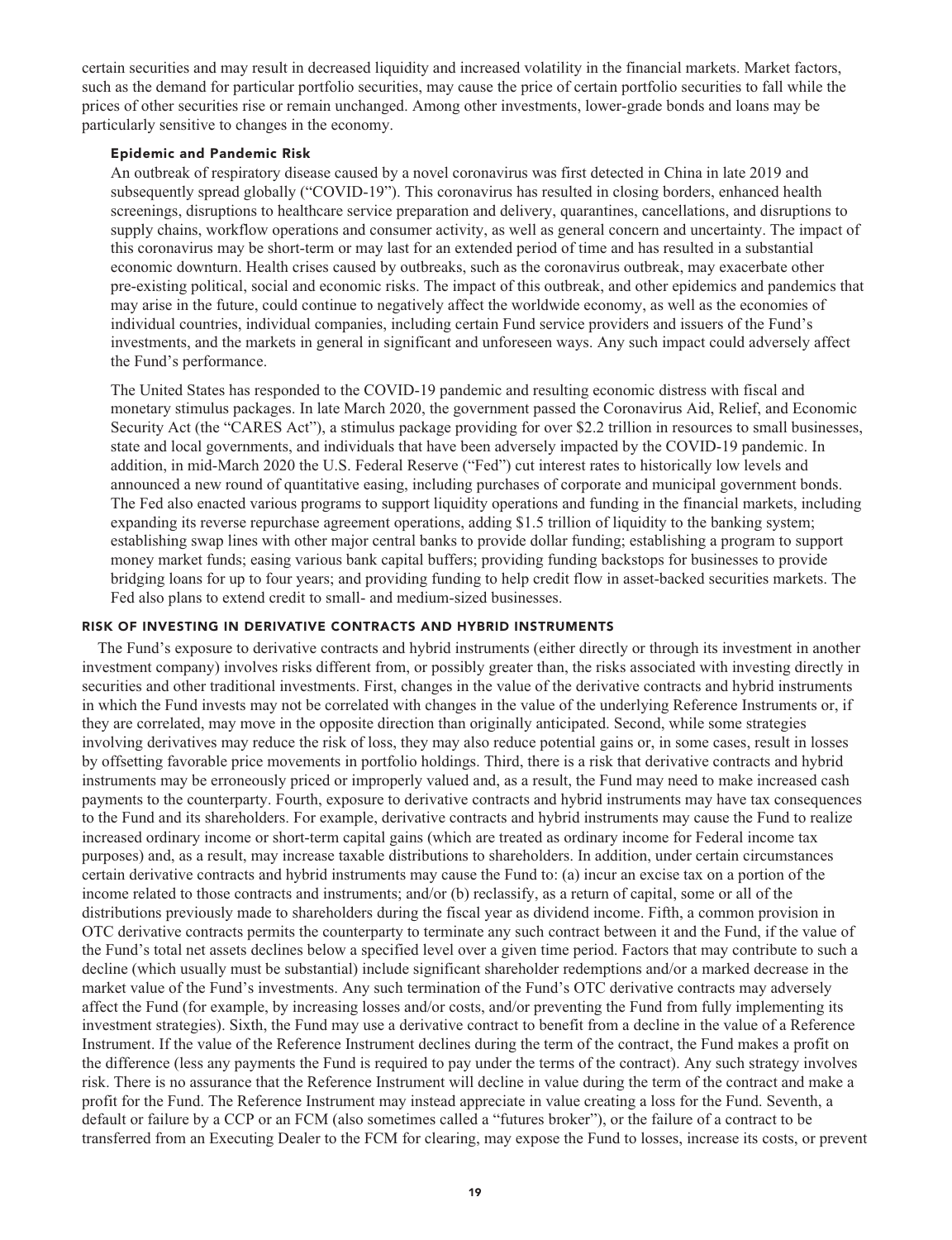certain securities and may result in decreased liquidity and increased volatility in the financial markets. Market factors, such as the demand for particular portfolio securities, may cause the price of certain portfolio securities to fall while the prices of other securities rise or remain unchanged. Among other investments, lower-grade bonds and loans may be particularly sensitive to changes in the economy.

#### Epidemic and Pandemic Risk

An outbreak of respiratory disease caused by a novel coronavirus was first detected in China in late 2019 and subsequently spread globally ("COVID-19"). This coronavirus has resulted in closing borders, enhanced health screenings, disruptions to healthcare service preparation and delivery, quarantines, cancellations, and disruptions to supply chains, workflow operations and consumer activity, as well as general concern and uncertainty. The impact of this coronavirus may be short-term or may last for an extended period of time and has resulted in a substantial economic downturn. Health crises caused by outbreaks, such as the coronavirus outbreak, may exacerbate other pre-existing political, social and economic risks. The impact of this outbreak, and other epidemics and pandemics that may arise in the future, could continue to negatively affect the worldwide economy, as well as the economies of individual countries, individual companies, including certain Fund service providers and issuers of the Fund's investments, and the markets in general in significant and unforeseen ways. Any such impact could adversely affect the Fund's performance.

The United States has responded to the COVID-19 pandemic and resulting economic distress with fiscal and monetary stimulus packages. In late March 2020, the government passed the Coronavirus Aid, Relief, and Economic Security Act (the "CARES Act"), a stimulus package providing for over $2.2 trillion in resources to small businesses, state and local governments, and individuals that have been adversely impacted by the COVID-19 pandemic. In addition, in mid-March 2020 the U.S. Federal Reserve ("Fed") cut interest rates to historically low levels and announced a new round of quantitative easing, including purchases of corporate and municipal government bonds. The Fed also enacted various programs to support liquidity operations and funding in the financial markets, including expanding its reverse repurchase agreement operations, adding $1.5 trillion of liquidity to the banking system; establishing swap lines with other major central banks to provide dollar funding; establishing a program to support money market funds; easing various bank capital buffers; providing funding backstops for businesses to provide bridging loans for up to four years; and providing funding to help credit flow in asset-backed securities markets. The Fed also plans to extend credit to small- and medium-sized businesses.

### RISK OF INVESTING IN DERIVATIVE CONTRACTS AND HYBRID INSTRUMENTS

The Fund's exposure to derivative contracts and hybrid instruments (either directly or through its investment in another investment company) involves risks different from, or possibly greater than, the risks associated with investing directly in securities and other traditional investments. First, changes in the value of the derivative contracts and hybrid instruments in which the Fund invests may not be correlated with changes in the value of the underlying Reference Instruments or, if they are correlated, may move in the opposite direction than originally anticipated. Second, while some strategies involving derivatives may reduce the risk of loss, they may also reduce potential gains or, in some cases, result in losses by offsetting favorable price movements in portfolio holdings. Third, there is a risk that derivative contracts and hybrid instruments may be erroneously priced or improperly valued and, as a result, the Fund may need to make increased cash payments to the counterparty. Fourth, exposure to derivative contracts and hybrid instruments may have tax consequences to the Fund and its shareholders. For example, derivative contracts and hybrid instruments may cause the Fund to realize increased ordinary income or short-term capital gains (which are treated as ordinary income for Federal income tax purposes) and, as a result, may increase taxable distributions to shareholders. In addition, under certain circumstances certain derivative contracts and hybrid instruments may cause the Fund to: (a) incur an excise tax on a portion of the income related to those contracts and instruments; and/or (b) reclassify, as a return of capital, some or all of the distributions previously made to shareholders during the fiscal year as dividend income. Fifth, a common provision in OTC derivative contracts permits the counterparty to terminate any such contract between it and the Fund, if the value of the Fund's total net assets declines below a specified level over a given time period. Factors that may contribute to such a decline (which usually must be substantial) include significant shareholder redemptions and/or a marked decrease in the market value of the Fund's investments. Any such termination of the Fund's OTC derivative contracts may adversely affect the Fund (for example, by increasing losses and/or costs, and/or preventing the Fund from fully implementing its investment strategies). Sixth, the Fund may use a derivative contract to benefit from a decline in the value of a Reference Instrument. If the value of the Reference Instrument declines during the term of the contract, the Fund makes a profit on the difference (less any payments the Fund is required to pay under the terms of the contract). Any such strategy involves risk. There is no assurance that the Reference Instrument will decline in value during the term of the contract and make a profit for the Fund. The Reference Instrument may instead appreciate in value creating a loss for the Fund. Seventh, a default or failure by a CCP or an FCM (also sometimes called a "futures broker"), or the failure of a contract to be transferred from an Executing Dealer to the FCM for clearing, may expose the Fund to losses, increase its costs, or prevent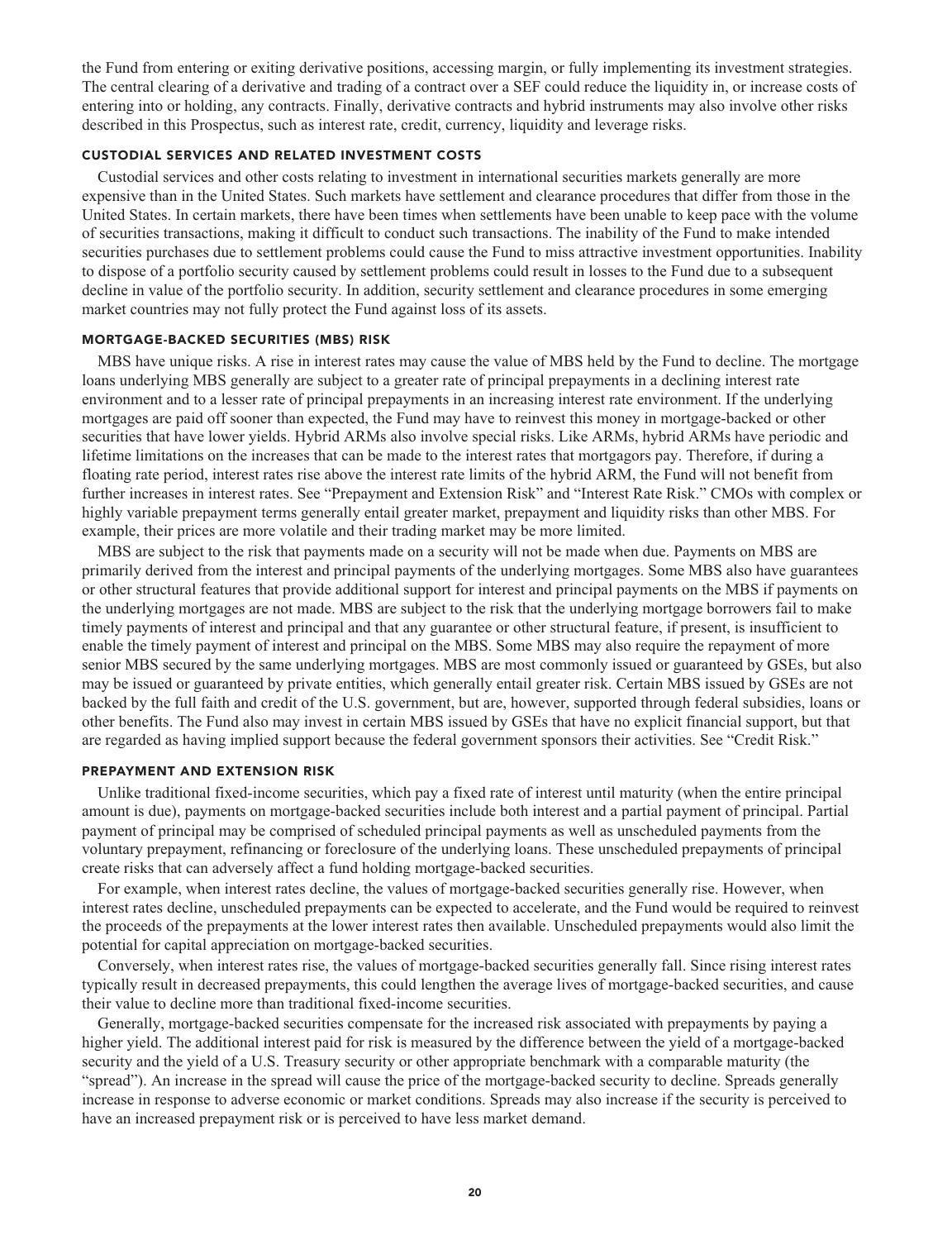the Fund from entering or exiting derivative positions, accessing margin, or fully implementing its investment strategies. The central clearing of a derivative and trading of a contract over a SEF could reduce the liquidity in, or increase costs of entering into or holding, any contracts. Finally, derivative contracts and hybrid instruments may also involve other risks described in this Prospectus, such as interest rate, credit, currency, liquidity and leverage risks.

### CUSTODIAL SERVICES AND RELATED INVESTMENT COSTS

Custodial services and other costs relating to investment in international securities markets generally are more expensive than in the United States. Such markets have settlement and clearance procedures that differ from those in the United States. In certain markets, there have been times when settlements have been unable to keep pace with the volume of securities transactions, making it difficult to conduct such transactions. The inability of the Fund to make intended securities purchases due to settlement problems could cause the Fund to miss attractive investment opportunities. Inability to dispose of a portfolio security caused by settlement problems could result in losses to the Fund due to a subsequent decline in value of the portfolio security. In addition, security settlement and clearance procedures in some emerging market countries may not fully protect the Fund against loss of its assets.

### MORTGAGE-BACKED SECURITIES (MBS) RISK

MBS have unique risks. A rise in interest rates may cause the value of MBS held by the Fund to decline. The mortgage loans underlying MBS generally are subject to a greater rate of principal prepayments in a declining interest rate environment and to a lesser rate of principal prepayments in an increasing interest rate environment. If the underlying mortgages are paid off sooner than expected, the Fund may have to reinvest this money in mortgage-backed or other securities that have lower yields. Hybrid ARMs also involve special risks. Like ARMs, hybrid ARMs have periodic and lifetime limitations on the increases that can be made to the interest rates that mortgagors pay. Therefore, if during a floating rate period, interest rates rise above the interest rate limits of the hybrid ARM, the Fund will not benefit from further increases in interest rates. See "Prepayment and Extension Risk" and "Interest Rate Risk." CMOs with complex or highly variable prepayment terms generally entail greater market, prepayment and liquidity risks than other MBS. For example, their prices are more volatile and their trading market may be more limited.

MBS are subject to the risk that payments made on a security will not be made when due. Payments on MBS are primarily derived from the interest and principal payments of the underlying mortgages. Some MBS also have guarantees or other structural features that provide additional support for interest and principal payments on the MBS if payments on the underlying mortgages are not made. MBS are subject to the risk that the underlying mortgage borrowers fail to make timely payments of interest and principal and that any guarantee or other structural feature, if present, is insufficient to enable the timely payment of interest and principal on the MBS. Some MBS may also require the repayment of more senior MBS secured by the same underlying mortgages. MBS are most commonly issued or guaranteed by GSEs, but also may be issued or guaranteed by private entities, which generally entail greater risk. Certain MBS issued by GSEs are not backed by the full faith and credit of the U.S. government, but are, however, supported through federal subsidies, loans or other benefits. The Fund also may invest in certain MBS issued by GSEs that have no explicit financial support, but that are regarded as having implied support because the federal government sponsors their activities. See "Credit Risk."

### PREPAYMENT AND EXTENSION RISK

Unlike traditional fixed-income securities, which pay a fixed rate of interest until maturity (when the entire principal amount is due), payments on mortgage-backed securities include both interest and a partial payment of principal. Partial payment of principal may be comprised of scheduled principal payments as well as unscheduled payments from the voluntary prepayment, refinancing or foreclosure of the underlying loans. These unscheduled prepayments of principal create risks that can adversely affect a fund holding mortgage-backed securities.

For example, when interest rates decline, the values of mortgage-backed securities generally rise. However, when interest rates decline, unscheduled prepayments can be expected to accelerate, and the Fund would be required to reinvest the proceeds of the prepayments at the lower interest rates then available. Unscheduled prepayments would also limit the potential for capital appreciation on mortgage-backed securities.

Conversely, when interest rates rise, the values of mortgage-backed securities generally fall. Since rising interest rates typically result in decreased prepayments, this could lengthen the average lives of mortgage-backed securities, and cause their value to decline more than traditional fixed-income securities.

Generally, mortgage-backed securities compensate for the increased risk associated with prepayments by paying a higher yield. The additional interest paid for risk is measured by the difference between the yield of a mortgage-backed security and the yield of a U.S. Treasury security or other appropriate benchmark with a comparable maturity (the "spread"). An increase in the spread will cause the price of the mortgage-backed security to decline. Spreads generally increase in response to adverse economic or market conditions. Spreads may also increase if the security is perceived to have an increased prepayment risk or is perceived to have less market demand.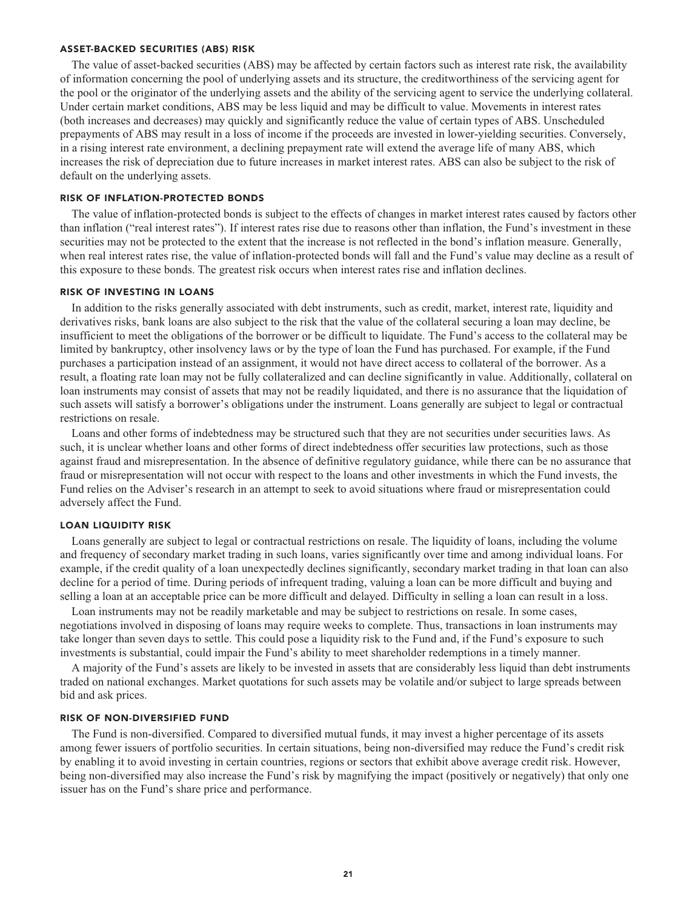### ASSET-BACKED SECURITIES (ABS) RISK

The value of asset-backed securities (ABS) may be affected by certain factors such as interest rate risk, the availability of information concerning the pool of underlying assets and its structure, the creditworthiness of the servicing agent for the pool or the originator of the underlying assets and the ability of the servicing agent to service the underlying collateral. Under certain market conditions, ABS may be less liquid and may be difficult to value. Movements in interest rates (both increases and decreases) may quickly and significantly reduce the value of certain types of ABS. Unscheduled prepayments of ABS may result in a loss of income if the proceeds are invested in lower-yielding securities. Conversely, in a rising interest rate environment, a declining prepayment rate will extend the average life of many ABS, which increases the risk of depreciation due to future increases in market interest rates. ABS can also be subject to the risk of default on the underlying assets.

### RISK OF INFLATION-PROTECTED BONDS

The value of inflation-protected bonds is subject to the effects of changes in market interest rates caused by factors other than inflation ("real interest rates"). If interest rates rise due to reasons other than inflation, the Fund's investment in these securities may not be protected to the extent that the increase is not reflected in the bond's inflation measure. Generally, when real interest rates rise, the value of inflation-protected bonds will fall and the Fund's value may decline as a result of this exposure to these bonds. The greatest risk occurs when interest rates rise and inflation declines.

### RISK OF INVESTING IN LOANS

In addition to the risks generally associated with debt instruments, such as credit, market, interest rate, liquidity and derivatives risks, bank loans are also subject to the risk that the value of the collateral securing a loan may decline, be insufficient to meet the obligations of the borrower or be difficult to liquidate. The Fund's access to the collateral may be limited by bankruptcy, other insolvency laws or by the type of loan the Fund has purchased. For example, if the Fund purchases a participation instead of an assignment, it would not have direct access to collateral of the borrower. As a result, a floating rate loan may not be fully collateralized and can decline significantly in value. Additionally, collateral on loan instruments may consist of assets that may not be readily liquidated, and there is no assurance that the liquidation of such assets will satisfy a borrower's obligations under the instrument. Loans generally are subject to legal or contractual restrictions on resale.

Loans and other forms of indebtedness may be structured such that they are not securities under securities laws. As such, it is unclear whether loans and other forms of direct indebtedness offer securities law protections, such as those against fraud and misrepresentation. In the absence of definitive regulatory guidance, while there can be no assurance that fraud or misrepresentation will not occur with respect to the loans and other investments in which the Fund invests, the Fund relies on the Adviser's research in an attempt to seek to avoid situations where fraud or misrepresentation could adversely affect the Fund.

### LOAN LIQUIDITY RISK

Loans generally are subject to legal or contractual restrictions on resale. The liquidity of loans, including the volume and frequency of secondary market trading in such loans, varies significantly over time and among individual loans. For example, if the credit quality of a loan unexpectedly declines significantly, secondary market trading in that loan can also decline for a period of time. During periods of infrequent trading, valuing a loan can be more difficult and buying and selling a loan at an acceptable price can be more difficult and delayed. Difficulty in selling a loan can result in a loss.

Loan instruments may not be readily marketable and may be subject to restrictions on resale. In some cases, negotiations involved in disposing of loans may require weeks to complete. Thus, transactions in loan instruments may take longer than seven days to settle. This could pose a liquidity risk to the Fund and, if the Fund's exposure to such investments is substantial, could impair the Fund's ability to meet shareholder redemptions in a timely manner.

A majority of the Fund's assets are likely to be invested in assets that are considerably less liquid than debt instruments traded on national exchanges. Market quotations for such assets may be volatile and/or subject to large spreads between bid and ask prices.

### RISK OF NON-DIVERSIFIED FUND

The Fund is non-diversified. Compared to diversified mutual funds, it may invest a higher percentage of its assets among fewer issuers of portfolio securities. In certain situations, being non-diversified may reduce the Fund's credit risk by enabling it to avoid investing in certain countries, regions or sectors that exhibit above average credit risk. However, being non-diversified may also increase the Fund's risk by magnifying the impact (positively or negatively) that only one issuer has on the Fund's share price and performance.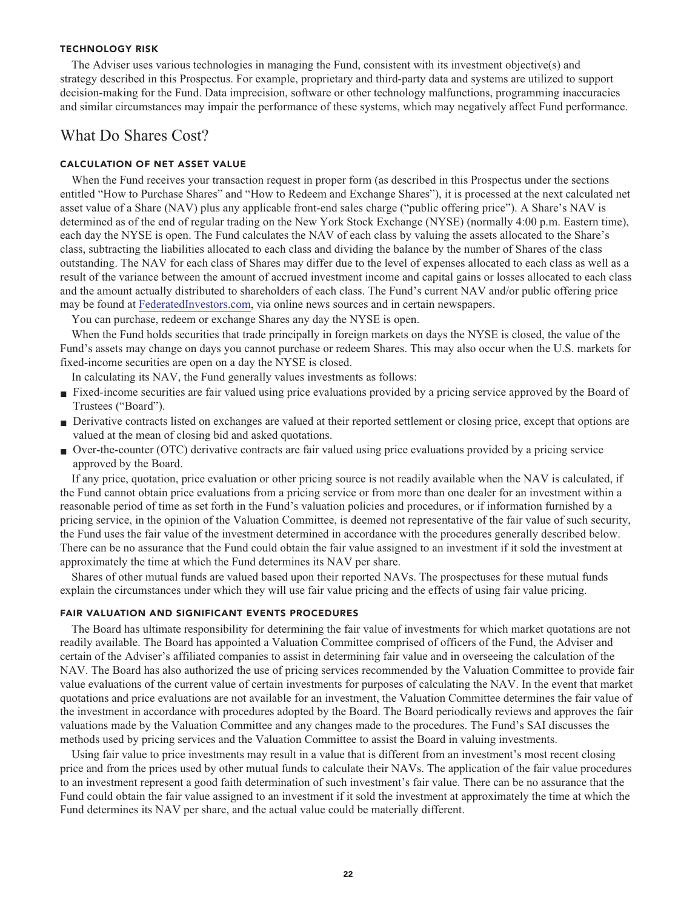#### TECHNOLOGY RISK

The Adviser uses various technologies in managing the Fund, consistent with its investment objective(s) and strategy described in this Prospectus. For example, proprietary and third-party data and systems are utilized to support decision-making for the Fund. Data imprecision, software or other technology malfunctions, programming inaccuracies and similar circumstances may impair the performance of these systems, which may negatively affect Fund performance.

## What Do Shares Cost?

#### CALCULATION OF NET ASSET VALUE

When the Fund receives your transaction request in proper form (as described in this Prospectus under the sections entitled "How to Purchase Shares" and "How to Redeem and Exchange Shares"), it is processed at the next calculated net asset value of a Share (NAV) plus any applicable front-end sales charge ("public offering price"). A Share's NAV is determined as of the end of regular trading on the New York Stock Exchange (NYSE) (normally 4:00 p.m. Eastern time), each day the NYSE is open. The Fund calculates the NAV of each class by valuing the assets allocated to the Share's class, subtracting the liabilities allocated to each class and dividing the balance by the number of Shares of the class outstanding. The NAV for each class of Shares may differ due to the level of expenses allocated to each class as well as a result of the variance between the amount of accrued investment income and capital gains or losses allocated to each class and the amount actually distributed to shareholders of each class. The Fund's current NAV and/or public offering price may be found at FederatedInvestors.com, via online news sources and in certain newspapers.

You can purchase, redeem or exchange Shares any day the NYSE is open.

When the Fund holds securities that trade principally in foreign markets on days the NYSE is closed, the value of the Fund's assets may change on days you cannot purchase or redeem Shares. This may also occur when the U.S. markets for fixed-income securities are open on a day the NYSE is closed.

In calculating its NAV, the Fund generally values investments as follows:

- Fixed-income securities are fair valued using price evaluations provided by a pricing service approved by the Board of Trustees ("Board").
- Derivative contracts listed on exchanges are valued at their reported settlement or closing price, except that options are valued at the mean of closing bid and asked quotations.
- Over-the-counter (OTC) derivative contracts are fair valued using price evaluations provided by a pricing service approved by the Board.

If any price, quotation, price evaluation or other pricing source is not readily available when the NAV is calculated, if the Fund cannot obtain price evaluations from a pricing service or from more than one dealer for an investment within a reasonable period of time as set forth in the Fund's valuation policies and procedures, or if information furnished by a pricing service, in the opinion of the Valuation Committee, is deemed not representative of the fair value of such security, the Fund uses the fair value of the investment determined in accordance with the procedures generally described below. There can be no assurance that the Fund could obtain the fair value assigned to an investment if it sold the investment at approximately the time at which the Fund determines its NAV per share.

Shares of other mutual funds are valued based upon their reported NAVs. The prospectuses for these mutual funds explain the circumstances under which they will use fair value pricing and the effects of using fair value pricing.

#### FAIR VALUATION AND SIGNIFICANT EVENTS PROCEDURES

The Board has ultimate responsibility for determining the fair value of investments for which market quotations are not readily available. The Board has appointed a Valuation Committee comprised of officers of the Fund, the Adviser and certain of the Adviser's affiliated companies to assist in determining fair value and in overseeing the calculation of the NAV. The Board has also authorized the use of pricing services recommended by the Valuation Committee to provide fair value evaluations of the current value of certain investments for purposes of calculating the NAV. In the event that market quotations and price evaluations are not available for an investment, the Valuation Committee determines the fair value of the investment in accordance with procedures adopted by the Board. The Board periodically reviews and approves the fair valuations made by the Valuation Committee and any changes made to the procedures. The Fund's SAI discusses the methods used by pricing services and the Valuation Committee to assist the Board in valuing investments.

Using fair value to price investments may result in a value that is different from an investment's most recent closing price and from the prices used by other mutual funds to calculate their NAVs. The application of the fair value procedures to an investment represent a good faith determination of such investment's fair value. There can be no assurance that the Fund could obtain the fair value assigned to an investment if it sold the investment at approximately the time at which the Fund determines its NAV per share, and the actual value could be materially different.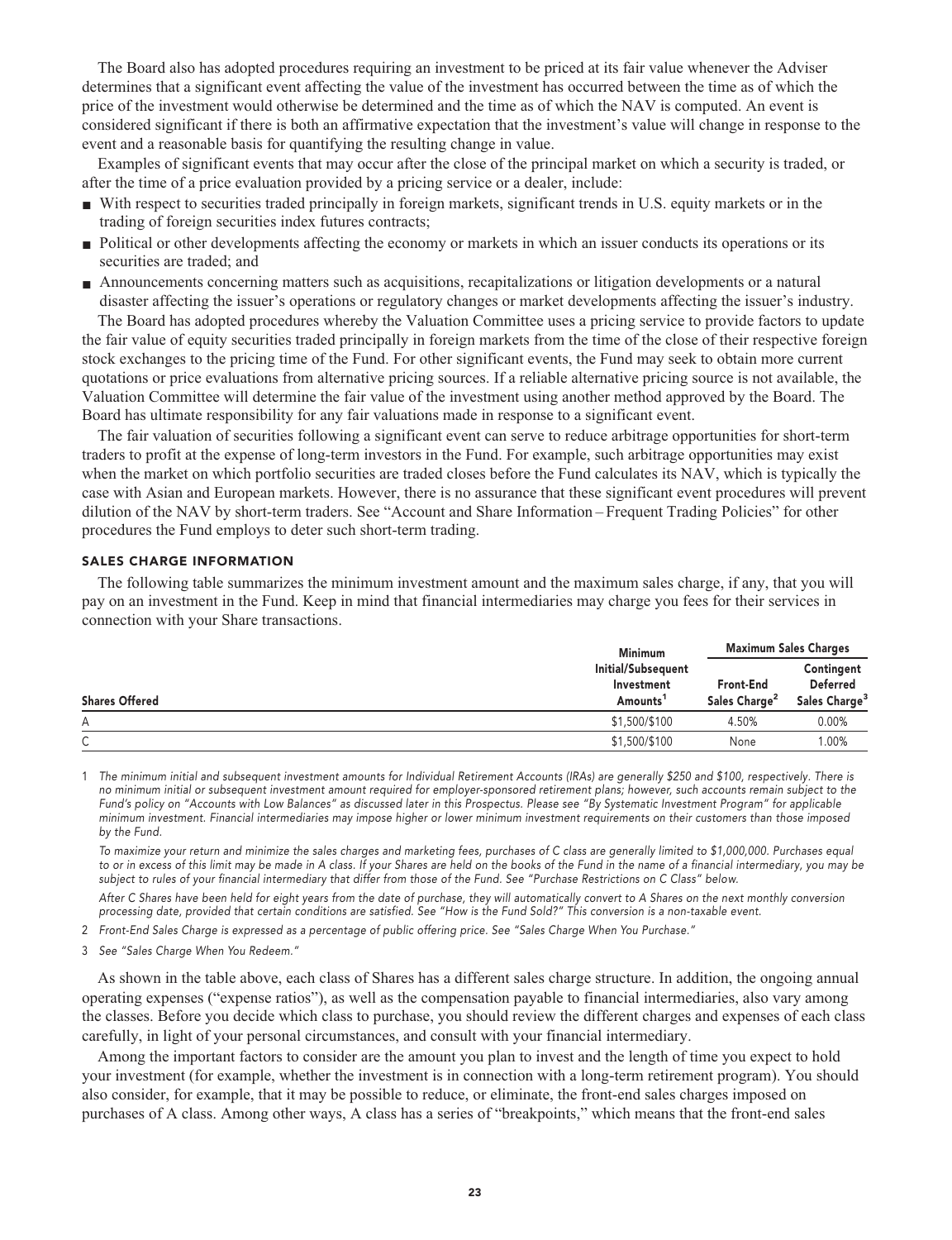The Board also has adopted procedures requiring an investment to be priced at its fair value whenever the Adviser determines that a significant event affecting the value of the investment has occurred between the time as of which the price of the investment would otherwise be determined and the time as of which the NAV is computed. An event is considered significant if there is both an affirmative expectation that the investment's value will change in response to the event and a reasonable basis for quantifying the resulting change in value.

Examples of significant events that may occur after the close of the principal market on which a security is traded, or after the time of a price evaluation provided by a pricing service or a dealer, include:

- With respect to securities traded principally in foreign markets, significant trends in U.S. equity markets or in the trading of foreign securities index futures contracts;
- Political or other developments affecting the economy or markets in which an issuer conducts its operations or its securities are traded; and
- Announcements concerning matters such as acquisitions, recapitalizations or litigation developments or a natural disaster affecting the issuer's operations or regulatory changes or market developments affecting the issuer's industry.

The Board has adopted procedures whereby the Valuation Committee uses a pricing service to provide factors to update the fair value of equity securities traded principally in foreign markets from the time of the close of their respective foreign stock exchanges to the pricing time of the Fund. For other significant events, the Fund may seek to obtain more current quotations or price evaluations from alternative pricing sources. If a reliable alternative pricing source is not available, the Valuation Committee will determine the fair value of the investment using another method approved by the Board. The Board has ultimate responsibility for any fair valuations made in response to a significant event.

The fair valuation of securities following a significant event can serve to reduce arbitrage opportunities for short-term traders to profit at the expense of long-term investors in the Fund. For example, such arbitrage opportunities may exist when the market on which portfolio securities are traded closes before the Fund calculates its NAV, which is typically the case with Asian and European markets. However, there is no assurance that these significant event procedures will prevent dilution of the NAV by short-term traders. See "Account and Share Information – Frequent Trading Policies" for other procedures the Fund employs to deter such short-term trading.

## SALES CHARGE INFORMATION

The following table summarizes the minimum investment amount and the maximum sales charge, if any, that you will pay on an investment in the Fund. Keep in mind that financial intermediaries may charge you fees for their services in connection with your Share transactions.

| | Minimum | Maximum Sales Charges | |
|---|---|---|---|
| **Shares Offered** | **Initial/Subsequent Investment Amounts[1]** | **Front-End Sales Charge[2]** | **Contingent Deferred Sales Charge[3]** |
| A | $1,500/$100 | 4.50% | 0.00% |
| C | $1,500/$100 | None | 1.00% |

1 *The minimum initial and subsequent investment amounts for Individual Retirement Accounts (IRAs) are generally $250 and $100, respectively. There is no minimum initial or subsequent investment amount required for employer-sponsored retirement plans; however, such accounts remain subject to the Fund's policy on "Accounts with Low Balances" as discussed later in this Prospectus. Please see "By Systematic Investment Program" for applicable minimum investment. Financial intermediaries may impose higher or lower minimum investment requirements on their customers than those imposed by the Fund.*

*To maximize your return and minimize the sales charges and marketing fees, purchases of C class are generally limited to $1,000,000. Purchases equal to or in excess of this limit may be made in A class. If your Shares are held on the books of the Fund in the name of a financial intermediary, you may be subject to rules of your financial intermediary that differ from those of the Fund. See "Purchase Restrictions on C Class" below.*

*After C Shares have been held for eight years from the date of purchase, they will automatically convert to A Shares on the next monthly conversion processing date, provided that certain conditions are satisfied. See "How is the Fund Sold?" This conversion is a non-taxable event.*

2 *Front-End Sales Charge is expressed as a percentage of public offering price. See "Sales Charge When You Purchase."*

3 *See "Sales Charge When You Redeem."*

As shown in the table above, each class of Shares has a different sales charge structure. In addition, the ongoing annual operating expenses ("expense ratios"), as well as the compensation payable to financial intermediaries, also vary among the classes. Before you decide which class to purchase, you should review the different charges and expenses of each class carefully, in light of your personal circumstances, and consult with your financial intermediary.

Among the important factors to consider are the amount you plan to invest and the length of time you expect to hold your investment (for example, whether the investment is in connection with a long-term retirement program). You should also consider, for example, that it may be possible to reduce, or eliminate, the front-end sales charges imposed on purchases of A class. Among other ways, A class has a series of "breakpoints," which means that the front-end sales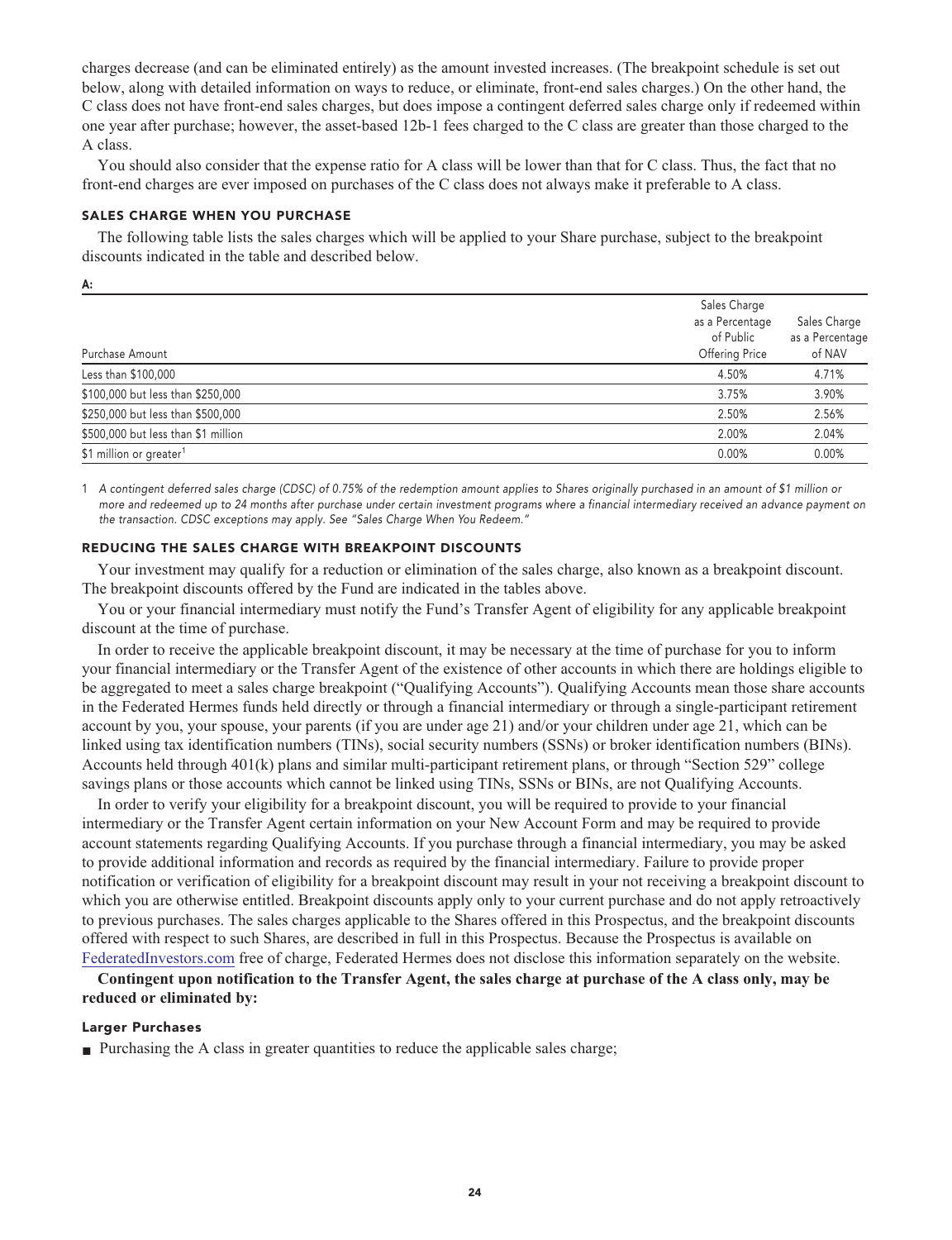charges decrease (and can be eliminated entirely) as the amount invested increases. (The breakpoint schedule is set out below, along with detailed information on ways to reduce, or eliminate, front-end sales charges.) On the other hand, the C class does not have front-end sales charges, but does impose a contingent deferred sales charge only if redeemed within one year after purchase; however, the asset-based 12b-1 fees charged to the C class are greater than those charged to the A class.

You should also consider that the expense ratio for A class will be lower than that for C class. Thus, the fact that no front-end charges are ever imposed on purchases of the C class does not always make it preferable to A class.

### SALES CHARGE WHEN YOU PURCHASE

The following table lists the sales charges which will be applied to your Share purchase, subject to the breakpoint discounts indicated in the table and described below.

**A:**

| Purchase Amount | Sales Charge as a Percentage of Public Offering Price | Sales Charge as a Percentage of NAV |
|---|---|---|
| Less than $100,000 | 4.50% | 4.71% |
| $100,000 but less than $250,000 | 3.75% | 3.90% |
| $250,000 but less than $500,000 | 2.50% | 2.56% |
| $500,000 but less than $1 million | 2.00% | 2.04% |
| $1 million or greater[1] | 0.00% | 0.00% |

1 *A contingent deferred sales charge (CDSC) of 0.75% of the redemption amount applies to Shares originally purchased in an amount of $1 million or more and redeemed up to 24 months after purchase under certain investment programs where a financial intermediary received an advance payment on the transaction. CDSC exceptions may apply. See "Sales Charge When You Redeem."*

### REDUCING THE SALES CHARGE WITH BREAKPOINT DISCOUNTS

Your investment may qualify for a reduction or elimination of the sales charge, also known as a breakpoint discount. The breakpoint discounts offered by the Fund are indicated in the tables above.

You or your financial intermediary must notify the Fund's Transfer Agent of eligibility for any applicable breakpoint discount at the time of purchase.

In order to receive the applicable breakpoint discount, it may be necessary at the time of purchase for you to inform your financial intermediary or the Transfer Agent of the existence of other accounts in which there are holdings eligible to be aggregated to meet a sales charge breakpoint ("Qualifying Accounts"). Qualifying Accounts mean those share accounts in the Federated Hermes funds held directly or through a financial intermediary or through a single-participant retirement account by you, your spouse, your parents (if you are under age 21) and/or your children under age 21, which can be linked using tax identification numbers (TINs), social security numbers (SSNs) or broker identification numbers (BINs). Accounts held through 401(k) plans and similar multi-participant retirement plans, or through "Section 529" college savings plans or those accounts which cannot be linked using TINs, SSNs or BINs, are not Qualifying Accounts.

In order to verify your eligibility for a breakpoint discount, you will be required to provide to your financial intermediary or the Transfer Agent certain information on your New Account Form and may be required to provide account statements regarding Qualifying Accounts. If you purchase through a financial intermediary, you may be asked to provide additional information and records as required by the financial intermediary. Failure to provide proper notification or verification of eligibility for a breakpoint discount may result in your not receiving a breakpoint discount to which you are otherwise entitled. Breakpoint discounts apply only to your current purchase and do not apply retroactively to previous purchases. The sales charges applicable to the Shares offered in this Prospectus, and the breakpoint discounts offered with respect to such Shares, are described in full in this Prospectus. Because the Prospectus is available on FederatedInvestors.com free of charge, Federated Hermes does not disclose this information separately on the website.

**Contingent upon notification to the Transfer Agent, the sales charge at purchase of the A class only, may be reduced or eliminated by:**

#### Larger Purchases

- Purchasing the A class in greater quantities to reduce the applicable sales charge;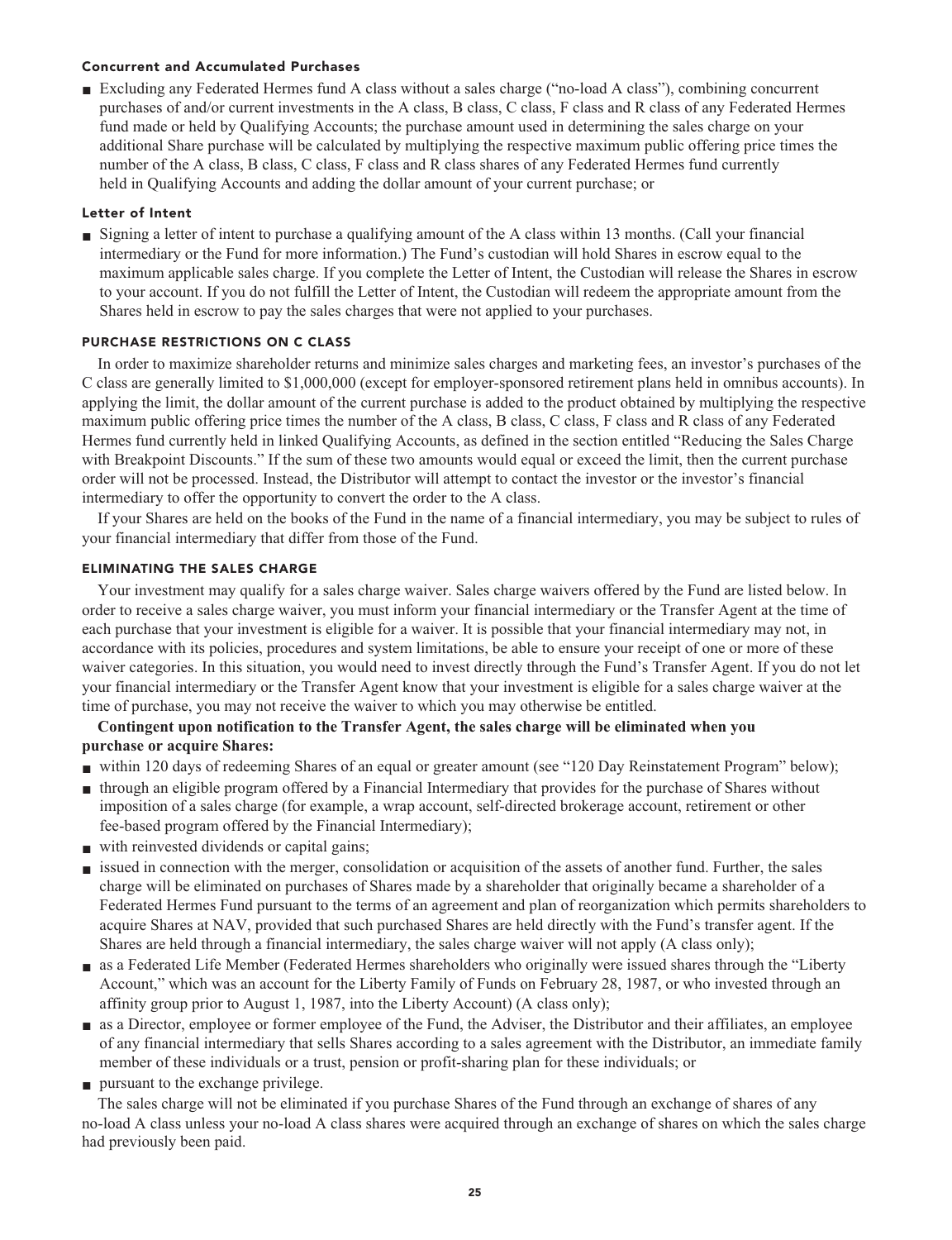#### Concurrent and Accumulated Purchases

- Excluding any Federated Hermes fund A class without a sales charge ("no-load A class"), combining concurrent purchases of and/or current investments in the A class, B class, C class, F class and R class of any Federated Hermes fund made or held by Qualifying Accounts; the purchase amount used in determining the sales charge on your additional Share purchase will be calculated by multiplying the respective maximum public offering price times the number of the A class, B class, C class, F class and R class shares of any Federated Hermes fund currently held in Qualifying Accounts and adding the dollar amount of your current purchase; or

#### Letter of Intent

- Signing a letter of intent to purchase a qualifying amount of the A class within 13 months. (Call your financial intermediary or the Fund for more information.) The Fund's custodian will hold Shares in escrow equal to the maximum applicable sales charge. If you complete the Letter of Intent, the Custodian will release the Shares in escrow to your account. If you do not fulfill the Letter of Intent, the Custodian will redeem the appropriate amount from the Shares held in escrow to pay the sales charges that were not applied to your purchases.

### PURCHASE RESTRICTIONS ON C CLASS

In order to maximize shareholder returns and minimize sales charges and marketing fees, an investor's purchases of the C class are generally limited to $1,000,000 (except for employer-sponsored retirement plans held in omnibus accounts). In applying the limit, the dollar amount of the current purchase is added to the product obtained by multiplying the respective maximum public offering price times the number of the A class, B class, C class, F class and R class of any Federated Hermes fund currently held in linked Qualifying Accounts, as defined in the section entitled "Reducing the Sales Charge with Breakpoint Discounts." If the sum of these two amounts would equal or exceed the limit, then the current purchase order will not be processed. Instead, the Distributor will attempt to contact the investor or the investor's financial intermediary to offer the opportunity to convert the order to the A class.

If your Shares are held on the books of the Fund in the name of a financial intermediary, you may be subject to rules of your financial intermediary that differ from those of the Fund.

### ELIMINATING THE SALES CHARGE

Your investment may qualify for a sales charge waiver. Sales charge waivers offered by the Fund are listed below. In order to receive a sales charge waiver, you must inform your financial intermediary or the Transfer Agent at the time of each purchase that your investment is eligible for a waiver. It is possible that your financial intermediary may not, in accordance with its policies, procedures and system limitations, be able to ensure your receipt of one or more of these waiver categories. In this situation, you would need to invest directly through the Fund's Transfer Agent. If you do not let your financial intermediary or the Transfer Agent know that your investment is eligible for a sales charge waiver at the time of purchase, you may not receive the waiver to which you may otherwise be entitled.

**Contingent upon notification to the Transfer Agent, the sales charge will be eliminated when you purchase or acquire Shares:**

- within 120 days of redeeming Shares of an equal or greater amount (see "120 Day Reinstatement Program" below);
- through an eligible program offered by a Financial Intermediary that provides for the purchase of Shares without imposition of a sales charge (for example, a wrap account, self-directed brokerage account, retirement or other fee-based program offered by the Financial Intermediary);
- with reinvested dividends or capital gains;
- issued in connection with the merger, consolidation or acquisition of the assets of another fund. Further, the sales charge will be eliminated on purchases of Shares made by a shareholder that originally became a shareholder of a Federated Hermes Fund pursuant to the terms of an agreement and plan of reorganization which permits shareholders to acquire Shares at NAV, provided that such purchased Shares are held directly with the Fund's transfer agent. If the Shares are held through a financial intermediary, the sales charge waiver will not apply (A class only);
- as a Federated Life Member (Federated Hermes shareholders who originally were issued shares through the "Liberty Account," which was an account for the Liberty Family of Funds on February 28, 1987, or who invested through an affinity group prior to August 1, 1987, into the Liberty Account) (A class only);
- as a Director, employee or former employee of the Fund, the Adviser, the Distributor and their affiliates, an employee of any financial intermediary that sells Shares according to a sales agreement with the Distributor, an immediate family member of these individuals or a trust, pension or profit-sharing plan for these individuals; or
- pursuant to the exchange privilege.

The sales charge will not be eliminated if you purchase Shares of the Fund through an exchange of shares of any no-load A class unless your no-load A class shares were acquired through an exchange of shares on which the sales charge had previously been paid.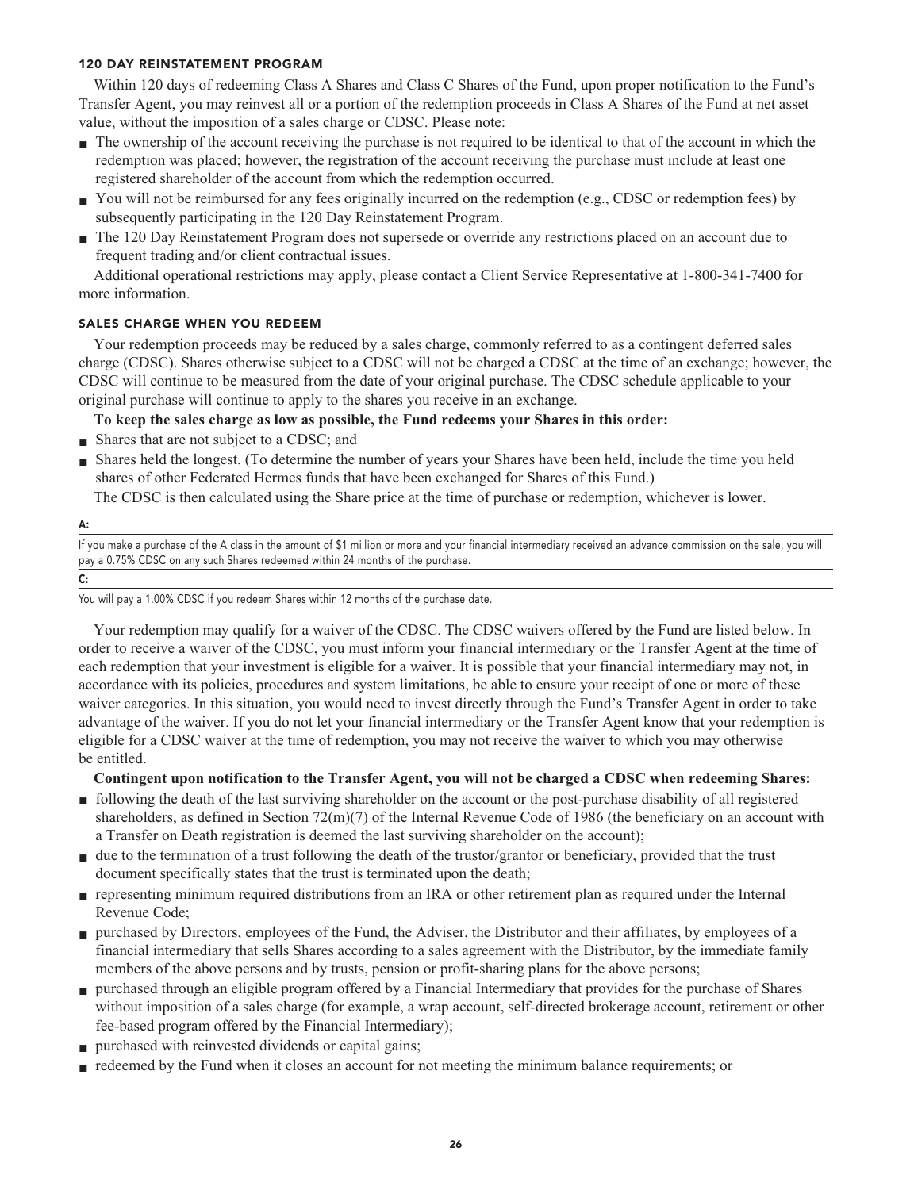### 120 DAY REINSTATEMENT PROGRAM

Within 120 days of redeeming Class A Shares and Class C Shares of the Fund, upon proper notification to the Fund's Transfer Agent, you may reinvest all or a portion of the redemption proceeds in Class A Shares of the Fund at net asset value, without the imposition of a sales charge or CDSC. Please note:

- The ownership of the account receiving the purchase is not required to be identical to that of the account in which the redemption was placed; however, the registration of the account receiving the purchase must include at least one registered shareholder of the account from which the redemption occurred.
- You will not be reimbursed for any fees originally incurred on the redemption (e.g., CDSC or redemption fees) by subsequently participating in the 120 Day Reinstatement Program.
- The 120 Day Reinstatement Program does not supersede or override any restrictions placed on an account due to frequent trading and/or client contractual issues.

Additional operational restrictions may apply, please contact a Client Service Representative at 1-800-341-7400 for more information.

### SALES CHARGE WHEN YOU REDEEM

Your redemption proceeds may be reduced by a sales charge, commonly referred to as a contingent deferred sales charge (CDSC). Shares otherwise subject to a CDSC will not be charged a CDSC at the time of an exchange; however, the CDSC will continue to be measured from the date of your original purchase. The CDSC schedule applicable to your original purchase will continue to apply to the shares you receive in an exchange.

**To keep the sales charge as low as possible, the Fund redeems your Shares in this order:**

- Shares that are not subject to a CDSC; and
- Shares held the longest. (To determine the number of years your Shares have been held, include the time you held shares of other Federated Hermes funds that have been exchanged for Shares of this Fund.)

The CDSC is then calculated using the Share price at the time of purchase or redemption, whichever is lower.

| A: |
|---|
| If you make a purchase of the A class in the amount of $1 million or more and your financial intermediary received an advance commission on the sale, you will pay a 0.75% CDSC on any such Shares redeemed within 24 months of the purchase. |
| **C:** |
| You will pay a 1.00% CDSC if you redeem Shares within 12 months of the purchase date. |

Your redemption may qualify for a waiver of the CDSC. The CDSC waivers offered by the Fund are listed below. In order to receive a waiver of the CDSC, you must inform your financial intermediary or the Transfer Agent at the time of each redemption that your investment is eligible for a waiver. It is possible that your financial intermediary may not, in accordance with its policies, procedures and system limitations, be able to ensure your receipt of one or more of these waiver categories. In this situation, you would need to invest directly through the Fund's Transfer Agent in order to take advantage of the waiver. If you do not let your financial intermediary or the Transfer Agent know that your redemption is eligible for a CDSC waiver at the time of redemption, you may not receive the waiver to which you may otherwise be entitled.

**Contingent upon notification to the Transfer Agent, you will not be charged a CDSC when redeeming Shares:**

- following the death of the last surviving shareholder on the account or the post-purchase disability of all registered shareholders, as defined in Section 72(m)(7) of the Internal Revenue Code of 1986 (the beneficiary on an account with a Transfer on Death registration is deemed the last surviving shareholder on the account);
- due to the termination of a trust following the death of the trustor/grantor or beneficiary, provided that the trust document specifically states that the trust is terminated upon the death;
- representing minimum required distributions from an IRA or other retirement plan as required under the Internal Revenue Code;
- purchased by Directors, employees of the Fund, the Adviser, the Distributor and their affiliates, by employees of a financial intermediary that sells Shares according to a sales agreement with the Distributor, by the immediate family members of the above persons and by trusts, pension or profit-sharing plans for the above persons;
- purchased through an eligible program offered by a Financial Intermediary that provides for the purchase of Shares without imposition of a sales charge (for example, a wrap account, self-directed brokerage account, retirement or other fee-based program offered by the Financial Intermediary);
- purchased with reinvested dividends or capital gains;
- redeemed by the Fund when it closes an account for not meeting the minimum balance requirements; or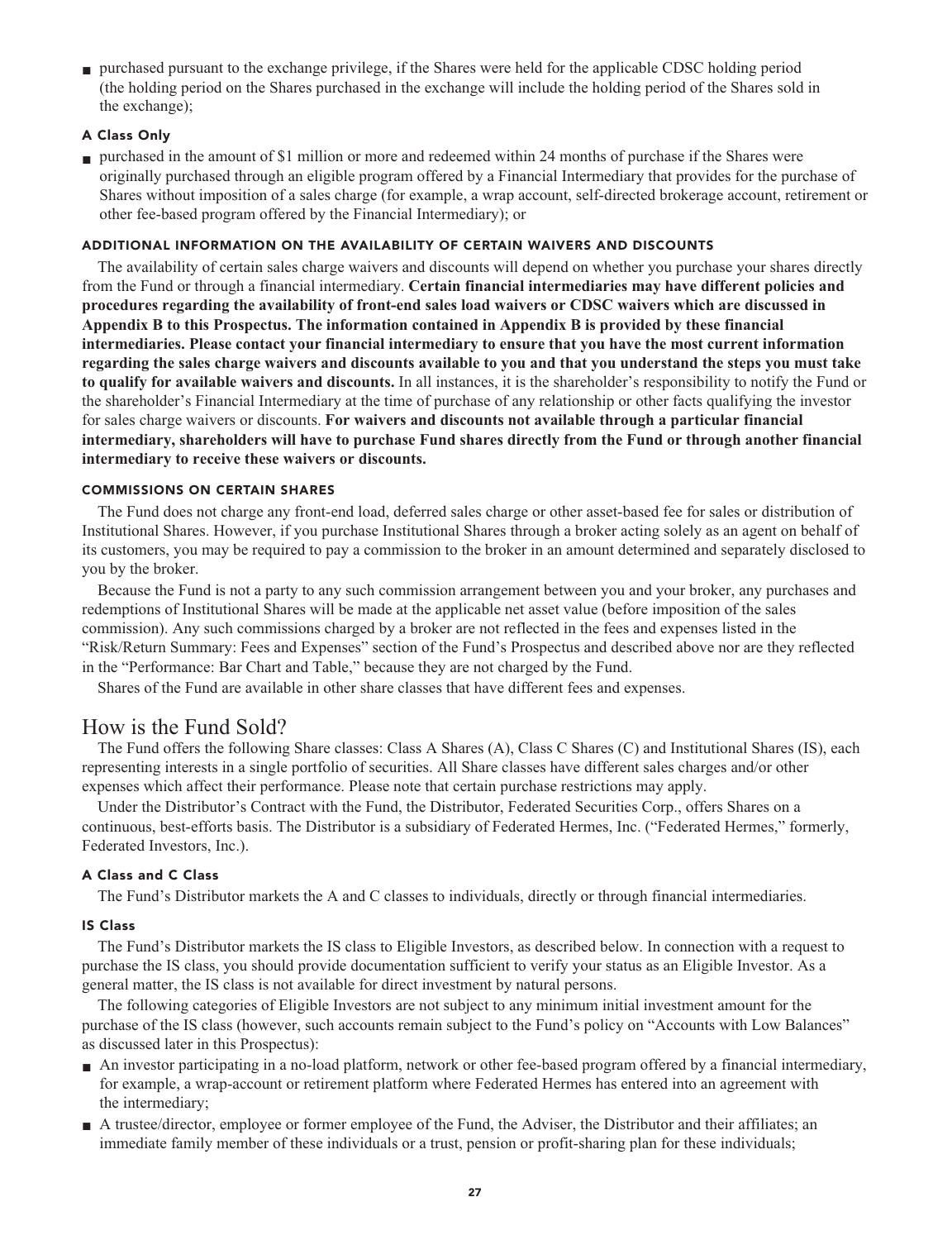- purchased pursuant to the exchange privilege, if the Shares were held for the applicable CDSC holding period (the holding period on the Shares purchased in the exchange will include the holding period of the Shares sold in the exchange);

#### A Class Only

- purchased in the amount of $1 million or more and redeemed within 24 months of purchase if the Shares were originally purchased through an eligible program offered by a Financial Intermediary that provides for the purchase of Shares without imposition of a sales charge (for example, a wrap account, self-directed brokerage account, retirement or other fee-based program offered by the Financial Intermediary); or

#### ADDITIONAL INFORMATION ON THE AVAILABILITY OF CERTAIN WAIVERS AND DISCOUNTS

The availability of certain sales charge waivers and discounts will depend on whether you purchase your shares directly from the Fund or through a financial intermediary. **Certain financial intermediaries may have different policies and procedures regarding the availability of front-end sales load waivers or CDSC waivers which are discussed in Appendix B to this Prospectus. The information contained in Appendix B is provided by these financial intermediaries. Please contact your financial intermediary to ensure that you have the most current information regarding the sales charge waivers and discounts available to you and that you understand the steps you must take to qualify for available waivers and discounts.** In all instances, it is the shareholder's responsibility to notify the Fund or the shareholder's Financial Intermediary at the time of purchase of any relationship or other facts qualifying the investor for sales charge waivers or discounts. **For waivers and discounts not available through a particular financial intermediary, shareholders will have to purchase Fund shares directly from the Fund or through another financial intermediary to receive these waivers or discounts.**

#### COMMISSIONS ON CERTAIN SHARES

The Fund does not charge any front-end load, deferred sales charge or other asset-based fee for sales or distribution of Institutional Shares. However, if you purchase Institutional Shares through a broker acting solely as an agent on behalf of its customers, you may be required to pay a commission to the broker in an amount determined and separately disclosed to you by the broker.

Because the Fund is not a party to any such commission arrangement between you and your broker, any purchases and redemptions of Institutional Shares will be made at the applicable net asset value (before imposition of the sales commission). Any such commissions charged by a broker are not reflected in the fees and expenses listed in the "Risk/Return Summary: Fees and Expenses" section of the Fund's Prospectus and described above nor are they reflected in the "Performance: Bar Chart and Table," because they are not charged by the Fund.

Shares of the Fund are available in other share classes that have different fees and expenses.

## How is the Fund Sold?

The Fund offers the following Share classes: Class A Shares (A), Class C Shares (C) and Institutional Shares (IS), each representing interests in a single portfolio of securities. All Share classes have different sales charges and/or other expenses which affect their performance. Please note that certain purchase restrictions may apply.

Under the Distributor's Contract with the Fund, the Distributor, Federated Securities Corp., offers Shares on a continuous, best-efforts basis. The Distributor is a subsidiary of Federated Hermes, Inc. ("Federated Hermes," formerly, Federated Investors, Inc.).

#### A Class and C Class

The Fund's Distributor markets the A and C classes to individuals, directly or through financial intermediaries.

#### IS Class

The Fund's Distributor markets the IS class to Eligible Investors, as described below. In connection with a request to purchase the IS class, you should provide documentation sufficient to verify your status as an Eligible Investor. As a general matter, the IS class is not available for direct investment by natural persons.

The following categories of Eligible Investors are not subject to any minimum initial investment amount for the purchase of the IS class (however, such accounts remain subject to the Fund's policy on "Accounts with Low Balances" as discussed later in this Prospectus):

- An investor participating in a no-load platform, network or other fee-based program offered by a financial intermediary, for example, a wrap-account or retirement platform where Federated Hermes has entered into an agreement with the intermediary;
- A trustee/director, employee or former employee of the Fund, the Adviser, the Distributor and their affiliates; an immediate family member of these individuals or a trust, pension or profit-sharing plan for these individuals;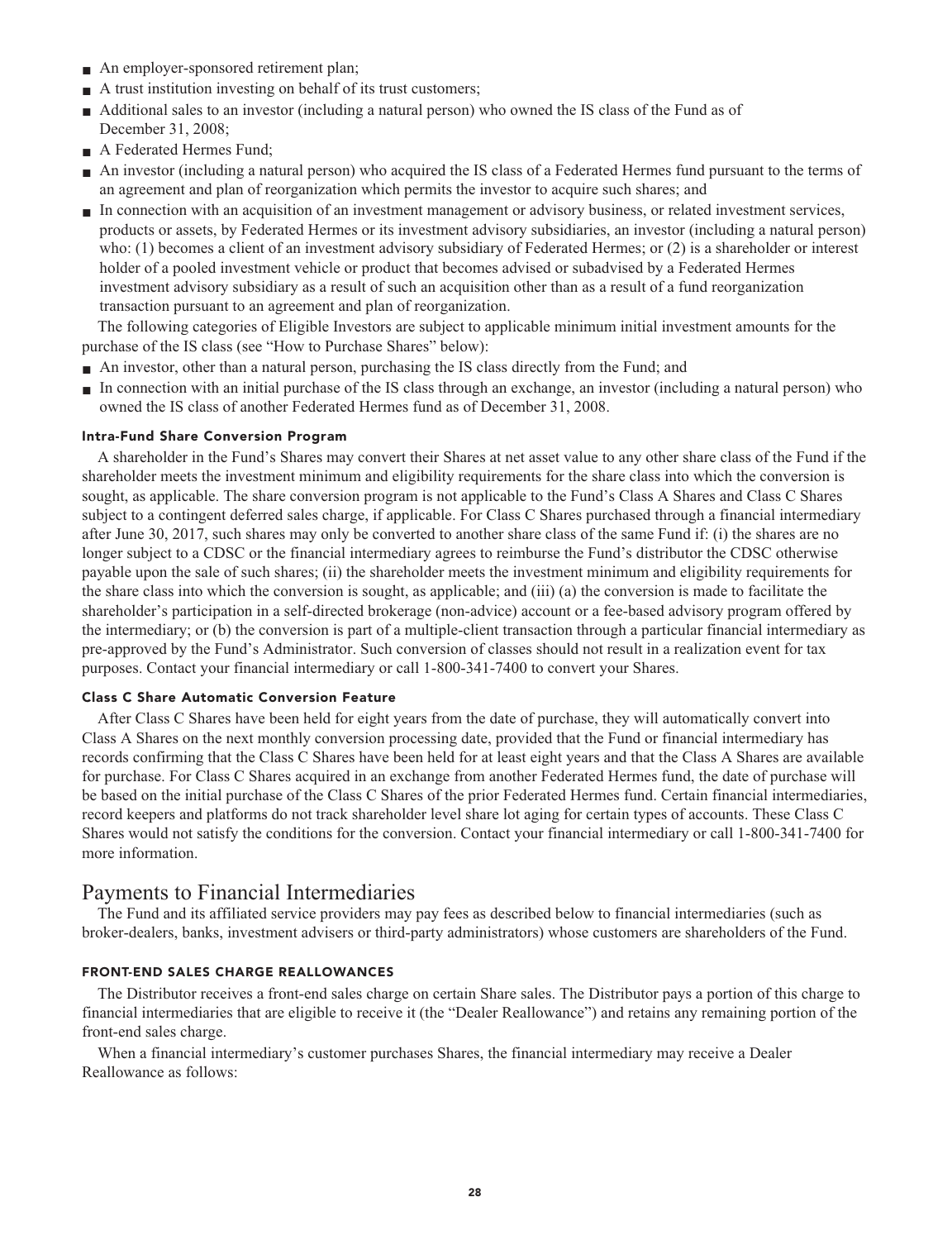- An employer-sponsored retirement plan;
- A trust institution investing on behalf of its trust customers;
- Additional sales to an investor (including a natural person) who owned the IS class of the Fund as of December 31, 2008;
- A Federated Hermes Fund;
- An investor (including a natural person) who acquired the IS class of a Federated Hermes fund pursuant to the terms of an agreement and plan of reorganization which permits the investor to acquire such shares; and
- In connection with an acquisition of an investment management or advisory business, or related investment services, products or assets, by Federated Hermes or its investment advisory subsidiaries, an investor (including a natural person) who: (1) becomes a client of an investment advisory subsidiary of Federated Hermes; or (2) is a shareholder or interest holder of a pooled investment vehicle or product that becomes advised or subadvised by a Federated Hermes investment advisory subsidiary as a result of such an acquisition other than as a result of a fund reorganization transaction pursuant to an agreement and plan of reorganization.

The following categories of Eligible Investors are subject to applicable minimum initial investment amounts for the purchase of the IS class (see "How to Purchase Shares" below):

- An investor, other than a natural person, purchasing the IS class directly from the Fund; and
- In connection with an initial purchase of the IS class through an exchange, an investor (including a natural person) who owned the IS class of another Federated Hermes fund as of December 31, 2008.

#### Intra-Fund Share Conversion Program

A shareholder in the Fund's Shares may convert their Shares at net asset value to any other share class of the Fund if the shareholder meets the investment minimum and eligibility requirements for the share class into which the conversion is sought, as applicable. The share conversion program is not applicable to the Fund's Class A Shares and Class C Shares subject to a contingent deferred sales charge, if applicable. For Class C Shares purchased through a financial intermediary after June 30, 2017, such shares may only be converted to another share class of the same Fund if: (i) the shares are no longer subject to a CDSC or the financial intermediary agrees to reimburse the Fund's distributor the CDSC otherwise payable upon the sale of such shares; (ii) the shareholder meets the investment minimum and eligibility requirements for the share class into which the conversion is sought, as applicable; and (iii) (a) the conversion is made to facilitate the shareholder's participation in a self-directed brokerage (non-advice) account or a fee-based advisory program offered by the intermediary; or (b) the conversion is part of a multiple-client transaction through a particular financial intermediary as pre-approved by the Fund's Administrator. Such conversion of classes should not result in a realization event for tax purposes. Contact your financial intermediary or call 1-800-341-7400 to convert your Shares.

#### Class C Share Automatic Conversion Feature

After Class C Shares have been held for eight years from the date of purchase, they will automatically convert into Class A Shares on the next monthly conversion processing date, provided that the Fund or financial intermediary has records confirming that the Class C Shares have been held for at least eight years and that the Class A Shares are available for purchase. For Class C Shares acquired in an exchange from another Federated Hermes fund, the date of purchase will be based on the initial purchase of the Class C Shares of the prior Federated Hermes fund. Certain financial intermediaries, record keepers and platforms do not track shareholder level share lot aging for certain types of accounts. These Class C Shares would not satisfy the conditions for the conversion. Contact your financial intermediary or call 1-800-341-7400 for more information.

## Payments to Financial Intermediaries

The Fund and its affiliated service providers may pay fees as described below to financial intermediaries (such as broker-dealers, banks, investment advisers or third-party administrators) whose customers are shareholders of the Fund.

### FRONT-END SALES CHARGE REALLOWANCES

The Distributor receives a front-end sales charge on certain Share sales. The Distributor pays a portion of this charge to financial intermediaries that are eligible to receive it (the "Dealer Reallowance") and retains any remaining portion of the front-end sales charge.

When a financial intermediary's customer purchases Shares, the financial intermediary may receive a Dealer Reallowance as follows: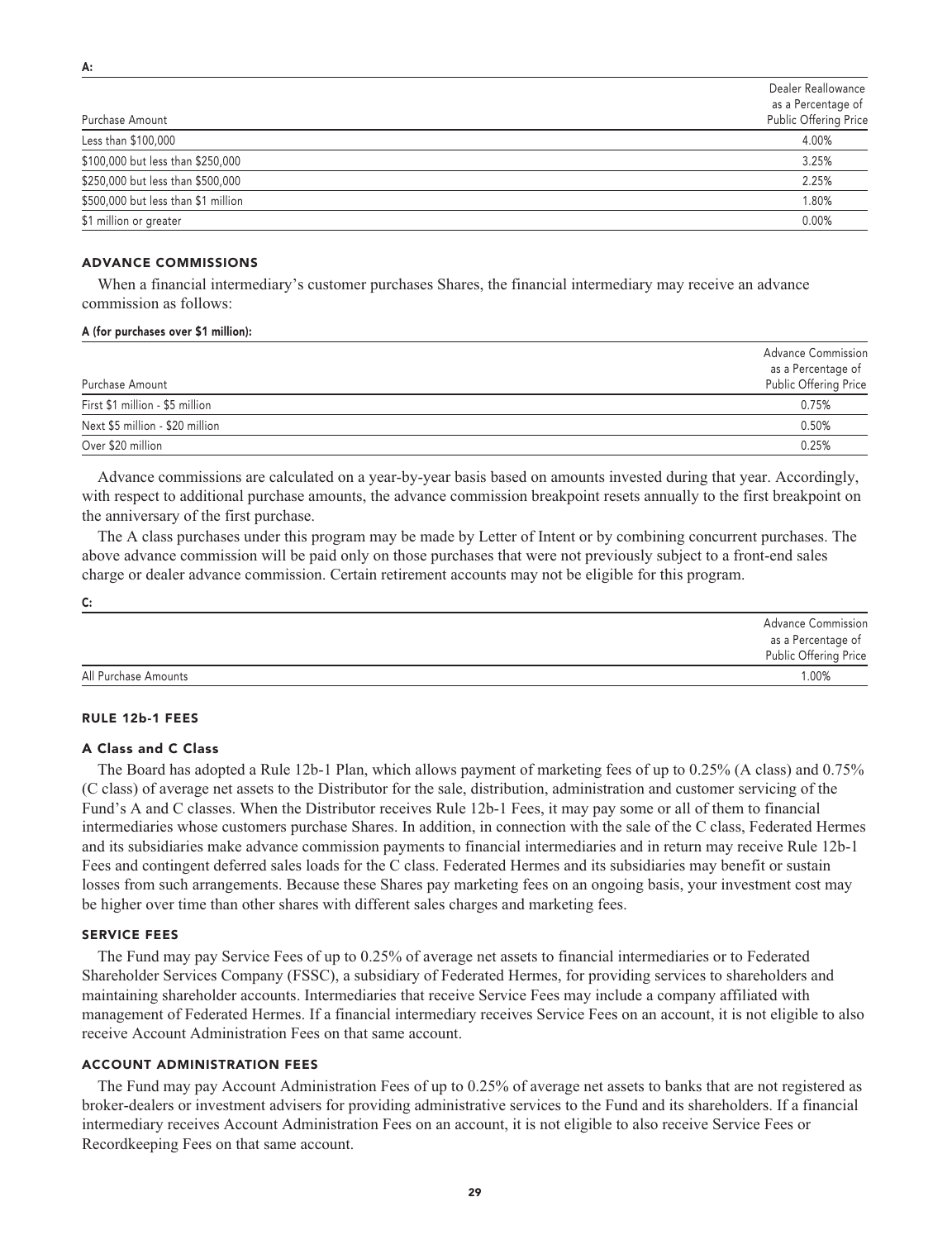**A:**

| Purchase Amount | Dealer Reallowance as a Percentage of Public Offering Price |
|---|---|
| Less than $100,000 | 4.00% |
| $100,000 but less than $250,000 | 3.25% |
| $250,000 but less than $500,000 | 2.25% |
| $500,000 but less than $1 million | 1.80% |
| $1 million or greater | 0.00% |

## ADVANCE COMMISSIONS

When a financial intermediary's customer purchases Shares, the financial intermediary may receive an advance commission as follows:

**A (for purchases over $1 million):**

| Purchase Amount | Advance Commission as a Percentage of Public Offering Price |
|---|---|
| First $1 million - $5 million | 0.75% |
| Next $5 million - $20 million | 0.50% |
| Over $20 million | 0.25% |

Advance commissions are calculated on a year-by-year basis based on amounts invested during that year. Accordingly, with respect to additional purchase amounts, the advance commission breakpoint resets annually to the first breakpoint on the anniversary of the first purchase.

The A class purchases under this program may be made by Letter of Intent or by combining concurrent purchases. The above advance commission will be paid only on those purchases that were not previously subject to a front-end sales charge or dealer advance commission. Certain retirement accounts may not be eligible for this program.

**C:**

| | Advance Commission as a Percentage of Public Offering Price |
|---|---|
| All Purchase Amounts | 1.00% |

## RULE 12b-1 FEES

### A Class and C Class

The Board has adopted a Rule 12b-1 Plan, which allows payment of marketing fees of up to 0.25% (A class) and 0.75% (C class) of average net assets to the Distributor for the sale, distribution, administration and customer servicing of the Fund's A and C classes. When the Distributor receives Rule 12b-1 Fees, it may pay some or all of them to financial intermediaries whose customers purchase Shares. In addition, in connection with the sale of the C class, Federated Hermes and its subsidiaries make advance commission payments to financial intermediaries and in return may receive Rule 12b-1 Fees and contingent deferred sales loads for the C class. Federated Hermes and its subsidiaries may benefit or sustain losses from such arrangements. Because these Shares pay marketing fees on an ongoing basis, your investment cost may be higher over time than other shares with different sales charges and marketing fees.

## SERVICE FEES

The Fund may pay Service Fees of up to 0.25% of average net assets to financial intermediaries or to Federated Shareholder Services Company (FSSC), a subsidiary of Federated Hermes, for providing services to shareholders and maintaining shareholder accounts. Intermediaries that receive Service Fees may include a company affiliated with management of Federated Hermes. If a financial intermediary receives Service Fees on an account, it is not eligible to also receive Account Administration Fees on that same account.

## ACCOUNT ADMINISTRATION FEES

The Fund may pay Account Administration Fees of up to 0.25% of average net assets to banks that are not registered as broker-dealers or investment advisers for providing administrative services to the Fund and its shareholders. If a financial intermediary receives Account Administration Fees on an account, it is not eligible to also receive Service Fees or Recordkeeping Fees on that same account.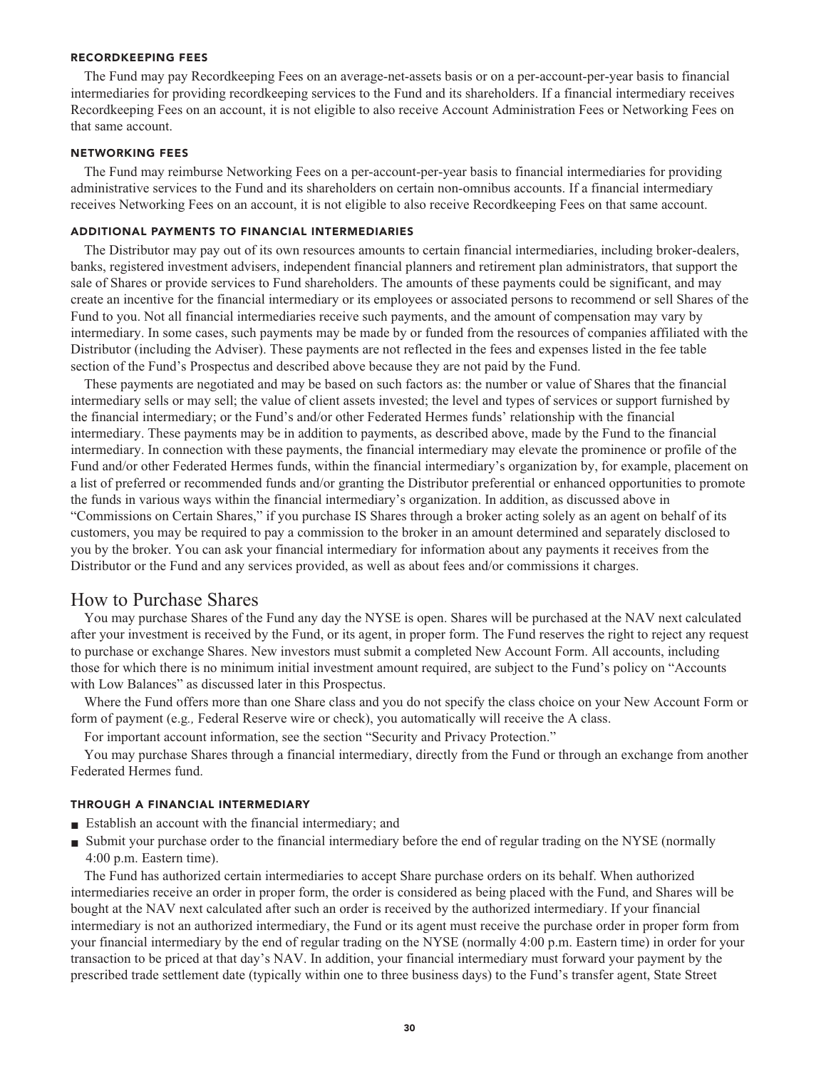#### RECORDKEEPING FEES

The Fund may pay Recordkeeping Fees on an average-net-assets basis or on a per-account-per-year basis to financial intermediaries for providing recordkeeping services to the Fund and its shareholders. If a financial intermediary receives Recordkeeping Fees on an account, it is not eligible to also receive Account Administration Fees or Networking Fees on that same account.

#### NETWORKING FEES

The Fund may reimburse Networking Fees on a per-account-per-year basis to financial intermediaries for providing administrative services to the Fund and its shareholders on certain non-omnibus accounts. If a financial intermediary receives Networking Fees on an account, it is not eligible to also receive Recordkeeping Fees on that same account.

#### ADDITIONAL PAYMENTS TO FINANCIAL INTERMEDIARIES

The Distributor may pay out of its own resources amounts to certain financial intermediaries, including broker-dealers, banks, registered investment advisers, independent financial planners and retirement plan administrators, that support the sale of Shares or provide services to Fund shareholders. The amounts of these payments could be significant, and may create an incentive for the financial intermediary or its employees or associated persons to recommend or sell Shares of the Fund to you. Not all financial intermediaries receive such payments, and the amount of compensation may vary by intermediary. In some cases, such payments may be made by or funded from the resources of companies affiliated with the Distributor (including the Adviser). These payments are not reflected in the fees and expenses listed in the fee table section of the Fund's Prospectus and described above because they are not paid by the Fund.

These payments are negotiated and may be based on such factors as: the number or value of Shares that the financial intermediary sells or may sell; the value of client assets invested; the level and types of services or support furnished by the financial intermediary; or the Fund's and/or other Federated Hermes funds' relationship with the financial intermediary. These payments may be in addition to payments, as described above, made by the Fund to the financial intermediary. In connection with these payments, the financial intermediary may elevate the prominence or profile of the Fund and/or other Federated Hermes funds, within the financial intermediary's organization by, for example, placement on a list of preferred or recommended funds and/or granting the Distributor preferential or enhanced opportunities to promote the funds in various ways within the financial intermediary's organization. In addition, as discussed above in "Commissions on Certain Shares," if you purchase IS Shares through a broker acting solely as an agent on behalf of its customers, you may be required to pay a commission to the broker in an amount determined and separately disclosed to you by the broker. You can ask your financial intermediary for information about any payments it receives from the Distributor or the Fund and any services provided, as well as about fees and/or commissions it charges.

## How to Purchase Shares

You may purchase Shares of the Fund any day the NYSE is open. Shares will be purchased at the NAV next calculated after your investment is received by the Fund, or its agent, in proper form. The Fund reserves the right to reject any request to purchase or exchange Shares. New investors must submit a completed New Account Form. All accounts, including those for which there is no minimum initial investment amount required, are subject to the Fund's policy on "Accounts with Low Balances" as discussed later in this Prospectus.

Where the Fund offers more than one Share class and you do not specify the class choice on your New Account Form or form of payment (*e.g.,* Federal Reserve wire or check), you automatically will receive the A class.

For important account information, see the section "Security and Privacy Protection."

You may purchase Shares through a financial intermediary, directly from the Fund or through an exchange from another Federated Hermes fund.

#### THROUGH A FINANCIAL INTERMEDIARY

- Establish an account with the financial intermediary; and
- Submit your purchase order to the financial intermediary before the end of regular trading on the NYSE (normally 4:00 p.m. Eastern time).

The Fund has authorized certain intermediaries to accept Share purchase orders on its behalf. When authorized intermediaries receive an order in proper form, the order is considered as being placed with the Fund, and Shares will be bought at the NAV next calculated after such an order is received by the authorized intermediary. If your financial intermediary is not an authorized intermediary, the Fund or its agent must receive the purchase order in proper form from your financial intermediary by the end of regular trading on the NYSE (normally 4:00 p.m. Eastern time) in order for your transaction to be priced at that day's NAV. In addition, your financial intermediary must forward your payment by the prescribed trade settlement date (typically within one to three business days) to the Fund's transfer agent, State Street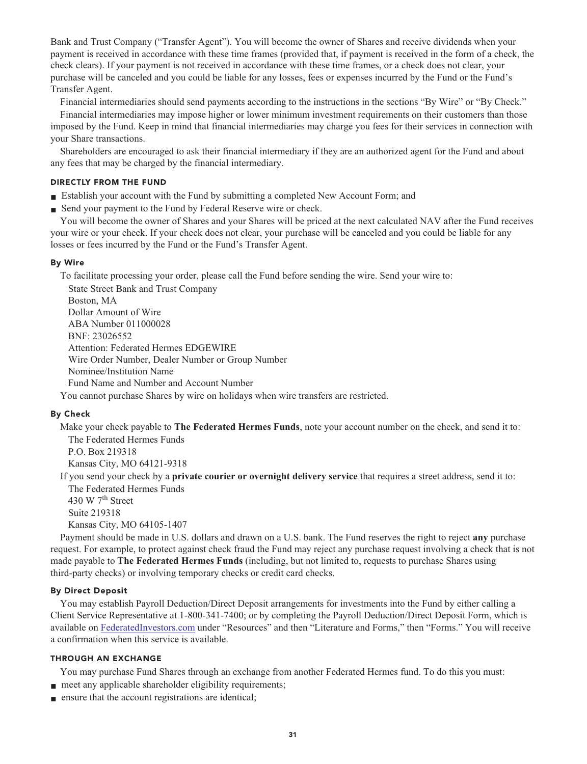Bank and Trust Company ("Transfer Agent"). You will become the owner of Shares and receive dividends when your payment is received in accordance with these time frames (provided that, if payment is received in the form of a check, the check clears). If your payment is not received in accordance with these time frames, or a check does not clear, your purchase will be canceled and you could be liable for any losses, fees or expenses incurred by the Fund or the Fund's Transfer Agent.

Financial intermediaries should send payments according to the instructions in the sections "By Wire" or "By Check."

Financial intermediaries may impose higher or lower minimum investment requirements on their customers than those imposed by the Fund. Keep in mind that financial intermediaries may charge you fees for their services in connection with your Share transactions.

Shareholders are encouraged to ask their financial intermediary if they are an authorized agent for the Fund and about any fees that may be charged by the financial intermediary.

### DIRECTLY FROM THE FUND

- Establish your account with the Fund by submitting a completed New Account Form; and
- Send your payment to the Fund by Federal Reserve wire or check.

You will become the owner of Shares and your Shares will be priced at the next calculated NAV after the Fund receives your wire or your check. If your check does not clear, your purchase will be canceled and you could be liable for any losses or fees incurred by the Fund or the Fund's Transfer Agent.

#### By Wire

To facilitate processing your order, please call the Fund before sending the wire. Send your wire to:

State Street Bank and Trust Company
Boston, MA
Dollar Amount of Wire
ABA Number 011000028
BNF: 23026552
Attention: Federated Hermes EDGEWIRE
Wire Order Number, Dealer Number or Group Number
Nominee/Institution Name
Fund Name and Number and Account Number

You cannot purchase Shares by wire on holidays when wire transfers are restricted.

#### By Check

Make your check payable to **The Federated Hermes Funds**, note your account number on the check, and send it to:

The Federated Hermes Funds
P.O. Box 219318
Kansas City, MO 64121-9318

If you send your check by a **private courier or overnight delivery service** that requires a street address, send it to:

The Federated Hermes Funds
430 W 7th Street
Suite 219318
Kansas City, MO 64105-1407

Payment should be made in U.S. dollars and drawn on a U.S. bank. The Fund reserves the right to reject **any** purchase request. For example, to protect against check fraud the Fund may reject any purchase request involving a check that is not made payable to **The Federated Hermes Funds** (including, but not limited to, requests to purchase Shares using third-party checks) or involving temporary checks or credit card checks.

#### By Direct Deposit

You may establish Payroll Deduction/Direct Deposit arrangements for investments into the Fund by either calling a Client Service Representative at 1-800-341-7400; or by completing the Payroll Deduction/Direct Deposit Form, which is available on FederatedInvestors.com under "Resources" and then "Literature and Forms," then "Forms." You will receive a confirmation when this service is available.

### THROUGH AN EXCHANGE

You may purchase Fund Shares through an exchange from another Federated Hermes fund. To do this you must:

- meet any applicable shareholder eligibility requirements;
- ensure that the account registrations are identical;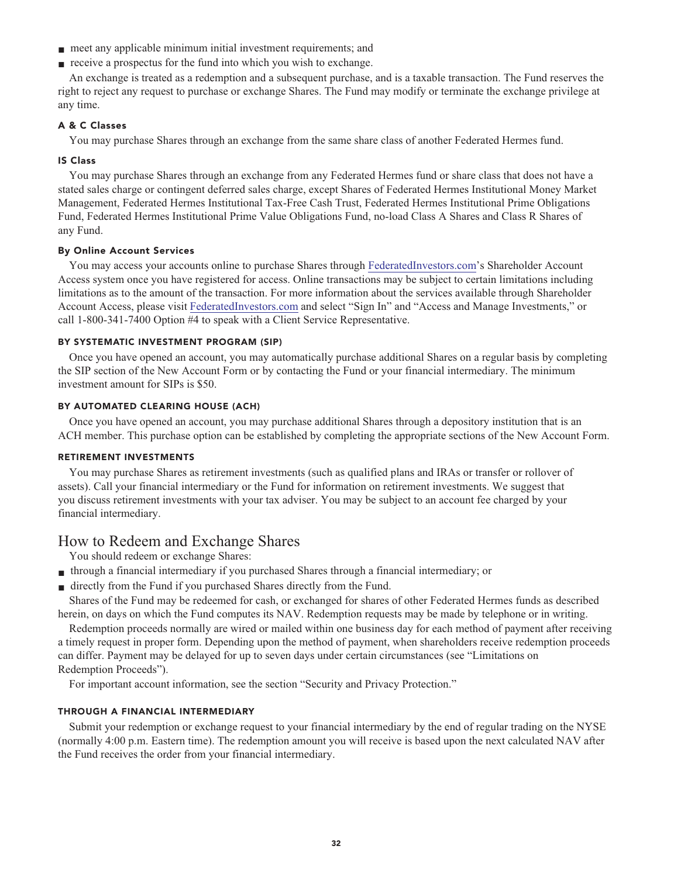- meet any applicable minimum initial investment requirements; and
- receive a prospectus for the fund into which you wish to exchange.

An exchange is treated as a redemption and a subsequent purchase, and is a taxable transaction. The Fund reserves the right to reject any request to purchase or exchange Shares. The Fund may modify or terminate the exchange privilege at any time.

#### A & C Classes

You may purchase Shares through an exchange from the same share class of another Federated Hermes fund.

#### IS Class

You may purchase Shares through an exchange from any Federated Hermes fund or share class that does not have a stated sales charge or contingent deferred sales charge, except Shares of Federated Hermes Institutional Money Market Management, Federated Hermes Institutional Tax-Free Cash Trust, Federated Hermes Institutional Prime Obligations Fund, Federated Hermes Institutional Prime Value Obligations Fund, no-load Class A Shares and Class R Shares of any Fund.

#### By Online Account Services

You may access your accounts online to purchase Shares through FederatedInvestors.com's Shareholder Account Access system once you have registered for access. Online transactions may be subject to certain limitations including limitations as to the amount of the transaction. For more information about the services available through Shareholder Account Access, please visit FederatedInvestors.com and select "Sign In" and "Access and Manage Investments," or call 1-800-341-7400 Option #4 to speak with a Client Service Representative.

### BY SYSTEMATIC INVESTMENT PROGRAM (SIP)

Once you have opened an account, you may automatically purchase additional Shares on a regular basis by completing the SIP section of the New Account Form or by contacting the Fund or your financial intermediary. The minimum investment amount for SIPs is $50.

### BY AUTOMATED CLEARING HOUSE (ACH)

Once you have opened an account, you may purchase additional Shares through a depository institution that is an ACH member. This purchase option can be established by completing the appropriate sections of the New Account Form.

### RETIREMENT INVESTMENTS

You may purchase Shares as retirement investments (such as qualified plans and IRAs or transfer or rollover of assets). Call your financial intermediary or the Fund for information on retirement investments. We suggest that you discuss retirement investments with your tax adviser. You may be subject to an account fee charged by your financial intermediary.

## How to Redeem and Exchange Shares

You should redeem or exchange Shares:

- through a financial intermediary if you purchased Shares through a financial intermediary; or
- directly from the Fund if you purchased Shares directly from the Fund.

Shares of the Fund may be redeemed for cash, or exchanged for shares of other Federated Hermes funds as described herein, on days on which the Fund computes its NAV. Redemption requests may be made by telephone or in writing.

Redemption proceeds normally are wired or mailed within one business day for each method of payment after receiving a timely request in proper form. Depending upon the method of payment, when shareholders receive redemption proceeds can differ. Payment may be delayed for up to seven days under certain circumstances (see "Limitations on Redemption Proceeds").

For important account information, see the section "Security and Privacy Protection."

### THROUGH A FINANCIAL INTERMEDIARY

Submit your redemption or exchange request to your financial intermediary by the end of regular trading on the NYSE (normally 4:00 p.m. Eastern time). The redemption amount you will receive is based upon the next calculated NAV after the Fund receives the order from your financial intermediary.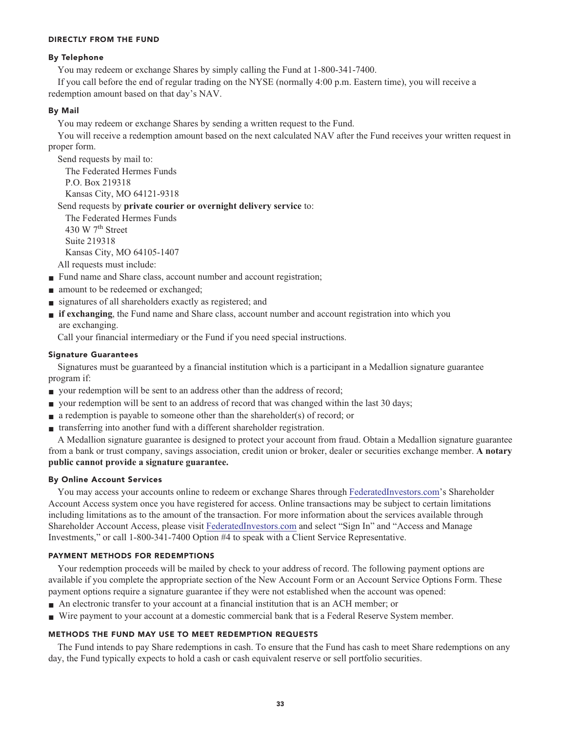## DIRECTLY FROM THE FUND

### By Telephone

You may redeem or exchange Shares by simply calling the Fund at 1-800-341-7400.

If you call before the end of regular trading on the NYSE (normally 4:00 p.m. Eastern time), you will receive a redemption amount based on that day's NAV.

### By Mail

You may redeem or exchange Shares by sending a written request to the Fund.

You will receive a redemption amount based on the next calculated NAV after the Fund receives your written request in proper form.

Send requests by mail to:

The Federated Hermes Funds
P.O. Box 219318
Kansas City, MO 64121-9318

Send requests by **private courier or overnight delivery service** to:

The Federated Hermes Funds
430 W 7th Street
Suite 219318
Kansas City, MO 64105-1407

All requests must include:

- Fund name and Share class, account number and account registration;
- amount to be redeemed or exchanged;
- signatures of all shareholders exactly as registered; and
- **if exchanging**, the Fund name and Share class, account number and account registration into which you are exchanging.

Call your financial intermediary or the Fund if you need special instructions.

### Signature Guarantees

Signatures must be guaranteed by a financial institution which is a participant in a Medallion signature guarantee program if:

- your redemption will be sent to an address other than the address of record;
- your redemption will be sent to an address of record that was changed within the last 30 days;
- a redemption is payable to someone other than the shareholder(s) of record; or
- transferring into another fund with a different shareholder registration.

A Medallion signature guarantee is designed to protect your account from fraud. Obtain a Medallion signature guarantee from a bank or trust company, savings association, credit union or broker, dealer or securities exchange member. **A notary public cannot provide a signature guarantee.**

### By Online Account Services

You may access your accounts online to redeem or exchange Shares through FederatedInvestors.com's Shareholder Account Access system once you have registered for access. Online transactions may be subject to certain limitations including limitations as to the amount of the transaction. For more information about the services available through Shareholder Account Access, please visit FederatedInvestors.com and select "Sign In" and "Access and Manage Investments," or call 1-800-341-7400 Option #4 to speak with a Client Service Representative.

## PAYMENT METHODS FOR REDEMPTIONS

Your redemption proceeds will be mailed by check to your address of record. The following payment options are available if you complete the appropriate section of the New Account Form or an Account Service Options Form. These payment options require a signature guarantee if they were not established when the account was opened:

- An electronic transfer to your account at a financial institution that is an ACH member; or
- Wire payment to your account at a domestic commercial bank that is a Federal Reserve System member.

## METHODS THE FUND MAY USE TO MEET REDEMPTION REQUESTS

The Fund intends to pay Share redemptions in cash. To ensure that the Fund has cash to meet Share redemptions on any day, the Fund typically expects to hold a cash or cash equivalent reserve or sell portfolio securities.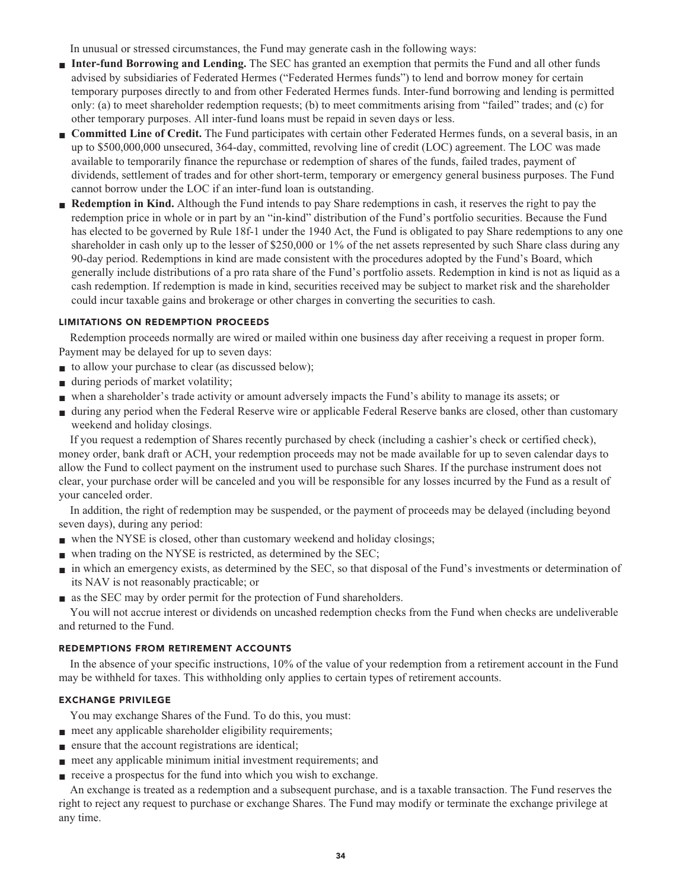In unusual or stressed circumstances, the Fund may generate cash in the following ways:

- **Inter-fund Borrowing and Lending.** The SEC has granted an exemption that permits the Fund and all other funds advised by subsidiaries of Federated Hermes ("Federated Hermes funds") to lend and borrow money for certain temporary purposes directly to and from other Federated Hermes funds. Inter-fund borrowing and lending is permitted only: (a) to meet shareholder redemption requests; (b) to meet commitments arising from "failed" trades; and (c) for other temporary purposes. All inter-fund loans must be repaid in seven days or less.
- **Committed Line of Credit.** The Fund participates with certain other Federated Hermes funds, on a several basis, in an up to $500,000,000 unsecured, 364-day, committed, revolving line of credit (LOC) agreement. The LOC was made available to temporarily finance the repurchase or redemption of shares of the funds, failed trades, payment of dividends, settlement of trades and for other short-term, temporary or emergency general business purposes. The Fund cannot borrow under the LOC if an inter-fund loan is outstanding.
- **Redemption in Kind.** Although the Fund intends to pay Share redemptions in cash, it reserves the right to pay the redemption price in whole or in part by an "in-kind" distribution of the Fund's portfolio securities. Because the Fund has elected to be governed by Rule 18f-1 under the 1940 Act, the Fund is obligated to pay Share redemptions to any one shareholder in cash only up to the lesser of $250,000 or 1% of the net assets represented by such Share class during any 90-day period. Redemptions in kind are made consistent with the procedures adopted by the Fund's Board, which generally include distributions of a pro rata share of the Fund's portfolio assets. Redemption in kind is not as liquid as a cash redemption. If redemption is made in kind, securities received may be subject to market risk and the shareholder could incur taxable gains and brokerage or other charges in converting the securities to cash.

### LIMITATIONS ON REDEMPTION PROCEEDS

Redemption proceeds normally are wired or mailed within one business day after receiving a request in proper form. Payment may be delayed for up to seven days:

- to allow your purchase to clear (as discussed below);
- during periods of market volatility;
- when a shareholder's trade activity or amount adversely impacts the Fund's ability to manage its assets; or
- during any period when the Federal Reserve wire or applicable Federal Reserve banks are closed, other than customary weekend and holiday closings.

If you request a redemption of Shares recently purchased by check (including a cashier's check or certified check), money order, bank draft or ACH, your redemption proceeds may not be made available for up to seven calendar days to allow the Fund to collect payment on the instrument used to purchase such Shares. If the purchase instrument does not clear, your purchase order will be canceled and you will be responsible for any losses incurred by the Fund as a result of your canceled order.

In addition, the right of redemption may be suspended, or the payment of proceeds may be delayed (including beyond seven days), during any period:

- when the NYSE is closed, other than customary weekend and holiday closings;
- when trading on the NYSE is restricted, as determined by the SEC;
- in which an emergency exists, as determined by the SEC, so that disposal of the Fund's investments or determination of its NAV is not reasonably practicable; or
- as the SEC may by order permit for the protection of Fund shareholders.

You will not accrue interest or dividends on uncashed redemption checks from the Fund when checks are undeliverable and returned to the Fund.

### REDEMPTIONS FROM RETIREMENT ACCOUNTS

In the absence of your specific instructions, 10% of the value of your redemption from a retirement account in the Fund may be withheld for taxes. This withholding only applies to certain types of retirement accounts.

### EXCHANGE PRIVILEGE

You may exchange Shares of the Fund. To do this, you must:

- meet any applicable shareholder eligibility requirements;
- ensure that the account registrations are identical;
- meet any applicable minimum initial investment requirements; and
- receive a prospectus for the fund into which you wish to exchange.

An exchange is treated as a redemption and a subsequent purchase, and is a taxable transaction. The Fund reserves the right to reject any request to purchase or exchange Shares. The Fund may modify or terminate the exchange privilege at any time.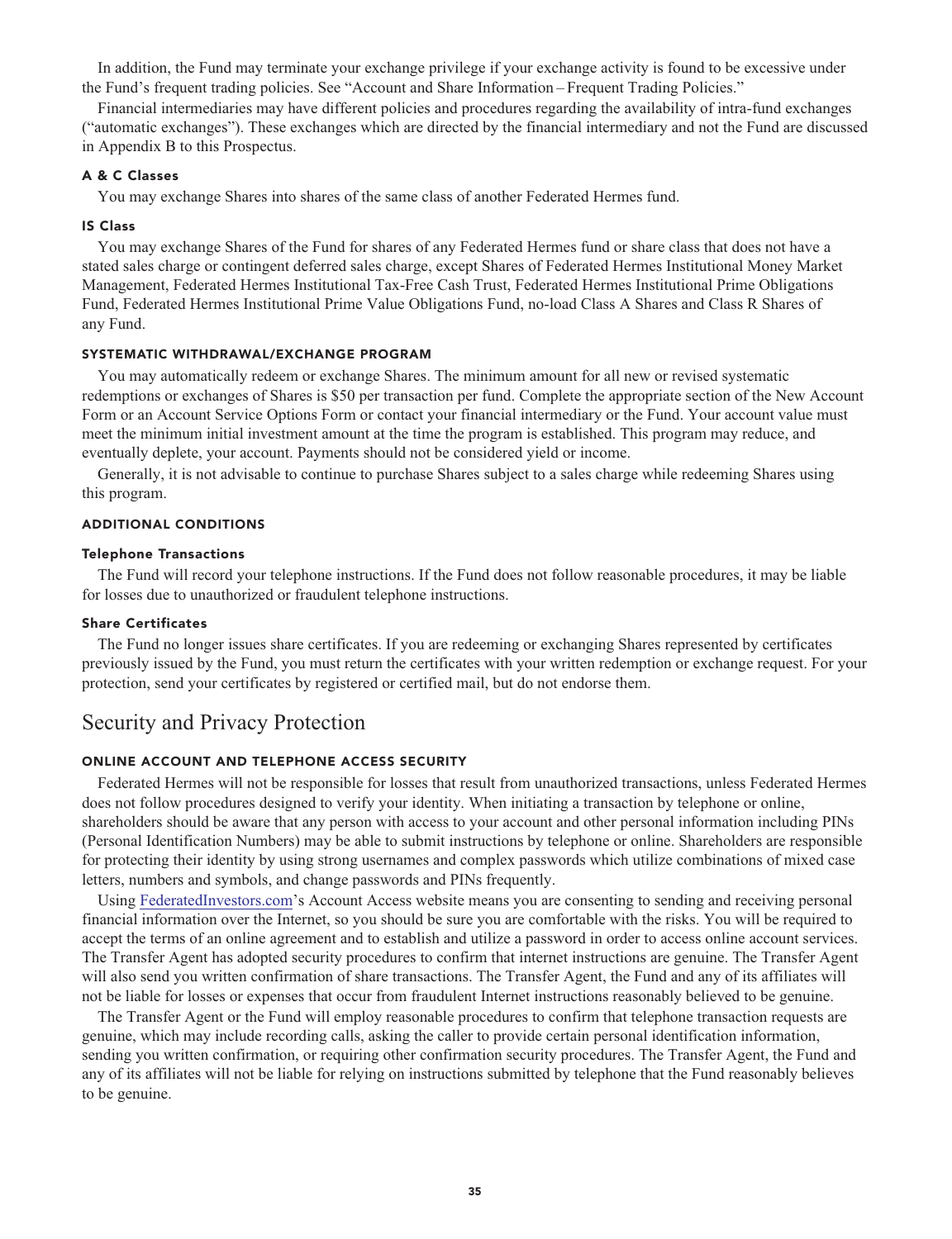In addition, the Fund may terminate your exchange privilege if your exchange activity is found to be excessive under the Fund's frequent trading policies. See "Account and Share Information – Frequent Trading Policies."

Financial intermediaries may have different policies and procedures regarding the availability of intra-fund exchanges ("automatic exchanges"). These exchanges which are directed by the financial intermediary and not the Fund are discussed in Appendix B to this Prospectus.

#### A & C Classes

You may exchange Shares into shares of the same class of another Federated Hermes fund.

#### IS Class

You may exchange Shares of the Fund for shares of any Federated Hermes fund or share class that does not have a stated sales charge or contingent deferred sales charge, except Shares of Federated Hermes Institutional Money Market Management, Federated Hermes Institutional Tax-Free Cash Trust, Federated Hermes Institutional Prime Obligations Fund, Federated Hermes Institutional Prime Value Obligations Fund, no-load Class A Shares and Class R Shares of any Fund.

### SYSTEMATIC WITHDRAWAL/EXCHANGE PROGRAM

You may automatically redeem or exchange Shares. The minimum amount for all new or revised systematic redemptions or exchanges of Shares is $50 per transaction per fund. Complete the appropriate section of the New Account Form or an Account Service Options Form or contact your financial intermediary or the Fund. Your account value must meet the minimum initial investment amount at the time the program is established. This program may reduce, and eventually deplete, your account. Payments should not be considered yield or income.

Generally, it is not advisable to continue to purchase Shares subject to a sales charge while redeeming Shares using this program.

### ADDITIONAL CONDITIONS

#### Telephone Transactions

The Fund will record your telephone instructions. If the Fund does not follow reasonable procedures, it may be liable for losses due to unauthorized or fraudulent telephone instructions.

#### Share Certificates

The Fund no longer issues share certificates. If you are redeeming or exchanging Shares represented by certificates previously issued by the Fund, you must return the certificates with your written redemption or exchange request. For your protection, send your certificates by registered or certified mail, but do not endorse them.

## Security and Privacy Protection

### ONLINE ACCOUNT AND TELEPHONE ACCESS SECURITY

Federated Hermes will not be responsible for losses that result from unauthorized transactions, unless Federated Hermes does not follow procedures designed to verify your identity. When initiating a transaction by telephone or online, shareholders should be aware that any person with access to your account and other personal information including PINs (Personal Identification Numbers) may be able to submit instructions by telephone or online. Shareholders are responsible for protecting their identity by using strong usernames and complex passwords which utilize combinations of mixed case letters, numbers and symbols, and change passwords and PINs frequently.

Using FederatedInvestors.com's Account Access website means you are consenting to sending and receiving personal financial information over the Internet, so you should be sure you are comfortable with the risks. You will be required to accept the terms of an online agreement and to establish and utilize a password in order to access online account services. The Transfer Agent has adopted security procedures to confirm that internet instructions are genuine. The Transfer Agent will also send you written confirmation of share transactions. The Transfer Agent, the Fund and any of its affiliates will not be liable for losses or expenses that occur from fraudulent Internet instructions reasonably believed to be genuine.

The Transfer Agent or the Fund will employ reasonable procedures to confirm that telephone transaction requests are genuine, which may include recording calls, asking the caller to provide certain personal identification information, sending you written confirmation, or requiring other confirmation security procedures. The Transfer Agent, the Fund and any of its affiliates will not be liable for relying on instructions submitted by telephone that the Fund reasonably believes to be genuine.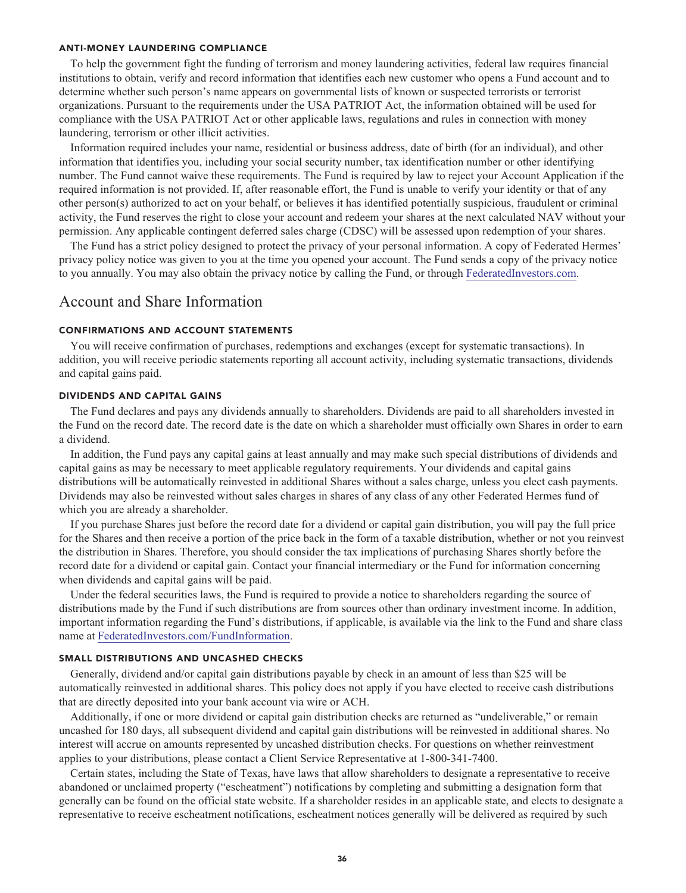#### ANTI-MONEY LAUNDERING COMPLIANCE

To help the government fight the funding of terrorism and money laundering activities, federal law requires financial institutions to obtain, verify and record information that identifies each new customer who opens a Fund account and to determine whether such person's name appears on governmental lists of known or suspected terrorists or terrorist organizations. Pursuant to the requirements under the USA PATRIOT Act, the information obtained will be used for compliance with the USA PATRIOT Act or other applicable laws, regulations and rules in connection with money laundering, terrorism or other illicit activities.

Information required includes your name, residential or business address, date of birth (for an individual), and other information that identifies you, including your social security number, tax identification number or other identifying number. The Fund cannot waive these requirements. The Fund is required by law to reject your Account Application if the required information is not provided. If, after reasonable effort, the Fund is unable to verify your identity or that of any other person(s) authorized to act on your behalf, or believes it has identified potentially suspicious, fraudulent or criminal activity, the Fund reserves the right to close your account and redeem your shares at the next calculated NAV without your permission. Any applicable contingent deferred sales charge (CDSC) will be assessed upon redemption of your shares.

The Fund has a strict policy designed to protect the privacy of your personal information. A copy of Federated Hermes' privacy policy notice was given to you at the time you opened your account. The Fund sends a copy of the privacy notice to you annually. You may also obtain the privacy notice by calling the Fund, or through FederatedInvestors.com.

## Account and Share Information

#### CONFIRMATIONS AND ACCOUNT STATEMENTS

You will receive confirmation of purchases, redemptions and exchanges (except for systematic transactions). In addition, you will receive periodic statements reporting all account activity, including systematic transactions, dividends and capital gains paid.

#### DIVIDENDS AND CAPITAL GAINS

The Fund declares and pays any dividends annually to shareholders. Dividends are paid to all shareholders invested in the Fund on the record date. The record date is the date on which a shareholder must officially own Shares in order to earn a dividend.

In addition, the Fund pays any capital gains at least annually and may make such special distributions of dividends and capital gains as may be necessary to meet applicable regulatory requirements. Your dividends and capital gains distributions will be automatically reinvested in additional Shares without a sales charge, unless you elect cash payments. Dividends may also be reinvested without sales charges in shares of any class of any other Federated Hermes fund of which you are already a shareholder.

If you purchase Shares just before the record date for a dividend or capital gain distribution, you will pay the full price for the Shares and then receive a portion of the price back in the form of a taxable distribution, whether or not you reinvest the distribution in Shares. Therefore, you should consider the tax implications of purchasing Shares shortly before the record date for a dividend or capital gain. Contact your financial intermediary or the Fund for information concerning when dividends and capital gains will be paid.

Under the federal securities laws, the Fund is required to provide a notice to shareholders regarding the source of distributions made by the Fund if such distributions are from sources other than ordinary investment income. In addition, important information regarding the Fund's distributions, if applicable, is available via the link to the Fund and share class name at FederatedInvestors.com/FundInformation.

#### SMALL DISTRIBUTIONS AND UNCASHED CHECKS

Generally, dividend and/or capital gain distributions payable by check in an amount of less than $25 will be automatically reinvested in additional shares. This policy does not apply if you have elected to receive cash distributions that are directly deposited into your bank account via wire or ACH.

Additionally, if one or more dividend or capital gain distribution checks are returned as "undeliverable," or remain uncashed for 180 days, all subsequent dividend and capital gain distributions will be reinvested in additional shares. No interest will accrue on amounts represented by uncashed distribution checks. For questions on whether reinvestment applies to your distributions, please contact a Client Service Representative at 1-800-341-7400.

Certain states, including the State of Texas, have laws that allow shareholders to designate a representative to receive abandoned or unclaimed property ("escheatment") notifications by completing and submitting a designation form that generally can be found on the official state website. If a shareholder resides in an applicable state, and elects to designate a representative to receive escheatment notifications, escheatment notices generally will be delivered as required by such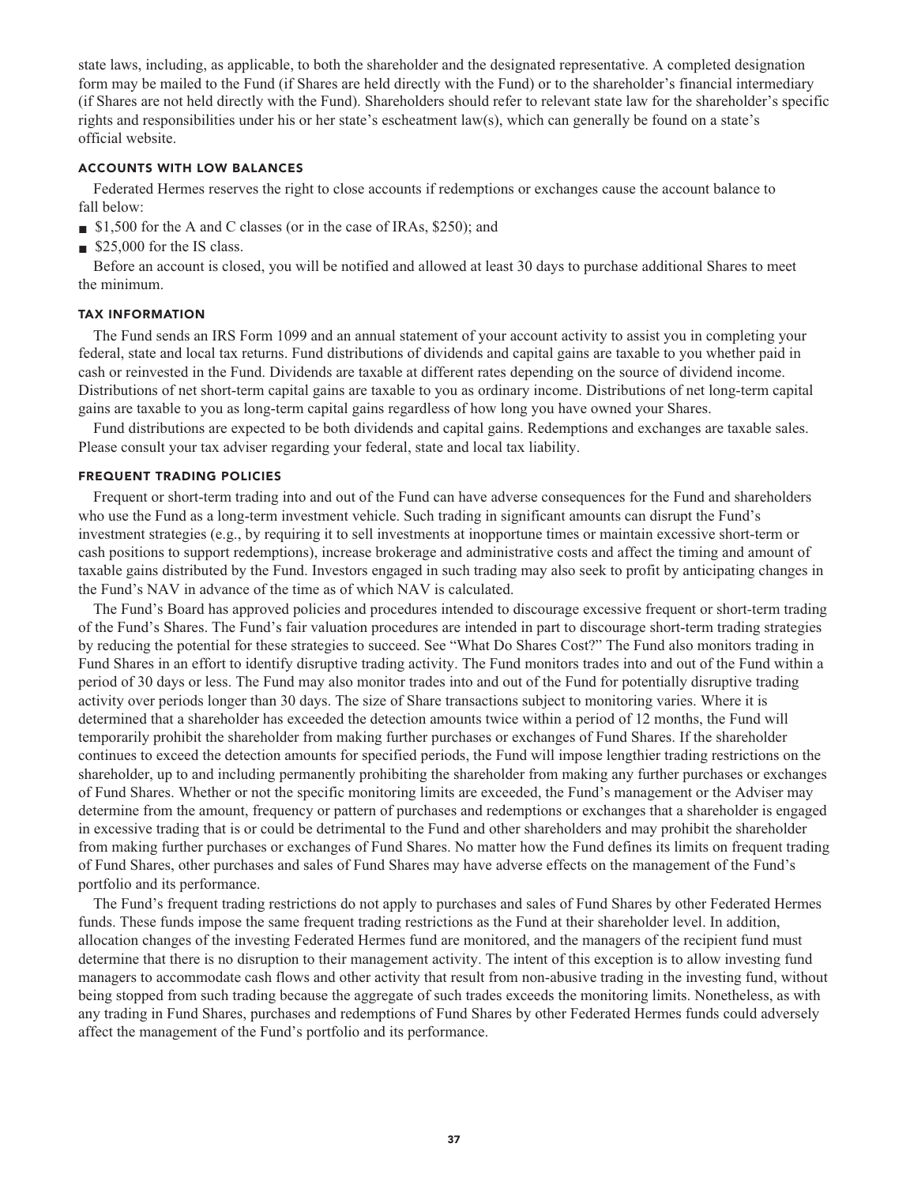state laws, including, as applicable, to both the shareholder and the designated representative. A completed designation form may be mailed to the Fund (if Shares are held directly with the Fund) or to the shareholder's financial intermediary (if Shares are not held directly with the Fund). Shareholders should refer to relevant state law for the shareholder's specific rights and responsibilities under his or her state's escheatment law(s), which can generally be found on a state's official website.

### ACCOUNTS WITH LOW BALANCES

Federated Hermes reserves the right to close accounts if redemptions or exchanges cause the account balance to fall below:

- $1,500 for the A and C classes (or in the case of IRAs, $250); and
- $25,000 for the IS class.

Before an account is closed, you will be notified and allowed at least 30 days to purchase additional Shares to meet the minimum.

### TAX INFORMATION

The Fund sends an IRS Form 1099 and an annual statement of your account activity to assist you in completing your federal, state and local tax returns. Fund distributions of dividends and capital gains are taxable to you whether paid in cash or reinvested in the Fund. Dividends are taxable at different rates depending on the source of dividend income. Distributions of net short-term capital gains are taxable to you as ordinary income. Distributions of net long-term capital gains are taxable to you as long-term capital gains regardless of how long you have owned your Shares.

Fund distributions are expected to be both dividends and capital gains. Redemptions and exchanges are taxable sales. Please consult your tax adviser regarding your federal, state and local tax liability.

### FREQUENT TRADING POLICIES

Frequent or short-term trading into and out of the Fund can have adverse consequences for the Fund and shareholders who use the Fund as a long-term investment vehicle. Such trading in significant amounts can disrupt the Fund's investment strategies (e.g., by requiring it to sell investments at inopportune times or maintain excessive short-term or cash positions to support redemptions), increase brokerage and administrative costs and affect the timing and amount of taxable gains distributed by the Fund. Investors engaged in such trading may also seek to profit by anticipating changes in the Fund's NAV in advance of the time as of which NAV is calculated.

The Fund's Board has approved policies and procedures intended to discourage excessive frequent or short-term trading of the Fund's Shares. The Fund's fair valuation procedures are intended in part to discourage short-term trading strategies by reducing the potential for these strategies to succeed. See "What Do Shares Cost?" The Fund also monitors trading in Fund Shares in an effort to identify disruptive trading activity. The Fund monitors trades into and out of the Fund within a period of 30 days or less. The Fund may also monitor trades into and out of the Fund for potentially disruptive trading activity over periods longer than 30 days. The size of Share transactions subject to monitoring varies. Where it is determined that a shareholder has exceeded the detection amounts twice within a period of 12 months, the Fund will temporarily prohibit the shareholder from making further purchases or exchanges of Fund Shares. If the shareholder continues to exceed the detection amounts for specified periods, the Fund will impose lengthier trading restrictions on the shareholder, up to and including permanently prohibiting the shareholder from making any further purchases or exchanges of Fund Shares. Whether or not the specific monitoring limits are exceeded, the Fund's management or the Adviser may determine from the amount, frequency or pattern of purchases and redemptions or exchanges that a shareholder is engaged in excessive trading that is or could be detrimental to the Fund and other shareholders and may prohibit the shareholder from making further purchases or exchanges of Fund Shares. No matter how the Fund defines its limits on frequent trading of Fund Shares, other purchases and sales of Fund Shares may have adverse effects on the management of the Fund's portfolio and its performance.

The Fund's frequent trading restrictions do not apply to purchases and sales of Fund Shares by other Federated Hermes funds. These funds impose the same frequent trading restrictions as the Fund at their shareholder level. In addition, allocation changes of the investing Federated Hermes fund are monitored, and the managers of the recipient fund must determine that there is no disruption to their management activity. The intent of this exception is to allow investing fund managers to accommodate cash flows and other activity that result from non-abusive trading in the investing fund, without being stopped from such trading because the aggregate of such trades exceeds the monitoring limits. Nonetheless, as with any trading in Fund Shares, purchases and redemptions of Fund Shares by other Federated Hermes funds could adversely affect the management of the Fund's portfolio and its performance.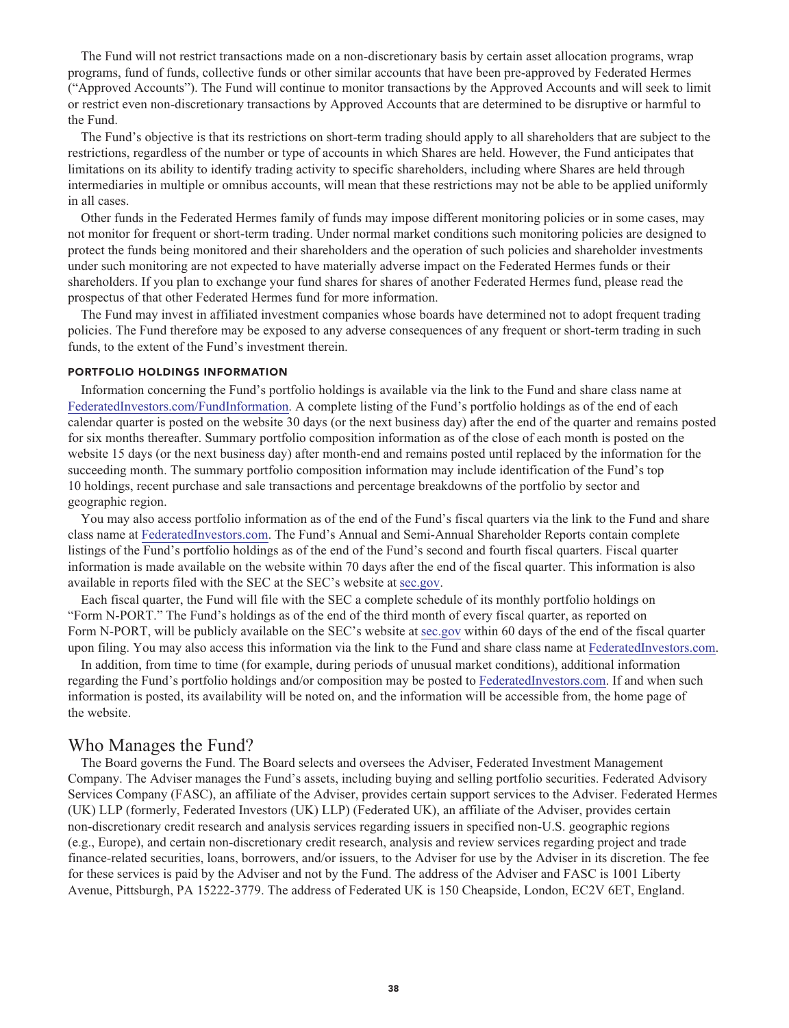The Fund will not restrict transactions made on a non-discretionary basis by certain asset allocation programs, wrap programs, fund of funds, collective funds or other similar accounts that have been pre-approved by Federated Hermes ("Approved Accounts"). The Fund will continue to monitor transactions by the Approved Accounts and will seek to limit or restrict even non-discretionary transactions by Approved Accounts that are determined to be disruptive or harmful to the Fund.

The Fund's objective is that its restrictions on short-term trading should apply to all shareholders that are subject to the restrictions, regardless of the number or type of accounts in which Shares are held. However, the Fund anticipates that limitations on its ability to identify trading activity to specific shareholders, including where Shares are held through intermediaries in multiple or omnibus accounts, will mean that these restrictions may not be able to be applied uniformly in all cases.

Other funds in the Federated Hermes family of funds may impose different monitoring policies or in some cases, may not monitor for frequent or short-term trading. Under normal market conditions such monitoring policies are designed to protect the funds being monitored and their shareholders and the operation of such policies and shareholder investments under such monitoring are not expected to have materially adverse impact on the Federated Hermes funds or their shareholders. If you plan to exchange your fund shares for shares of another Federated Hermes fund, please read the prospectus of that other Federated Hermes fund for more information.

The Fund may invest in affiliated investment companies whose boards have determined not to adopt frequent trading policies. The Fund therefore may be exposed to any adverse consequences of any frequent or short-term trading in such funds, to the extent of the Fund's investment therein.

### PORTFOLIO HOLDINGS INFORMATION

Information concerning the Fund's portfolio holdings is available via the link to the Fund and share class name at FederatedInvestors.com/FundInformation. A complete listing of the Fund's portfolio holdings as of the end of each calendar quarter is posted on the website 30 days (or the next business day) after the end of the quarter and remains posted for six months thereafter. Summary portfolio composition information as of the close of each month is posted on the website 15 days (or the next business day) after month-end and remains posted until replaced by the information for the succeeding month. The summary portfolio composition information may include identification of the Fund's top 10 holdings, recent purchase and sale transactions and percentage breakdowns of the portfolio by sector and geographic region.

You may also access portfolio information as of the end of the Fund's fiscal quarters via the link to the Fund and share class name at FederatedInvestors.com. The Fund's Annual and Semi-Annual Shareholder Reports contain complete listings of the Fund's portfolio holdings as of the end of the Fund's second and fourth fiscal quarters. Fiscal quarter information is made available on the website within 70 days after the end of the fiscal quarter. This information is also available in reports filed with the SEC at the SEC's website at sec.gov.

Each fiscal quarter, the Fund will file with the SEC a complete schedule of its monthly portfolio holdings on "Form N-PORT." The Fund's holdings as of the end of the third month of every fiscal quarter, as reported on Form N-PORT, will be publicly available on the SEC's website at sec.gov within 60 days of the end of the fiscal quarter upon filing. You may also access this information via the link to the Fund and share class name at FederatedInvestors.com.

In addition, from time to time (for example, during periods of unusual market conditions), additional information regarding the Fund's portfolio holdings and/or composition may be posted to FederatedInvestors.com. If and when such information is posted, its availability will be noted on, and the information will be accessible from, the home page of the website.

## Who Manages the Fund?

The Board governs the Fund. The Board selects and oversees the Adviser, Federated Investment Management Company. The Adviser manages the Fund's assets, including buying and selling portfolio securities. Federated Advisory Services Company (FASC), an affiliate of the Adviser, provides certain support services to the Adviser. Federated Hermes (UK) LLP (formerly, Federated Investors (UK) LLP) (Federated UK), an affiliate of the Adviser, provides certain non-discretionary credit research and analysis services regarding issuers in specified non-U.S. geographic regions (e.g., Europe), and certain non-discretionary credit research, analysis and review services regarding project and trade finance-related securities, loans, borrowers, and/or issuers, to the Adviser for use by the Adviser in its discretion. The fee for these services is paid by the Adviser and not by the Fund. The address of the Adviser and FASC is 1001 Liberty Avenue, Pittsburgh, PA 15222-3779. The address of Federated UK is 150 Cheapside, London, EC2V 6ET, England.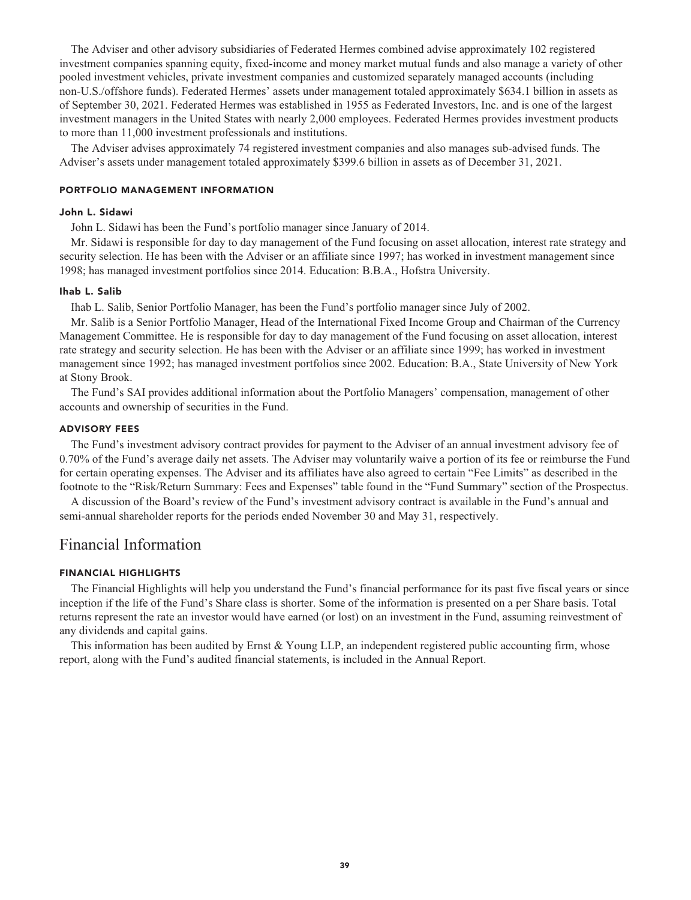The Adviser and other advisory subsidiaries of Federated Hermes combined advise approximately 102 registered investment companies spanning equity, fixed-income and money market mutual funds and also manage a variety of other pooled investment vehicles, private investment companies and customized separately managed accounts (including non-U.S./offshore funds). Federated Hermes' assets under management totaled approximately $634.1 billion in assets as of September 30, 2021. Federated Hermes was established in 1955 as Federated Investors, Inc. and is one of the largest investment managers in the United States with nearly 2,000 employees. Federated Hermes provides investment products to more than 11,000 investment professionals and institutions.

The Adviser advises approximately 74 registered investment companies and also manages sub-advised funds. The Adviser's assets under management totaled approximately $399.6 billion in assets as of December 31, 2021.

### PORTFOLIO MANAGEMENT INFORMATION

#### John L. Sidawi

John L. Sidawi has been the Fund's portfolio manager since January of 2014.

Mr. Sidawi is responsible for day to day management of the Fund focusing on asset allocation, interest rate strategy and security selection. He has been with the Adviser or an affiliate since 1997; has worked in investment management since 1998; has managed investment portfolios since 2014. Education: B.B.A., Hofstra University.

#### Ihab L. Salib

Ihab L. Salib, Senior Portfolio Manager, has been the Fund's portfolio manager since July of 2002.

Mr. Salib is a Senior Portfolio Manager, Head of the International Fixed Income Group and Chairman of the Currency Management Committee. He is responsible for day to day management of the Fund focusing on asset allocation, interest rate strategy and security selection. He has been with the Adviser or an affiliate since 1999; has worked in investment management since 1992; has managed investment portfolios since 2002. Education: B.A., State University of New York at Stony Brook.

The Fund's SAI provides additional information about the Portfolio Managers' compensation, management of other accounts and ownership of securities in the Fund.

### ADVISORY FEES

The Fund's investment advisory contract provides for payment to the Adviser of an annual investment advisory fee of 0.70% of the Fund's average daily net assets. The Adviser may voluntarily waive a portion of its fee or reimburse the Fund for certain operating expenses. The Adviser and its affiliates have also agreed to certain "Fee Limits" as described in the footnote to the "Risk/Return Summary: Fees and Expenses" table found in the "Fund Summary" section of the Prospectus.

A discussion of the Board's review of the Fund's investment advisory contract is available in the Fund's annual and semi-annual shareholder reports for the periods ended November 30 and May 31, respectively.

## Financial Information

### FINANCIAL HIGHLIGHTS

The Financial Highlights will help you understand the Fund's financial performance for its past five fiscal years or since inception if the life of the Fund's Share class is shorter. Some of the information is presented on a per Share basis. Total returns represent the rate an investor would have earned (or lost) on an investment in the Fund, assuming reinvestment of any dividends and capital gains.

This information has been audited by Ernst & Young LLP, an independent registered public accounting firm, whose report, along with the Fund's audited financial statements, is included in the Annual Report.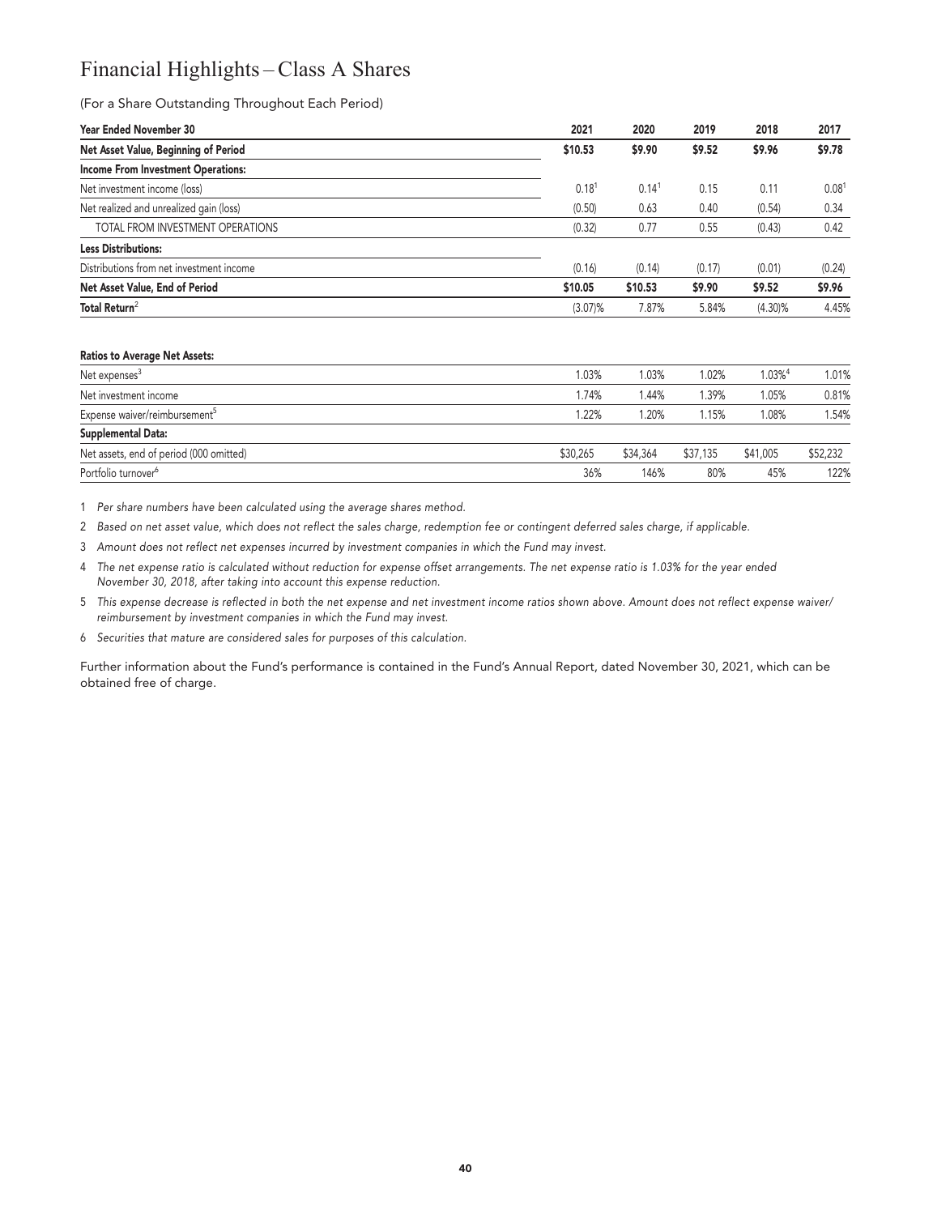# Financial Highlights – Class A Shares

(For a Share Outstanding Throughout Each Period)

| Year Ended November 30 | 2021 | 2020 | 2019 | 2018 | 2017 |
|---|---|---|---|---|---|
| **Net Asset Value, Beginning of Period** | **$10.53** | **$9.90** | **$9.52** | **$9.96** | **$9.78** |
| **Income From Investment Operations:** | | | | | |
| Net investment income (loss) | 0.18[1] | 0.14[1] | 0.15 | 0.11 | 0.08[1] |
| Net realized and unrealized gain (loss) | (0.50) | 0.63 | 0.40 | (0.54) | 0.34 |
| TOTAL FROM INVESTMENT OPERATIONS | (0.32) | 0.77 | 0.55 | (0.43) | 0.42 |
| **Less Distributions:** | | | | | |
| Distributions from net investment income | (0.16) | (0.14) | (0.17) | (0.01) | (0.24) |
| **Net Asset Value, End of Period** | **$10.05** | **$10.53** | **$9.90** | **$9.52** | **$9.96** |
| **Total Return**[2] | (3.07)% | 7.87% | 5.84% | (4.30)% | 4.45% |
| **Ratios to Average Net Assets:** | | | | | |
| Net expenses[3] | 1.03% | 1.03% | 1.02% | 1.03%[4] | 1.01% |
| Net investment income | 1.74% | 1.44% | 1.39% | 1.05% | 0.81% |
| Expense waiver/reimbursement[5] | 1.22% | 1.20% | 1.15% | 1.08% | 1.54% |
| **Supplemental Data:** | | | | | |
| Net assets, end of period (000 omitted) | $30,265 | $34,364 | $37,135 | $41,005 | $52,232 |
| Portfolio turnover[6] | 36% | 146% | 80% | 45% | 122% |

1 *Per share numbers have been calculated using the average shares method.*

2 *Based on net asset value, which does not reflect the sales charge, redemption fee or contingent deferred sales charge, if applicable.*

3 *Amount does not reflect net expenses incurred by investment companies in which the Fund may invest.*

4 *The net expense ratio is calculated without reduction for expense offset arrangements. The net expense ratio is 1.03% for the year ended November 30, 2018, after taking into account this expense reduction.*

5 *This expense decrease is reflected in both the net expense and net investment income ratios shown above. Amount does not reflect expense waiver/reimbursement by investment companies in which the Fund may invest.*

6 *Securities that mature are considered sales for purposes of this calculation.*

Further information about the Fund's performance is contained in the Fund's Annual Report, dated November 30, 2021, which can be obtained free of charge.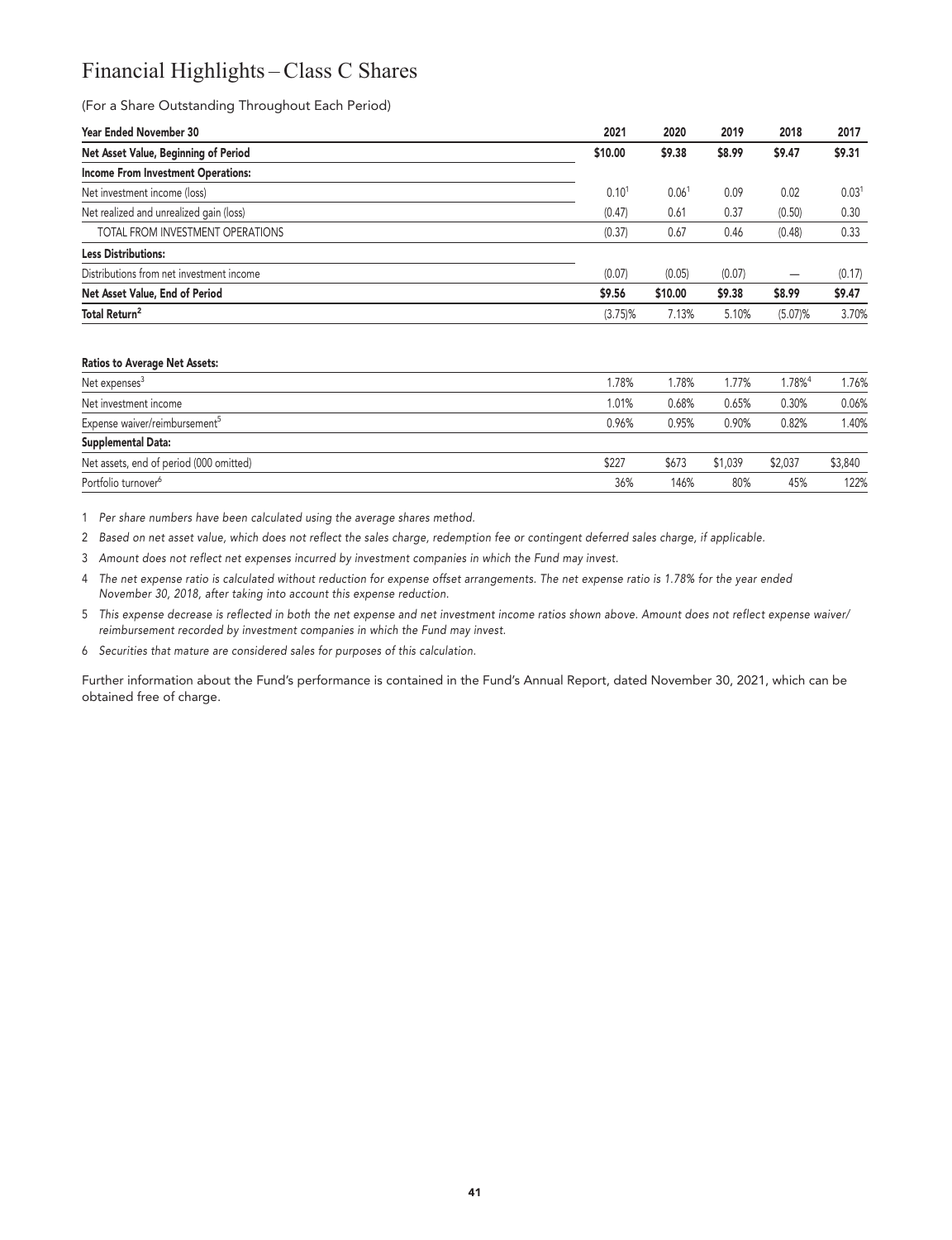# Financial Highlights – Class C Shares

(For a Share Outstanding Throughout Each Period)

| Year Ended November 30 | 2021 | 2020 | 2019 | 2018 | 2017 |
|---|---|---|---|---|---|
| **Net Asset Value, Beginning of Period** | **$10.00** | **$9.38** | **$8.99** | **$9.47** | **$9.31** |
| **Income From Investment Operations:** | | | | | |
| Net investment income (loss) | 0.10[1] | 0.06[1] | 0.09 | 0.02 | 0.03[1] |
| Net realized and unrealized gain (loss) | (0.47) | 0.61 | 0.37 | (0.50) | 0.30 |
| TOTAL FROM INVESTMENT OPERATIONS | (0.37) | 0.67 | 0.46 | (0.48) | 0.33 |
| **Less Distributions:** | | | | | |
| Distributions from net investment income | (0.07) | (0.05) | (0.07) | — | (0.17) |
| **Net Asset Value, End of Period** | **$9.56** | **$10.00** | **$9.38** | **$8.99** | **$9.47** |
| **Total Return[2]** | (3.75)% | 7.13% | 5.10% | (5.07)% | 3.70% |
| | | | | | |
| **Ratios to Average Net Assets:** | | | | | |
| Net expenses[3] | 1.78% | 1.78% | 1.77% | 1.78%[4] | 1.76% |
| Net investment income | 1.01% | 0.68% | 0.65% | 0.30% | 0.06% |
| Expense waiver/reimbursement[5] | 0.96% | 0.95% | 0.90% | 0.82% | 1.40% |
| **Supplemental Data:** | | | | | |
| Net assets, end of period (000 omitted) | $227 | $673 | $1,039 | $2,037 | $3,840 |
| Portfolio turnover[6] | 36% | 146% | 80% | 45% | 122% |

1 *Per share numbers have been calculated using the average shares method.*

2 *Based on net asset value, which does not reflect the sales charge, redemption fee or contingent deferred sales charge, if applicable.*

3 *Amount does not reflect net expenses incurred by investment companies in which the Fund may invest.*

4 *The net expense ratio is calculated without reduction for expense offset arrangements. The net expense ratio is 1.78% for the year ended November 30, 2018, after taking into account this expense reduction.*

5 *This expense decrease is reflected in both the net expense and net investment income ratios shown above. Amount does not reflect expense waiver/reimbursement recorded by investment companies in which the Fund may invest.*

6 *Securities that mature are considered sales for purposes of this calculation.*

Further information about the Fund's performance is contained in the Fund's Annual Report, dated November 30, 2021, which can be obtained free of charge.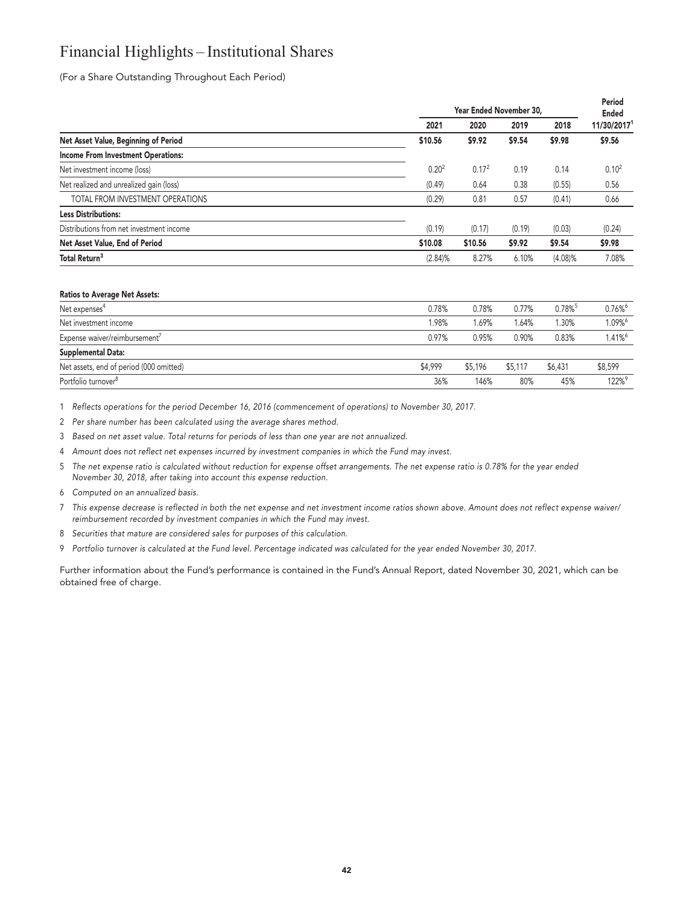# Financial Highlights – Institutional Shares

(For a Share Outstanding Throughout Each Period)

| | Year Ended November 30, | | | | Period Ended |
|---|---|---|---|---|---|
| | 2021 | 2020 | 2019 | 2018 | 11/30/2017[1] |
| **Net Asset Value, Beginning of Period** | **$10.56** | **$9.92** | **$9.54** | **$9.98** | **$9.56** |
| **Income From Investment Operations:** | | | | | |
| Net investment income (loss) | 0.20[2] | 0.17[2] | 0.19 | 0.14 | 0.10[2] |
| Net realized and unrealized gain (loss) | (0.49) | 0.64 | 0.38 | (0.55) | 0.56 |
| TOTAL FROM INVESTMENT OPERATIONS | (0.29) | 0.81 | 0.57 | (0.41) | 0.66 |
| **Less Distributions:** | | | | | |
| Distributions from net investment income | (0.19) | (0.17) | (0.19) | (0.03) | (0.24) |
| **Net Asset Value, End of Period** | **$10.08** | **$10.56** | **$9.92** | **$9.54** | **$9.98** |
| **Total Return[3]** | (2.84)% | 8.27% | 6.10% | (4.08)% | 7.08% |
| **Ratios to Average Net Assets:** | | | | | |
| Net expenses[4] | 0.78% | 0.78% | 0.77% | 0.78%[5] | 0.76%[6] |
| Net investment income | 1.98% | 1.69% | 1.64% | 1.30% | 1.09%[6] |
| Expense waiver/reimbursement[7] | 0.97% | 0.95% | 0.90% | 0.83% | 1.41%[6] |
| **Supplemental Data:** | | | | | |
| Net assets, end of period (000 omitted) | $4,999 | $5,196 | $5,117 | $6,431 | $8,599 |
| Portfolio turnover[8] | 36% | 146% | 80% | 45% | 122%[9] |

1 *Reflects operations for the period December 16, 2016 (commencement of operations) to November 30, 2017.*

2 *Per share number has been calculated using the average shares method.*

3 *Based on net asset value. Total returns for periods of less than one year are not annualized.*

4 *Amount does not reflect net expenses incurred by investment companies in which the Fund may invest.*

5 *The net expense ratio is calculated without reduction for expense offset arrangements. The net expense ratio is 0.78% for the year ended November 30, 2018, after taking into account this expense reduction.*

6 *Computed on an annualized basis.*

7 *This expense decrease is reflected in both the net expense and net investment income ratios shown above. Amount does not reflect expense waiver/reimbursement recorded by investment companies in which the Fund may invest.*

8 *Securities that mature are considered sales for purposes of this calculation.*

9 *Portfolio turnover is calculated at the Fund level. Percentage indicated was calculated for the year ended November 30, 2017.*

Further information about the Fund's performance is contained in the Fund's Annual Report, dated November 30, 2021, which can be obtained free of charge.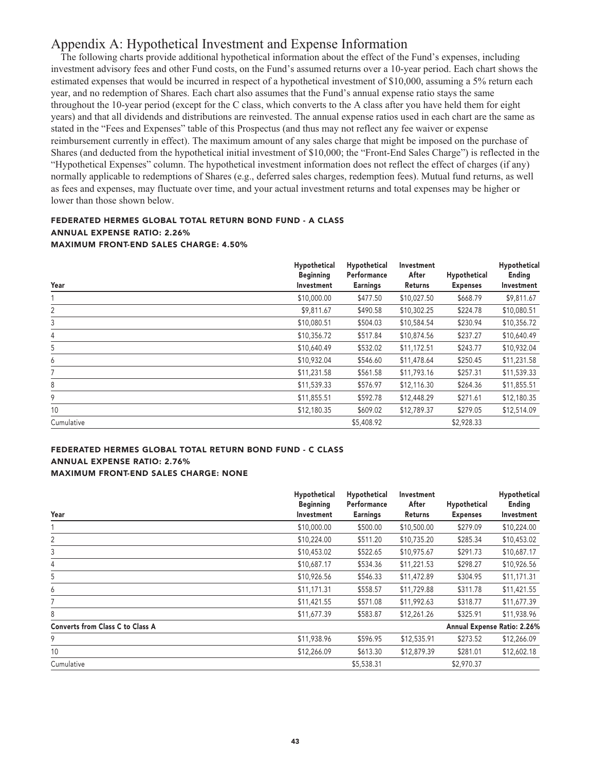# Appendix A: Hypothetical Investment and Expense Information

The following charts provide additional hypothetical information about the effect of the Fund's expenses, including investment advisory fees and other Fund costs, on the Fund's assumed returns over a 10-year period. Each chart shows the estimated expenses that would be incurred in respect of a hypothetical investment of $10,000, assuming a 5% return each year, and no redemption of Shares. Each chart also assumes that the Fund's annual expense ratio stays the same throughout the 10-year period (except for the C class, which converts to the A class after you have held them for eight years) and that all dividends and distributions are reinvested. The annual expense ratios used in each chart are the same as stated in the "Fees and Expenses" table of this Prospectus (and thus may not reflect any fee waiver or expense reimbursement currently in effect). The maximum amount of any sales charge that might be imposed on the purchase of Shares (and deducted from the hypothetical initial investment of $10,000; the "Front-End Sales Charge") is reflected in the "Hypothetical Expenses" column. The hypothetical investment information does not reflect the effect of charges (if any) normally applicable to redemptions of Shares (e.g., deferred sales charges, redemption fees). Mutual fund returns, as well as fees and expenses, may fluctuate over time, and your actual investment returns and total expenses may be higher or lower than those shown below.

**FEDERATED HERMES GLOBAL TOTAL RETURN BOND FUND - A CLASS**
**ANNUAL EXPENSE RATIO: 2.26%**
**MAXIMUM FRONT-END SALES CHARGE: 4.50%**

| Year | Hypothetical Beginning Investment | Hypothetical Performance Earnings | Investment After Returns | Hypothetical Expenses | Hypothetical Ending Investment |
|---|---|---|---|---|---|
| 1 | $10,000.00 | $477.50 | $10,027.50 | $668.79 | $9,811.67 |
| 2 | $9,811.67 | $490.58 | $10,302.25 | $224.78 | $10,080.51 |
| 3 | $10,080.51 | $504.03 | $10,584.54 | $230.94 | $10,356.72 |
| 4 | $10,356.72 | $517.84 | $10,874.56 | $237.27 | $10,640.49 |
| 5 | $10,640.49 | $532.02 | $11,172.51 | $243.77 | $10,932.04 |
| 6 | $10,932.04 | $546.60 | $11,478.64 | $250.45 | $11,231.58 |
| 7 | $11,231.58 | $561.58 | $11,793.16 | $257.31 | $11,539.33 |
| 8 | $11,539.33 | $576.97 | $12,116.30 | $264.36 | $11,855.51 |
| 9 | $11,855.51 | $592.78 | $12,448.29 | $271.61 | $12,180.35 |
| 10 | $12,180.35 | $609.02 | $12,789.37 | $279.05 | $12,514.09 |
| Cumulative | | $5,408.92 | | $2,928.33 | |

**FEDERATED HERMES GLOBAL TOTAL RETURN BOND FUND - C CLASS**
**ANNUAL EXPENSE RATIO: 2.76%**
**MAXIMUM FRONT-END SALES CHARGE: NONE**

| Year | Hypothetical Beginning Investment | Hypothetical Performance Earnings | Investment After Returns | Hypothetical Expenses | Hypothetical Ending Investment |
|---|---|---|---|---|---|
| 1 | $10,000.00 | $500.00 | $10,500.00 | $279.09 | $10,224.00 |
| 2 | $10,224.00 | $511.20 | $10,735.20 | $285.34 | $10,453.02 |
| 3 | $10,453.02 | $522.65 | $10,975.67 | $291.73 | $10,687.17 |
| 4 | $10,687.17 | $534.36 | $11,221.53 | $298.27 | $10,926.56 |
| 5 | $10,926.56 | $546.33 | $11,472.89 | $304.95 | $11,171.31 |
| 6 | $11,171.31 | $558.57 | $11,729.88 | $311.78 | $11,421.55 |
| 7 | $11,421.55 | $571.08 | $11,992.63 | $318.77 | $11,677.39 |
| 8 | $11,677.39 | $583.87 | $12,261.26 | $325.91 | $11,938.96 |
| **Converts from Class C to Class A** | | | | **Annual Expense Ratio: 2.26%** | |
| 9 | $11,938.96 | $596.95 | $12,535.91 | $273.52 | $12,266.09 |
| 10 | $12,266.09 | $613.30 | $12,879.39 | $281.01 | $12,602.18 |
| Cumulative | | $5,538.31 | | $2,970.37 | |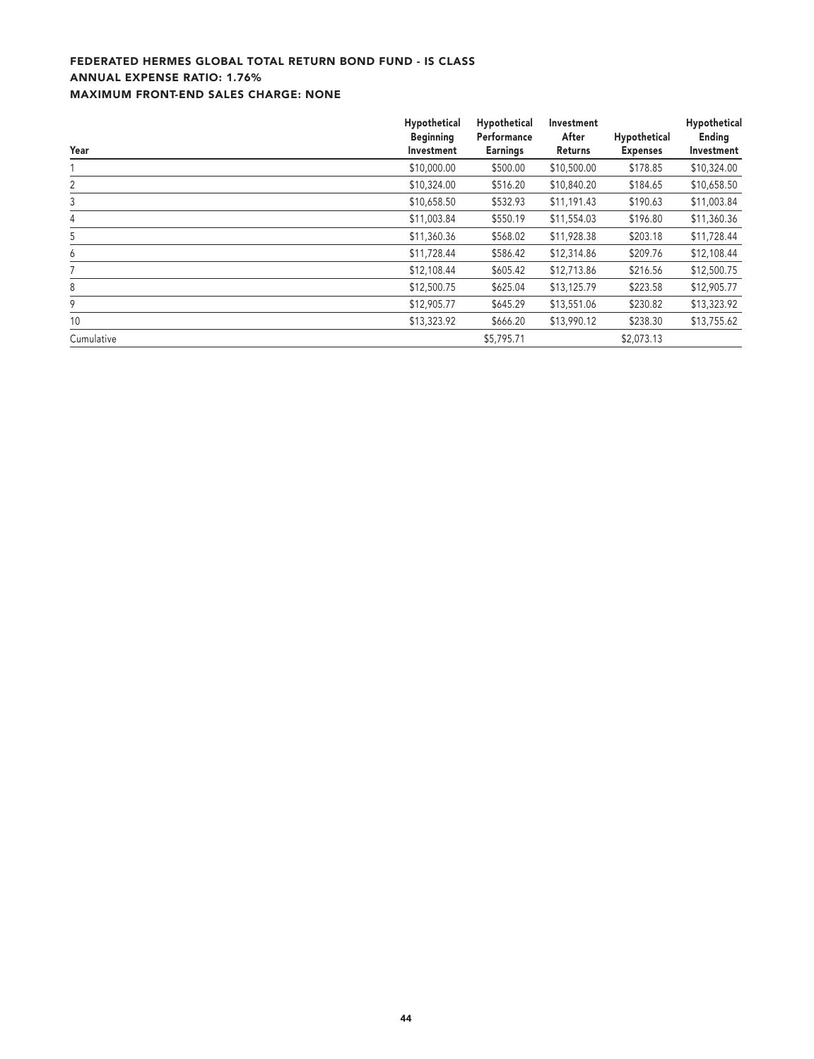**FEDERATED HERMES GLOBAL TOTAL RETURN BOND FUND - IS CLASS**
**ANNUAL EXPENSE RATIO: 1.76%**
**MAXIMUM FRONT-END SALES CHARGE: NONE**

| Year | Hypothetical Beginning Investment | Hypothetical Performance Earnings | Investment After Returns | Hypothetical Expenses | Hypothetical Ending Investment |
|---|---|---|---|---|---|
| 1 | $10,000.00 | $500.00 | $10,500.00 | $178.85 | $10,324.00 |
| 2 | $10,324.00 | $516.20 | $10,840.20 | $184.65 | $10,658.50 |
| 3 | $10,658.50 | $532.93 | $11,191.43 | $190.63 | $11,003.84 |
| 4 | $11,003.84 | $550.19 | $11,554.03 | $196.80 | $11,360.36 |
| 5 | $11,360.36 | $568.02 | $11,928.38 | $203.18 | $11,728.44 |
| 6 | $11,728.44 | $586.42 | $12,314.86 | $209.76 | $12,108.44 |
| 7 | $12,108.44 | $605.42 | $12,713.86 | $216.56 | $12,500.75 |
| 8 | $12,500.75 | $625.04 | $13,125.79 | $223.58 | $12,905.77 |
| 9 | $12,905.77 | $645.29 | $13,551.06 | $230.82 | $13,323.92 |
| 10 | $13,323.92 | $666.20 | $13,990.12 | $238.30 | $13,755.62 |
| Cumulative | | $5,795.71 | | $2,073.13 | |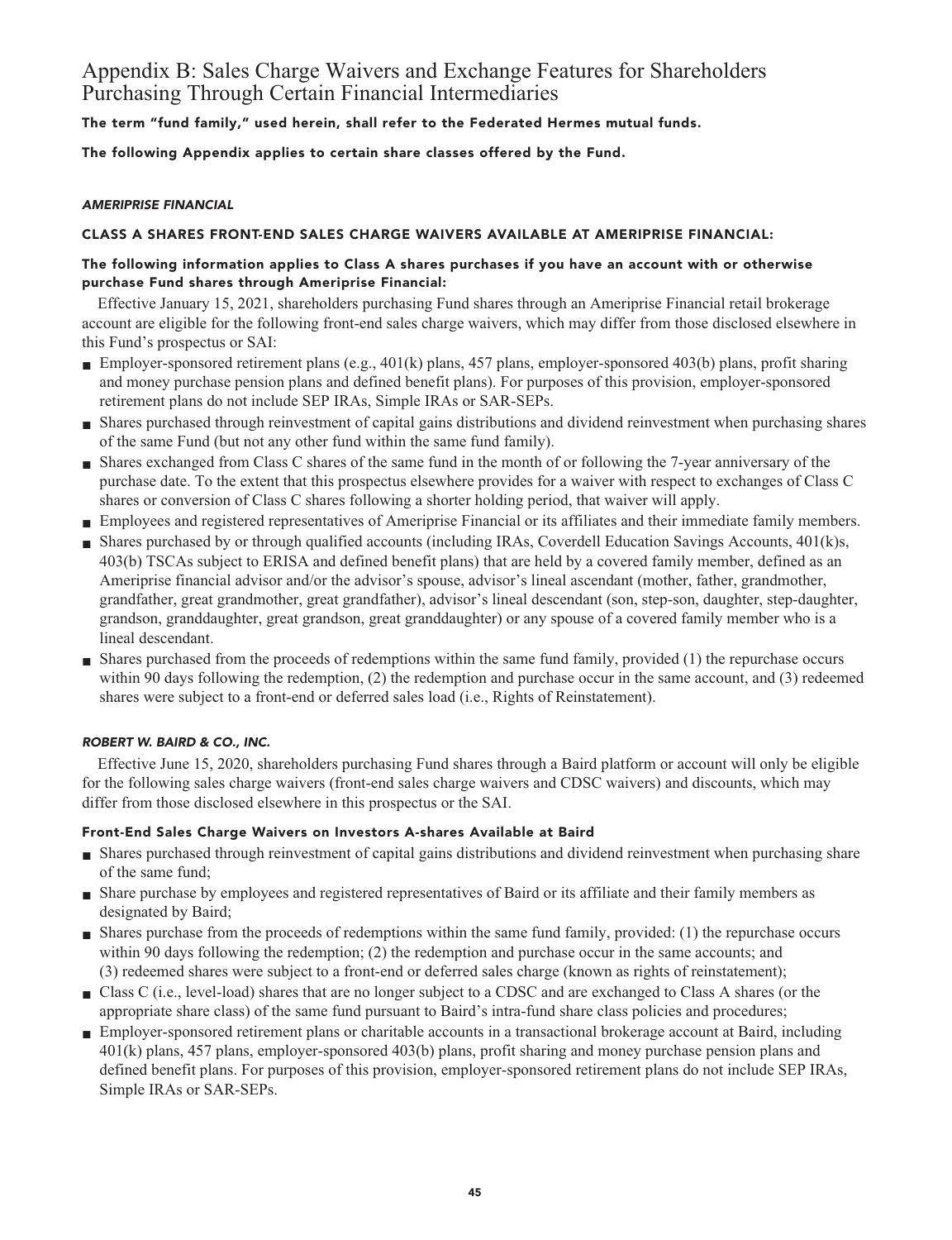# Appendix B: Sales Charge Waivers and Exchange Features for Shareholders Purchasing Through Certain Financial Intermediaries

**The term "fund family," used herein, shall refer to the Federated Hermes mutual funds.**

**The following Appendix applies to certain share classes offered by the Fund.**

### *AMERIPRISE FINANCIAL*

#### CLASS A SHARES FRONT-END SALES CHARGE WAIVERS AVAILABLE AT AMERIPRISE FINANCIAL:

**The following information applies to Class A shares purchases if you have an account with or otherwise purchase Fund shares through Ameriprise Financial:**

Effective January 15, 2021, shareholders purchasing Fund shares through an Ameriprise Financial retail brokerage account are eligible for the following front-end sales charge waivers, which may differ from those disclosed elsewhere in this Fund's prospectus or SAI:

- Employer-sponsored retirement plans (e.g., 401(k) plans, 457 plans, employer-sponsored 403(b) plans, profit sharing and money purchase pension plans and defined benefit plans). For purposes of this provision, employer-sponsored retirement plans do not include SEP IRAs, Simple IRAs or SAR-SEPs.
- Shares purchased through reinvestment of capital gains distributions and dividend reinvestment when purchasing shares of the same Fund (but not any other fund within the same fund family).
- Shares exchanged from Class C shares of the same fund in the month of or following the 7-year anniversary of the purchase date. To the extent that this prospectus elsewhere provides for a waiver with respect to exchanges of Class C shares or conversion of Class C shares following a shorter holding period, that waiver will apply.
- Employees and registered representatives of Ameriprise Financial or its affiliates and their immediate family members.
- Shares purchased by or through qualified accounts (including IRAs, Coverdell Education Savings Accounts, 401(k)s, 403(b) TSCAs subject to ERISA and defined benefit plans) that are held by a covered family member, defined as an Ameriprise financial advisor and/or the advisor's spouse, advisor's lineal ascendant (mother, father, grandmother, grandfather, great grandmother, great grandfather), advisor's lineal descendant (son, step-son, daughter, step-daughter, grandson, granddaughter, great grandson, great granddaughter) or any spouse of a covered family member who is a lineal descendant.
- Shares purchased from the proceeds of redemptions within the same fund family, provided (1) the repurchase occurs within 90 days following the redemption, (2) the redemption and purchase occur in the same account, and (3) redeemed shares were subject to a front-end or deferred sales load (i.e., Rights of Reinstatement).

### *ROBERT W. BAIRD & CO., INC.*

Effective June 15, 2020, shareholders purchasing Fund shares through a Baird platform or account will only be eligible for the following sales charge waivers (front-end sales charge waivers and CDSC waivers) and discounts, which may differ from those disclosed elsewhere in this prospectus or the SAI.

#### Front-End Sales Charge Waivers on Investors A-shares Available at Baird

- Shares purchased through reinvestment of capital gains distributions and dividend reinvestment when purchasing share of the same fund;
- Share purchase by employees and registered representatives of Baird or its affiliate and their family members as designated by Baird;
- Shares purchase from the proceeds of redemptions within the same fund family, provided: (1) the repurchase occurs within 90 days following the redemption; (2) the redemption and purchase occur in the same accounts; and (3) redeemed shares were subject to a front-end or deferred sales charge (known as rights of reinstatement);
- Class C (i.e., level-load) shares that are no longer subject to a CDSC and are exchanged to Class A shares (or the appropriate share class) of the same fund pursuant to Baird's intra-fund share class policies and procedures;
- Employer-sponsored retirement plans or charitable accounts in a transactional brokerage account at Baird, including 401(k) plans, 457 plans, employer-sponsored 403(b) plans, profit sharing and money purchase pension plans and defined benefit plans. For purposes of this provision, employer-sponsored retirement plans do not include SEP IRAs, Simple IRAs or SAR-SEPs.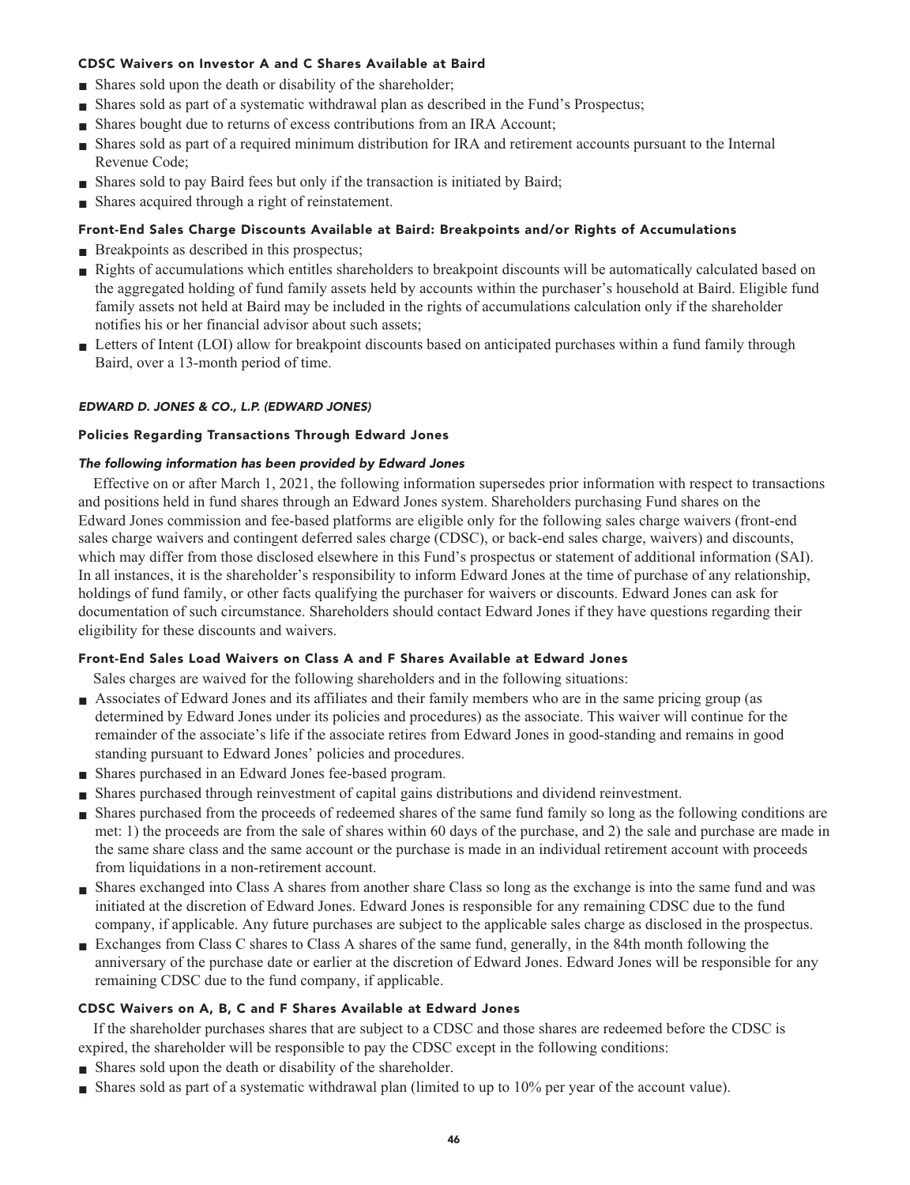#### CDSC Waivers on Investor A and C Shares Available at Baird

- Shares sold upon the death or disability of the shareholder;
- Shares sold as part of a systematic withdrawal plan as described in the Fund's Prospectus;
- Shares bought due to returns of excess contributions from an IRA Account;
- Shares sold as part of a required minimum distribution for IRA and retirement accounts pursuant to the Internal Revenue Code;
- Shares sold to pay Baird fees but only if the transaction is initiated by Baird;
- Shares acquired through a right of reinstatement.

#### Front-End Sales Charge Discounts Available at Baird: Breakpoints and/or Rights of Accumulations

- Breakpoints as described in this prospectus;
- Rights of accumulations which entitles shareholders to breakpoint discounts will be automatically calculated based on the aggregated holding of fund family assets held by accounts within the purchaser's household at Baird. Eligible fund family assets not held at Baird may be included in the rights of accumulations calculation only if the shareholder notifies his or her financial advisor about such assets;
- Letters of Intent (LOI) allow for breakpoint discounts based on anticipated purchases within a fund family through Baird, over a 13-month period of time.

### *EDWARD D. JONES & CO., L.P. (EDWARD JONES)*

#### Policies Regarding Transactions Through Edward Jones

***The following information has been provided by Edward Jones***

Effective on or after March 1, 2021, the following information supersedes prior information with respect to transactions and positions held in fund shares through an Edward Jones system. Shareholders purchasing Fund shares on the Edward Jones commission and fee-based platforms are eligible only for the following sales charge waivers (front-end sales charge waivers and contingent deferred sales charge (CDSC), or back-end sales charge, waivers) and discounts, which may differ from those disclosed elsewhere in this Fund's prospectus or statement of additional information (SAI). In all instances, it is the shareholder's responsibility to inform Edward Jones at the time of purchase of any relationship, holdings of fund family, or other facts qualifying the purchaser for waivers or discounts. Edward Jones can ask for documentation of such circumstance. Shareholders should contact Edward Jones if they have questions regarding their eligibility for these discounts and waivers.

#### Front-End Sales Load Waivers on Class A and F Shares Available at Edward Jones

Sales charges are waived for the following shareholders and in the following situations:

- Associates of Edward Jones and its affiliates and their family members who are in the same pricing group (as determined by Edward Jones under its policies and procedures) as the associate. This waiver will continue for the remainder of the associate's life if the associate retires from Edward Jones in good-standing and remains in good standing pursuant to Edward Jones' policies and procedures.
- Shares purchased in an Edward Jones fee-based program.
- Shares purchased through reinvestment of capital gains distributions and dividend reinvestment.
- Shares purchased from the proceeds of redeemed shares of the same fund family so long as the following conditions are met: 1) the proceeds are from the sale of shares within 60 days of the purchase, and 2) the sale and purchase are made in the same share class and the same account or the purchase is made in an individual retirement account with proceeds from liquidations in a non-retirement account.
- Shares exchanged into Class A shares from another share Class so long as the exchange is into the same fund and was initiated at the discretion of Edward Jones. Edward Jones is responsible for any remaining CDSC due to the fund company, if applicable. Any future purchases are subject to the applicable sales charge as disclosed in the prospectus.
- Exchanges from Class C shares to Class A shares of the same fund, generally, in the 84th month following the anniversary of the purchase date or earlier at the discretion of Edward Jones. Edward Jones will be responsible for any remaining CDSC due to the fund company, if applicable.

#### CDSC Waivers on A, B, C and F Shares Available at Edward Jones

If the shareholder purchases shares that are subject to a CDSC and those shares are redeemed before the CDSC is expired, the shareholder will be responsible to pay the CDSC except in the following conditions:

- Shares sold upon the death or disability of the shareholder.
- Shares sold as part of a systematic withdrawal plan (limited to up to 10% per year of the account value).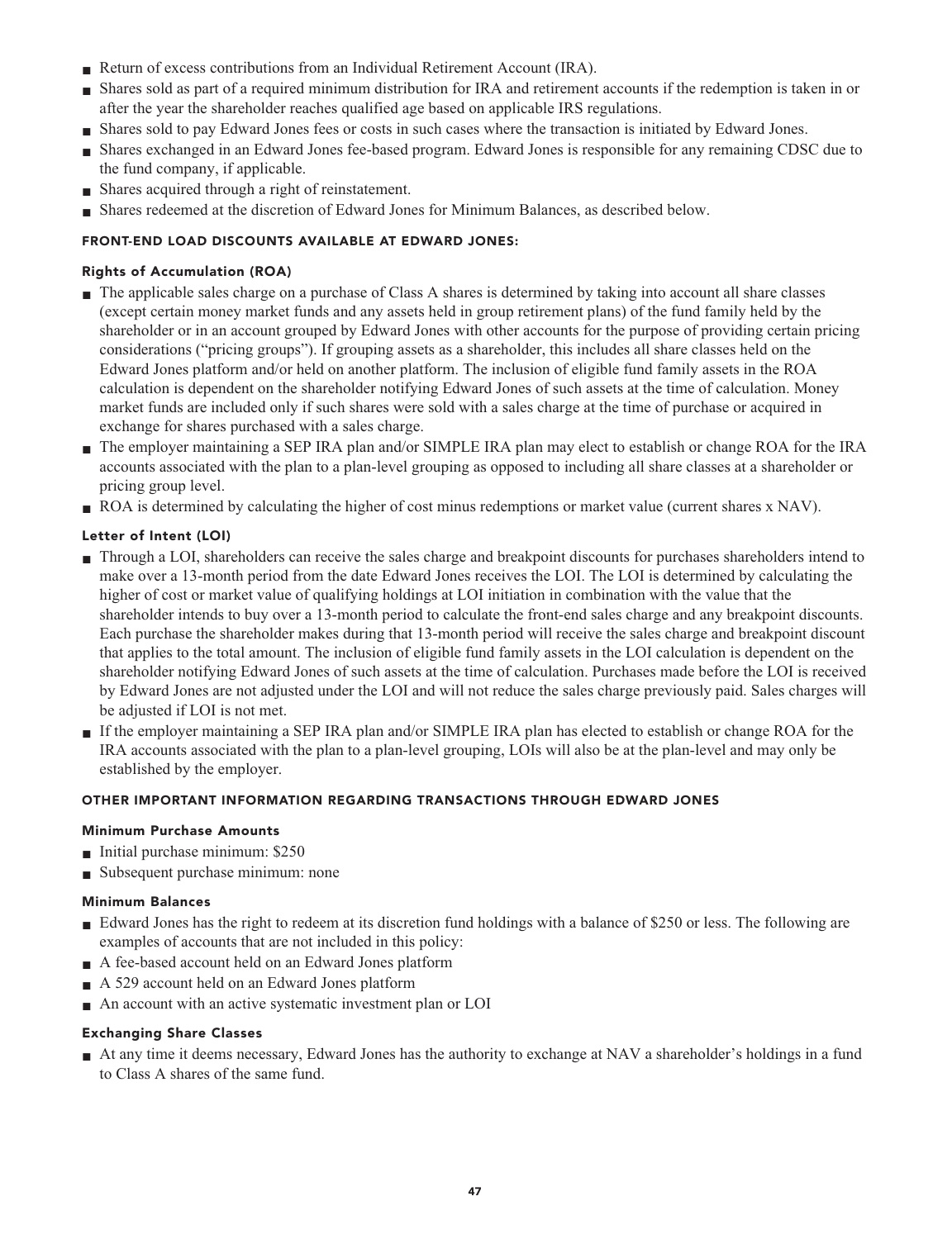- Return of excess contributions from an Individual Retirement Account (IRA).
- Shares sold as part of a required minimum distribution for IRA and retirement accounts if the redemption is taken in or after the year the shareholder reaches qualified age based on applicable IRS regulations.
- Shares sold to pay Edward Jones fees or costs in such cases where the transaction is initiated by Edward Jones.
- Shares exchanged in an Edward Jones fee-based program. Edward Jones is responsible for any remaining CDSC due to the fund company, if applicable.
- Shares acquired through a right of reinstatement.
- Shares redeemed at the discretion of Edward Jones for Minimum Balances, as described below.

## FRONT-END LOAD DISCOUNTS AVAILABLE AT EDWARD JONES:

### Rights of Accumulation (ROA)

- The applicable sales charge on a purchase of Class A shares is determined by taking into account all share classes (except certain money market funds and any assets held in group retirement plans) of the fund family held by the shareholder or in an account grouped by Edward Jones with other accounts for the purpose of providing certain pricing considerations ("pricing groups"). If grouping assets as a shareholder, this includes all share classes held on the Edward Jones platform and/or held on another platform. The inclusion of eligible fund family assets in the ROA calculation is dependent on the shareholder notifying Edward Jones of such assets at the time of calculation. Money market funds are included only if such shares were sold with a sales charge at the time of purchase or acquired in exchange for shares purchased with a sales charge.
- The employer maintaining a SEP IRA plan and/or SIMPLE IRA plan may elect to establish or change ROA for the IRA accounts associated with the plan to a plan-level grouping as opposed to including all share classes at a shareholder or pricing group level.
- ROA is determined by calculating the higher of cost minus redemptions or market value (current shares x NAV).

### Letter of Intent (LOI)

- Through a LOI, shareholders can receive the sales charge and breakpoint discounts for purchases shareholders intend to make over a 13-month period from the date Edward Jones receives the LOI. The LOI is determined by calculating the higher of cost or market value of qualifying holdings at LOI initiation in combination with the value that the shareholder intends to buy over a 13-month period to calculate the front-end sales charge and any breakpoint discounts. Each purchase the shareholder makes during that 13-month period will receive the sales charge and breakpoint discount that applies to the total amount. The inclusion of eligible fund family assets in the LOI calculation is dependent on the shareholder notifying Edward Jones of such assets at the time of calculation. Purchases made before the LOI is received by Edward Jones are not adjusted under the LOI and will not reduce the sales charge previously paid. Sales charges will be adjusted if LOI is not met.
- If the employer maintaining a SEP IRA plan and/or SIMPLE IRA plan has elected to establish or change ROA for the IRA accounts associated with the plan to a plan-level grouping, LOIs will also be at the plan-level and may only be established by the employer.

## OTHER IMPORTANT INFORMATION REGARDING TRANSACTIONS THROUGH EDWARD JONES

### Minimum Purchase Amounts

- Initial purchase minimum: $250
- Subsequent purchase minimum: none

### Minimum Balances

- Edward Jones has the right to redeem at its discretion fund holdings with a balance of $250 or less. The following are examples of accounts that are not included in this policy:
- A fee-based account held on an Edward Jones platform
- A 529 account held on an Edward Jones platform
- An account with an active systematic investment plan or LOI

### Exchanging Share Classes

- At any time it deems necessary, Edward Jones has the authority to exchange at NAV a shareholder's holdings in a fund to Class A shares of the same fund.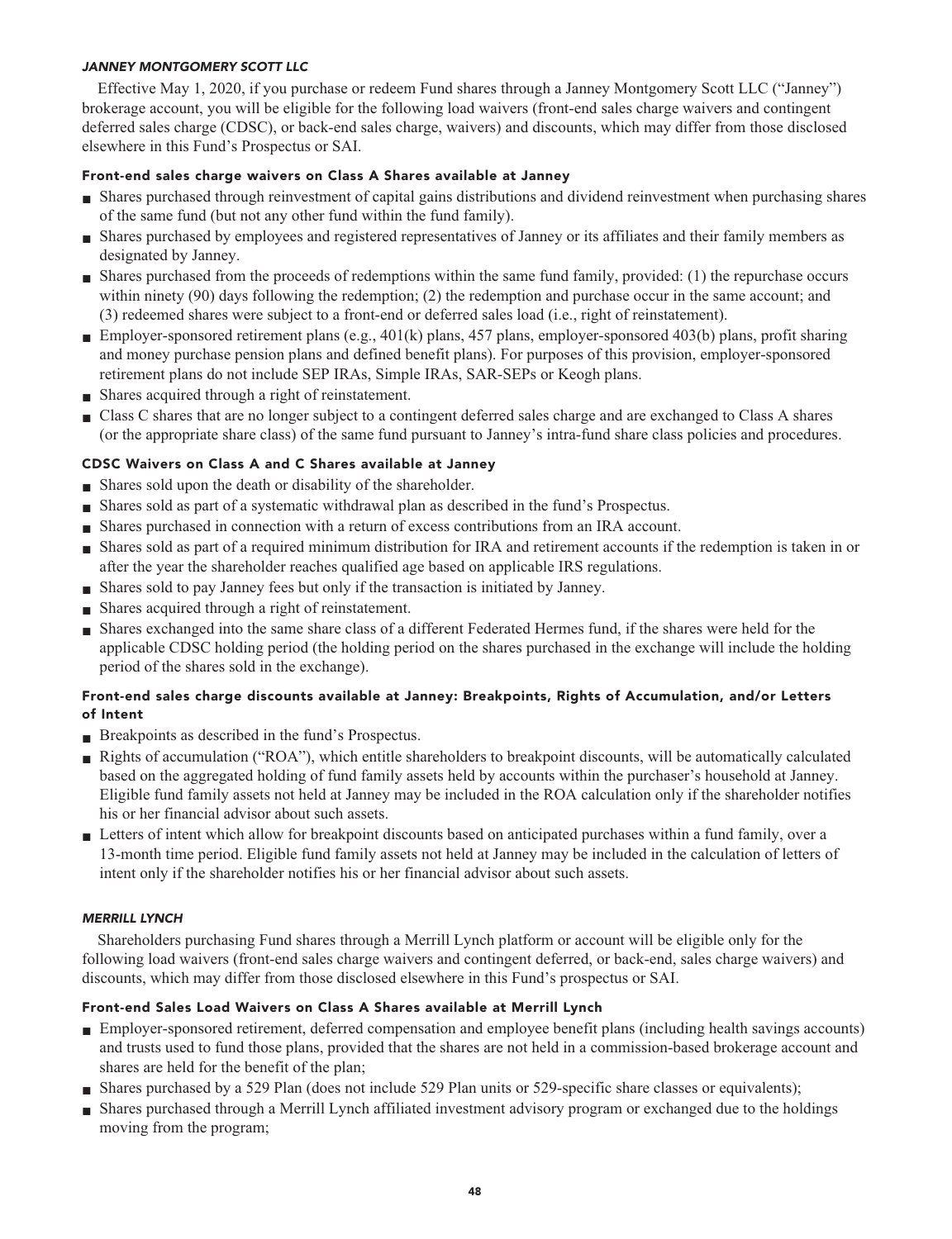### *JANNEY MONTGOMERY SCOTT LLC*

Effective May 1, 2020, if you purchase or redeem Fund shares through a Janney Montgomery Scott LLC ("Janney") brokerage account, you will be eligible for the following load waivers (front-end sales charge waivers and contingent deferred sales charge (CDSC), or back-end sales charge, waivers) and discounts, which may differ from those disclosed elsewhere in this Fund's Prospectus or SAI.

#### Front-end sales charge waivers on Class A Shares available at Janney

- Shares purchased through reinvestment of capital gains distributions and dividend reinvestment when purchasing shares of the same fund (but not any other fund within the fund family).
- Shares purchased by employees and registered representatives of Janney or its affiliates and their family members as designated by Janney.
- Shares purchased from the proceeds of redemptions within the same fund family, provided: (1) the repurchase occurs within ninety (90) days following the redemption; (2) the redemption and purchase occur in the same account; and (3) redeemed shares were subject to a front-end or deferred sales load (i.e., right of reinstatement).
- Employer-sponsored retirement plans (e.g., 401(k) plans, 457 plans, employer-sponsored 403(b) plans, profit sharing and money purchase pension plans and defined benefit plans). For purposes of this provision, employer-sponsored retirement plans do not include SEP IRAs, Simple IRAs, SAR-SEPs or Keogh plans.
- Shares acquired through a right of reinstatement.
- Class C shares that are no longer subject to a contingent deferred sales charge and are exchanged to Class A shares (or the appropriate share class) of the same fund pursuant to Janney's intra-fund share class policies and procedures.

#### CDSC Waivers on Class A and C Shares available at Janney

- Shares sold upon the death or disability of the shareholder.
- Shares sold as part of a systematic withdrawal plan as described in the fund's Prospectus.
- Shares purchased in connection with a return of excess contributions from an IRA account.
- Shares sold as part of a required minimum distribution for IRA and retirement accounts if the redemption is taken in or after the year the shareholder reaches qualified age based on applicable IRS regulations.
- Shares sold to pay Janney fees but only if the transaction is initiated by Janney.
- Shares acquired through a right of reinstatement.
- Shares exchanged into the same share class of a different Federated Hermes fund, if the shares were held for the applicable CDSC holding period (the holding period on the shares purchased in the exchange will include the holding period of the shares sold in the exchange).

#### Front-end sales charge discounts available at Janney: Breakpoints, Rights of Accumulation, and/or Letters of Intent

- Breakpoints as described in the fund's Prospectus.
- Rights of accumulation ("ROA"), which entitle shareholders to breakpoint discounts, will be automatically calculated based on the aggregated holding of fund family assets held by accounts within the purchaser's household at Janney. Eligible fund family assets not held at Janney may be included in the ROA calculation only if the shareholder notifies his or her financial advisor about such assets.
- Letters of intent which allow for breakpoint discounts based on anticipated purchases within a fund family, over a 13-month time period. Eligible fund family assets not held at Janney may be included in the calculation of letters of intent only if the shareholder notifies his or her financial advisor about such assets.

### *MERRILL LYNCH*

Shareholders purchasing Fund shares through a Merrill Lynch platform or account will be eligible only for the following load waivers (front-end sales charge waivers and contingent deferred, or back-end, sales charge waivers) and discounts, which may differ from those disclosed elsewhere in this Fund's prospectus or SAI.

#### Front-end Sales Load Waivers on Class A Shares available at Merrill Lynch

- Employer-sponsored retirement, deferred compensation and employee benefit plans (including health savings accounts) and trusts used to fund those plans, provided that the shares are not held in a commission-based brokerage account and shares are held for the benefit of the plan;
- Shares purchased by a 529 Plan (does not include 529 Plan units or 529-specific share classes or equivalents);
- Shares purchased through a Merrill Lynch affiliated investment advisory program or exchanged due to the holdings moving from the program;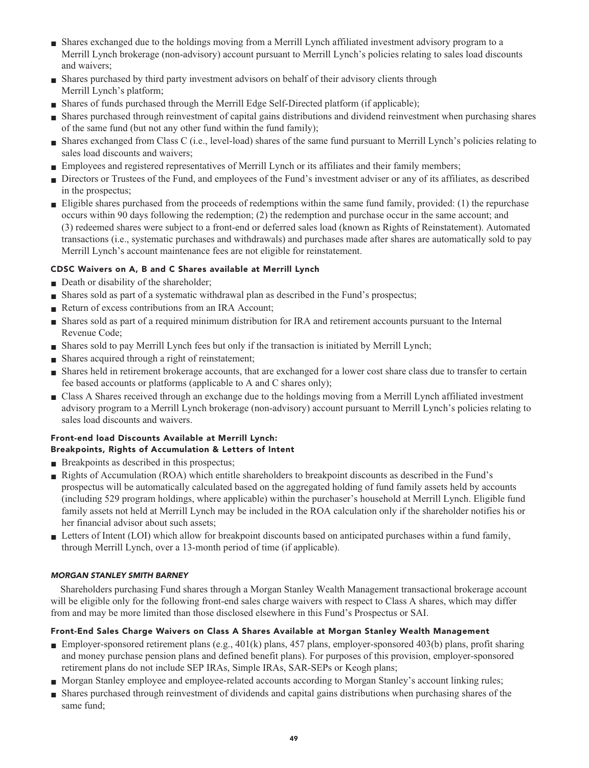- Shares exchanged due to the holdings moving from a Merrill Lynch affiliated investment advisory program to a Merrill Lynch brokerage (non-advisory) account pursuant to Merrill Lynch's policies relating to sales load discounts and waivers;
- Shares purchased by third party investment advisors on behalf of their advisory clients through Merrill Lynch's platform;
- Shares of funds purchased through the Merrill Edge Self-Directed platform (if applicable);
- Shares purchased through reinvestment of capital gains distributions and dividend reinvestment when purchasing shares of the same fund (but not any other fund within the fund family);
- Shares exchanged from Class C (i.e., level-load) shares of the same fund pursuant to Merrill Lynch's policies relating to sales load discounts and waivers;
- Employees and registered representatives of Merrill Lynch or its affiliates and their family members;
- Directors or Trustees of the Fund, and employees of the Fund's investment adviser or any of its affiliates, as described in the prospectus;
- Eligible shares purchased from the proceeds of redemptions within the same fund family, provided: (1) the repurchase occurs within 90 days following the redemption; (2) the redemption and purchase occur in the same account; and (3) redeemed shares were subject to a front-end or deferred sales load (known as Rights of Reinstatement). Automated transactions (i.e., systematic purchases and withdrawals) and purchases made after shares are automatically sold to pay Merrill Lynch's account maintenance fees are not eligible for reinstatement.

#### CDSC Waivers on A, B and C Shares available at Merrill Lynch

- Death or disability of the shareholder;
- Shares sold as part of a systematic withdrawal plan as described in the Fund's prospectus;
- Return of excess contributions from an IRA Account;
- Shares sold as part of a required minimum distribution for IRA and retirement accounts pursuant to the Internal Revenue Code;
- Shares sold to pay Merrill Lynch fees but only if the transaction is initiated by Merrill Lynch;
- Shares acquired through a right of reinstatement;
- Shares held in retirement brokerage accounts, that are exchanged for a lower cost share class due to transfer to certain fee based accounts or platforms (applicable to A and C shares only);
- Class A Shares received through an exchange due to the holdings moving from a Merrill Lynch affiliated investment advisory program to a Merrill Lynch brokerage (non-advisory) account pursuant to Merrill Lynch's policies relating to sales load discounts and waivers.

#### Front-end load Discounts Available at Merrill Lynch: Breakpoints, Rights of Accumulation & Letters of Intent

- Breakpoints as described in this prospectus;
- Rights of Accumulation (ROA) which entitle shareholders to breakpoint discounts as described in the Fund's prospectus will be automatically calculated based on the aggregated holding of fund family assets held by accounts (including 529 program holdings, where applicable) within the purchaser's household at Merrill Lynch. Eligible fund family assets not held at Merrill Lynch may be included in the ROA calculation only if the shareholder notifies his or her financial advisor about such assets;
- Letters of Intent (LOI) which allow for breakpoint discounts based on anticipated purchases within a fund family, through Merrill Lynch, over a 13-month period of time (if applicable).

***MORGAN STANLEY SMITH BARNEY***

Shareholders purchasing Fund shares through a Morgan Stanley Wealth Management transactional brokerage account will be eligible only for the following front-end sales charge waivers with respect to Class A shares, which may differ from and may be more limited than those disclosed elsewhere in this Fund's Prospectus or SAI.

#### Front-End Sales Charge Waivers on Class A Shares Available at Morgan Stanley Wealth Management

- Employer-sponsored retirement plans (e.g., 401(k) plans, 457 plans, employer-sponsored 403(b) plans, profit sharing and money purchase pension plans and defined benefit plans). For purposes of this provision, employer-sponsored retirement plans do not include SEP IRAs, Simple IRAs, SAR-SEPs or Keogh plans;
- Morgan Stanley employee and employee-related accounts according to Morgan Stanley's account linking rules;
- Shares purchased through reinvestment of dividends and capital gains distributions when purchasing shares of the same fund;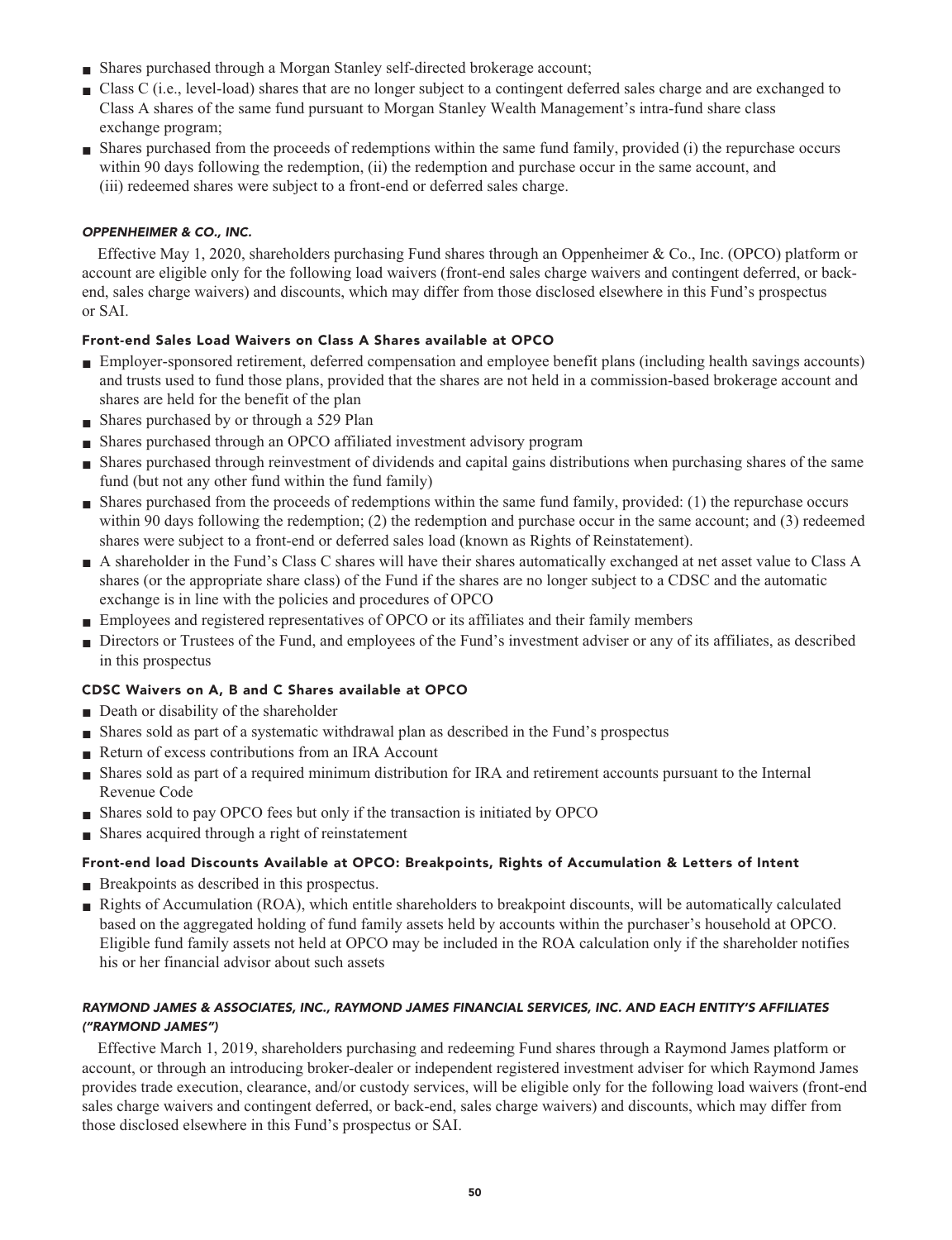- Shares purchased through a Morgan Stanley self-directed brokerage account;
- Class C (i.e., level-load) shares that are no longer subject to a contingent deferred sales charge and are exchanged to Class A shares of the same fund pursuant to Morgan Stanley Wealth Management's intra-fund share class exchange program;
- Shares purchased from the proceeds of redemptions within the same fund family, provided (i) the repurchase occurs within 90 days following the redemption, (ii) the redemption and purchase occur in the same account, and (iii) redeemed shares were subject to a front-end or deferred sales charge.

### *OPPENHEIMER & CO., INC.*

Effective May 1, 2020, shareholders purchasing Fund shares through an Oppenheimer & Co., Inc. (OPCO) platform or account are eligible only for the following load waivers (front-end sales charge waivers and contingent deferred, or back-end, sales charge waivers) and discounts, which may differ from those disclosed elsewhere in this Fund's prospectus or SAI.

#### Front-end Sales Load Waivers on Class A Shares available at OPCO

- Employer-sponsored retirement, deferred compensation and employee benefit plans (including health savings accounts) and trusts used to fund those plans, provided that the shares are not held in a commission-based brokerage account and shares are held for the benefit of the plan
- Shares purchased by or through a 529 Plan
- Shares purchased through an OPCO affiliated investment advisory program
- Shares purchased through reinvestment of dividends and capital gains distributions when purchasing shares of the same fund (but not any other fund within the fund family)
- Shares purchased from the proceeds of redemptions within the same fund family, provided: (1) the repurchase occurs within 90 days following the redemption; (2) the redemption and purchase occur in the same account; and (3) redeemed shares were subject to a front-end or deferred sales load (known as Rights of Reinstatement).
- A shareholder in the Fund's Class C shares will have their shares automatically exchanged at net asset value to Class A shares (or the appropriate share class) of the Fund if the shares are no longer subject to a CDSC and the automatic exchange is in line with the policies and procedures of OPCO
- Employees and registered representatives of OPCO or its affiliates and their family members
- Directors or Trustees of the Fund, and employees of the Fund's investment adviser or any of its affiliates, as described in this prospectus

#### CDSC Waivers on A, B and C Shares available at OPCO

- Death or disability of the shareholder
- Shares sold as part of a systematic withdrawal plan as described in the Fund's prospectus
- Return of excess contributions from an IRA Account
- Shares sold as part of a required minimum distribution for IRA and retirement accounts pursuant to the Internal Revenue Code
- Shares sold to pay OPCO fees but only if the transaction is initiated by OPCO
- Shares acquired through a right of reinstatement

#### Front-end load Discounts Available at OPCO: Breakpoints, Rights of Accumulation & Letters of Intent

- Breakpoints as described in this prospectus.
- Rights of Accumulation (ROA), which entitle shareholders to breakpoint discounts, will be automatically calculated based on the aggregated holding of fund family assets held by accounts within the purchaser's household at OPCO. Eligible fund family assets not held at OPCO may be included in the ROA calculation only if the shareholder notifies his or her financial advisor about such assets

### *RAYMOND JAMES & ASSOCIATES, INC., RAYMOND JAMES FINANCIAL SERVICES, INC. AND EACH ENTITY'S AFFILIATES ("RAYMOND JAMES")*

Effective March 1, 2019, shareholders purchasing and redeeming Fund shares through a Raymond James platform or account, or through an introducing broker-dealer or independent registered investment adviser for which Raymond James provides trade execution, clearance, and/or custody services, will be eligible only for the following load waivers (front-end sales charge waivers and contingent deferred, or back-end, sales charge waivers) and discounts, which may differ from those disclosed elsewhere in this Fund's prospectus or SAI.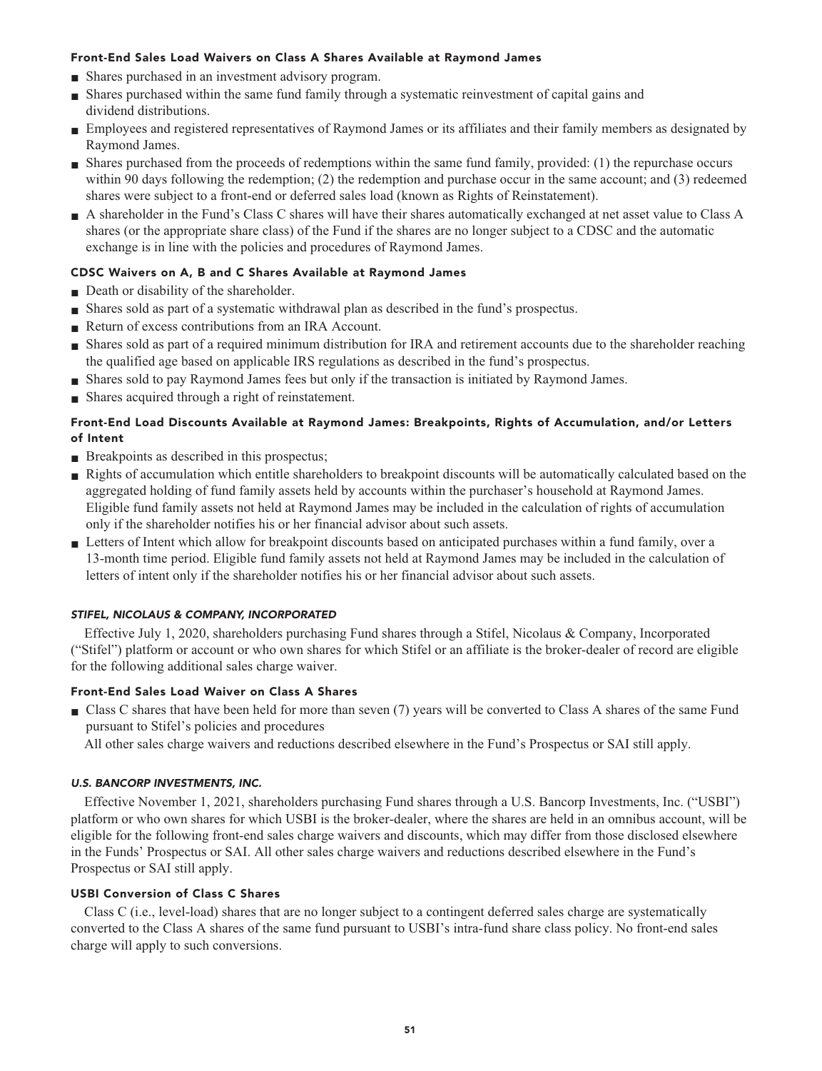#### Front-End Sales Load Waivers on Class A Shares Available at Raymond James

- Shares purchased in an investment advisory program.
- Shares purchased within the same fund family through a systematic reinvestment of capital gains and dividend distributions.
- Employees and registered representatives of Raymond James or its affiliates and their family members as designated by Raymond James.
- Shares purchased from the proceeds of redemptions within the same fund family, provided: (1) the repurchase occurs within 90 days following the redemption; (2) the redemption and purchase occur in the same account; and (3) redeemed shares were subject to a front-end or deferred sales load (known as Rights of Reinstatement).
- A shareholder in the Fund's Class C shares will have their shares automatically exchanged at net asset value to Class A shares (or the appropriate share class) of the Fund if the shares are no longer subject to a CDSC and the automatic exchange is in line with the policies and procedures of Raymond James.

#### CDSC Waivers on A, B and C Shares Available at Raymond James

- Death or disability of the shareholder.
- Shares sold as part of a systematic withdrawal plan as described in the fund's prospectus.
- Return of excess contributions from an IRA Account.
- Shares sold as part of a required minimum distribution for IRA and retirement accounts due to the shareholder reaching the qualified age based on applicable IRS regulations as described in the fund's prospectus.
- Shares sold to pay Raymond James fees but only if the transaction is initiated by Raymond James.
- Shares acquired through a right of reinstatement.

#### Front-End Load Discounts Available at Raymond James: Breakpoints, Rights of Accumulation, and/or Letters of Intent

- Breakpoints as described in this prospectus;
- Rights of accumulation which entitle shareholders to breakpoint discounts will be automatically calculated based on the aggregated holding of fund family assets held by accounts within the purchaser's household at Raymond James. Eligible fund family assets not held at Raymond James may be included in the calculation of rights of accumulation only if the shareholder notifies his or her financial advisor about such assets.
- Letters of Intent which allow for breakpoint discounts based on anticipated purchases within a fund family, over a 13-month time period. Eligible fund family assets not held at Raymond James may be included in the calculation of letters of intent only if the shareholder notifies his or her financial advisor about such assets.

### *STIFEL, NICOLAUS & COMPANY, INCORPORATED*

Effective July 1, 2020, shareholders purchasing Fund shares through a Stifel, Nicolaus & Company, Incorporated ("Stifel") platform or account or who own shares for which Stifel or an affiliate is the broker-dealer of record are eligible for the following additional sales charge waiver.

#### Front-End Sales Load Waiver on Class A Shares

- Class C shares that have been held for more than seven (7) years will be converted to Class A shares of the same Fund pursuant to Stifel's policies and procedures

All other sales charge waivers and reductions described elsewhere in the Fund's Prospectus or SAI still apply.

### *U.S. BANCORP INVESTMENTS, INC.*

Effective November 1, 2021, shareholders purchasing Fund shares through a U.S. Bancorp Investments, Inc. ("USBI") platform or who own shares for which USBI is the broker-dealer, where the shares are held in an omnibus account, will be eligible for the following front-end sales charge waivers and discounts, which may differ from those disclosed elsewhere in the Funds' Prospectus or SAI. All other sales charge waivers and reductions described elsewhere in the Fund's Prospectus or SAI still apply.

#### USBI Conversion of Class C Shares

Class C (i.e., level-load) shares that are no longer subject to a contingent deferred sales charge are systematically converted to the Class A shares of the same fund pursuant to USBI's intra-fund share class policy. No front-end sales charge will apply to such conversions.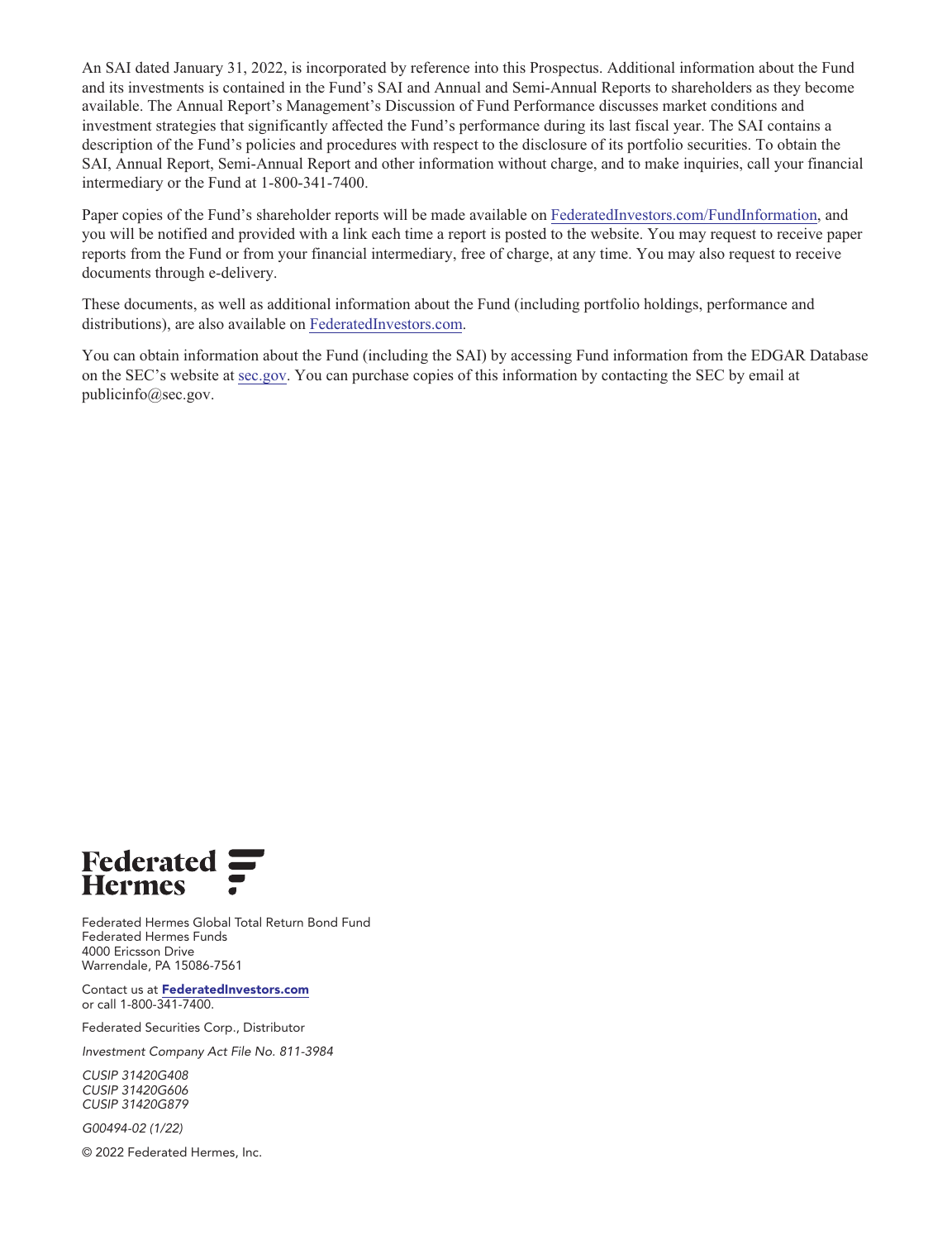An SAI dated January 31, 2022, is incorporated by reference into this Prospectus. Additional information about the Fund and its investments is contained in the Fund's SAI and Annual and Semi-Annual Reports to shareholders as they become available. The Annual Report's Management's Discussion of Fund Performance discusses market conditions and investment strategies that significantly affected the Fund's performance during its last fiscal year. The SAI contains a description of the Fund's policies and procedures with respect to the disclosure of its portfolio securities. To obtain the SAI, Annual Report, Semi-Annual Report and other information without charge, and to make inquiries, call your financial intermediary or the Fund at 1-800-341-7400.

Paper copies of the Fund's shareholder reports will be made available on FederatedInvestors.com/FundInformation, and you will be notified and provided with a link each time a report is posted to the website. You may request to receive paper reports from the Fund or from your financial intermediary, free of charge, at any time. You may also request to receive documents through e-delivery.

These documents, as well as additional information about the Fund (including portfolio holdings, performance and distributions), are also available on FederatedInvestors.com.

You can obtain information about the Fund (including the SAI) by accessing Fund information from the EDGAR Database on the SEC's website at sec.gov. You can purchase copies of this information by contacting the SEC by email at publicinfo@sec.gov.

**Federated Hermes**

Federated Hermes Global Total Return Bond Fund
Federated Hermes Funds
4000 Ericsson Drive
Warrendale, PA 15086-7561

Contact us at **FederatedInvestors.com**
or call 1-800-341-7400.

Federated Securities Corp., Distributor

*Investment Company Act File No. 811-3984*

*CUSIP 31420G408*
*CUSIP 31420G606*
*CUSIP 31420G879*

*G00494-02 (1/22)*

© 2022 Federated Hermes, Inc.